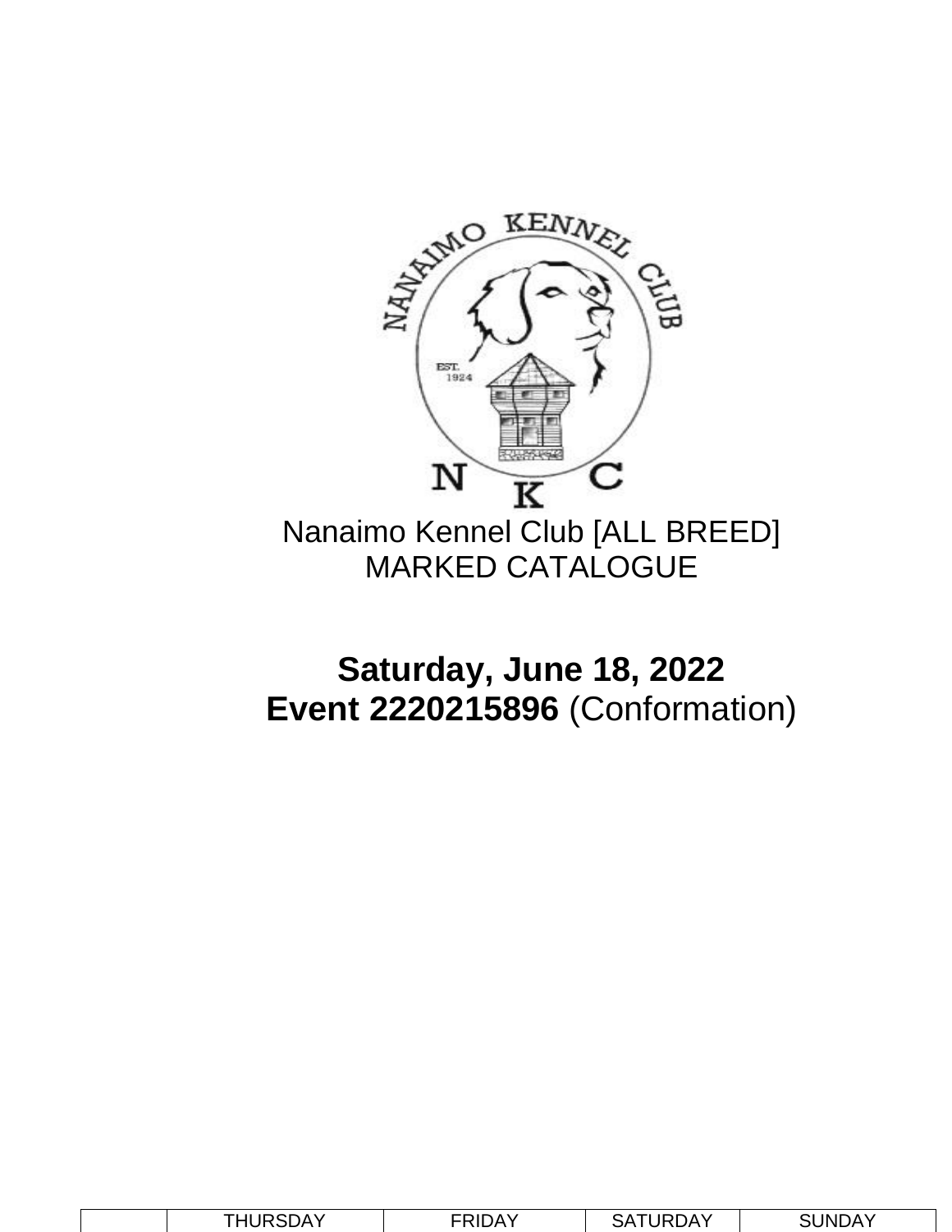# Nanaimo Kennel Club [ALL BREED]
## MARKED CATALOGUE

**Saturday, June 18, 2022**

**Event 2220215896** (Conformation)

| | THURSDAY | FRIDAY | SATURDAY | SUNDAY |
|---|---|---|---|---|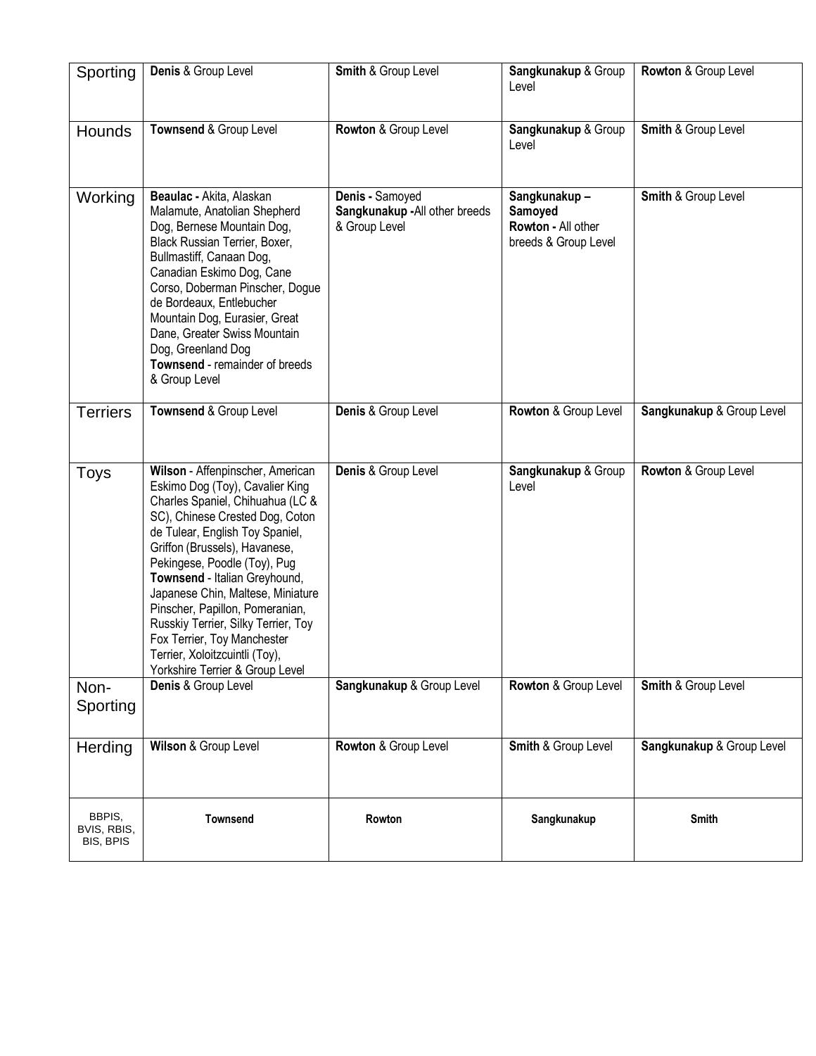| Sporting | **Denis** & Group Level | **Smith** & Group Level | **Sangkunakup** & Group Level | **Rowton** & Group Level |
|---|---|---|---|---|
| Hounds | **Townsend** & Group Level | **Rowton** & Group Level | **Sangkunakup** & Group Level | **Smith** & Group Level |
| Working | **Beaulac -** Akita, Alaskan Malamute, Anatolian Shepherd Dog, Bernese Mountain Dog, Black Russian Terrier, Boxer, Bullmastiff, Canaan Dog, Canadian Eskimo Dog, Cane Corso, Doberman Pinscher, Dogue de Bordeaux, Entlebucher Mountain Dog, Eurasier, Great Dane, Greater Swiss Mountain Dog, Greenland Dog **Townsend** - remainder of breeds & Group Level | **Denis -** Samoyed **Sangkunakup -**All other breeds & Group Level | **Sangkunakup – Samoyed** **Rowton -** All other breeds & Group Level | **Smith** & Group Level |
| Terriers | **Townsend** & Group Level | **Denis** & Group Level | **Rowton** & Group Level | **Sangkunakup** & Group Level |
| Toys | **Wilson** - Affenpinscher, American Eskimo Dog (Toy), Cavalier King Charles Spaniel, Chihuahua (LC & SC), Chinese Crested Dog, Coton de Tulear, English Toy Spaniel, Griffon (Brussels), Havanese, Pekingese, Poodle (Toy), Pug **Townsend** - Italian Greyhound, Japanese Chin, Maltese, Miniature Pinscher, Papillon, Pomeranian, Russkiy Terrier, Silky Terrier, Toy Fox Terrier, Toy Manchester Terrier, Xoloitzcuintli (Toy), Yorkshire Terrier & Group Level | **Denis** & Group Level | **Sangkunakup** & Group Level | **Rowton** & Group Level |
| Non-Sporting | **Denis** & Group Level | **Sangkunakup** & Group Level | **Rowton** & Group Level | **Smith** & Group Level |
| Herding | **Wilson** & Group Level | **Rowton** & Group Level | **Smith** & Group Level | **Sangkunakup** & Group Level |
| BBPIS, BVIS, RBIS, BIS, BPIS | **Townsend** | **Rowton** | **Sangkunakup** | **Smith** |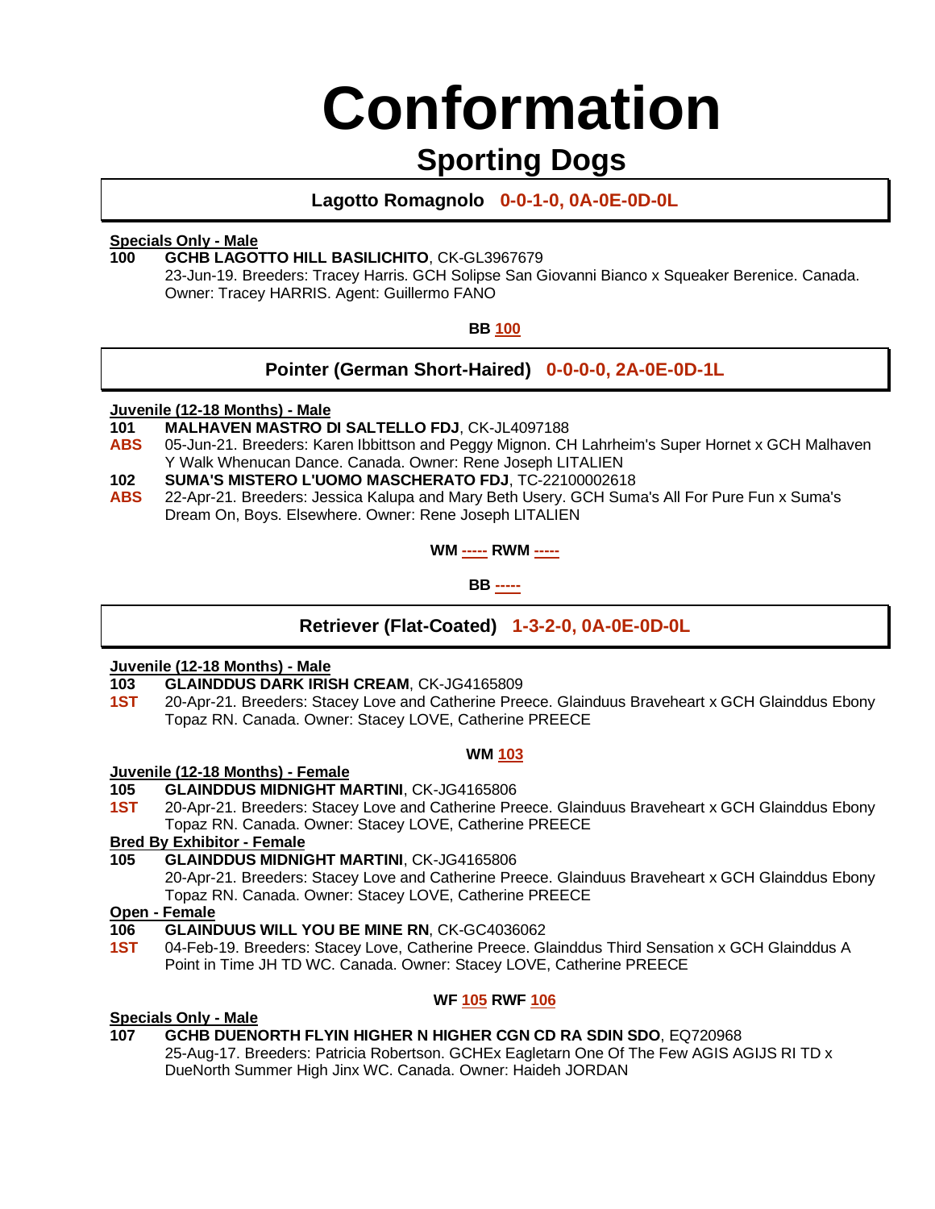# Conformation

## Sporting Dogs

### Lagotto Romagnolo 0-0-1-0, 0A-0E-0D-0L

**Specials Only - Male**

**100** **GCHB LAGOTTO HILL BASILICHITO**, CK-GL3967679
23-Jun-19. Breeders: Tracey Harris. GCH Solipse San Giovanni Bianco x Squeaker Berenice. Canada. Owner: Tracey HARRIS. Agent: Guillermo FANO

**BB 100**

### Pointer (German Short-Haired) 0-0-0-0, 2A-0E-0D-1L

**Juvenile (12-18 Months) - Male**

**101** **MALHAVEN MASTRO DI SALTELLO FDJ**, CK-JL4097188
**ABS** 05-Jun-21. Breeders: Karen Ibbittson and Peggy Mignon. CH Lahrheim's Super Hornet x GCH Malhaven Y Walk Whenucan Dance. Canada. Owner: Rene Joseph LITALIEN

**102** **SUMA'S MISTERO L'UOMO MASCHERATO FDJ**, TC-22100002618
**ABS** 22-Apr-21. Breeders: Jessica Kalupa and Mary Beth Usery. GCH Suma's All For Pure Fun x Suma's Dream On, Boys. Elsewhere. Owner: Rene Joseph LITALIEN

**WM ----- RWM -----**

**BB -----**

### Retriever (Flat-Coated) 1-3-2-0, 0A-0E-0D-0L

**Juvenile (12-18 Months) - Male**

**103** **GLAINDDUS DARK IRISH CREAM**, CK-JG4165809
**1ST** 20-Apr-21. Breeders: Stacey Love and Catherine Preece. Glainduus Braveheart x GCH Glainddus Ebony Topaz RN. Canada. Owner: Stacey LOVE, Catherine PREECE

**WM 103**

**Juvenile (12-18 Months) - Female**

**105** **GLAINDDUS MIDNIGHT MARTINI**, CK-JG4165806
**1ST** 20-Apr-21. Breeders: Stacey Love and Catherine Preece. Glainduus Braveheart x GCH Glainddus Ebony Topaz RN. Canada. Owner: Stacey LOVE, Catherine PREECE

**Bred By Exhibitor - Female**

**105** **GLAINDDUS MIDNIGHT MARTINI**, CK-JG4165806
20-Apr-21. Breeders: Stacey Love and Catherine Preece. Glainduus Braveheart x GCH Glainddus Ebony Topaz RN. Canada. Owner: Stacey LOVE, Catherine PREECE

**Open - Female**

**106** **GLAINDUUS WILL YOU BE MINE RN**, CK-GC4036062
**1ST** 04-Feb-19. Breeders: Stacey Love, Catherine Preece. Glainddus Third Sensation x GCH Glainddus A Point in Time JH TD WC. Canada. Owner: Stacey LOVE, Catherine PREECE

**WF 105 RWF 106**

**Specials Only - Male**

**107** **GCHB DUENORTH FLYIN HIGHER N HIGHER CGN CD RA SDIN SDO**, EQ720968
25-Aug-17. Breeders: Patricia Robertson. GCHEx Eagletarn One Of The Few AGIS AGIJS RI TD x DueNorth Summer High Jinx WC. Canada. Owner: Haideh JORDAN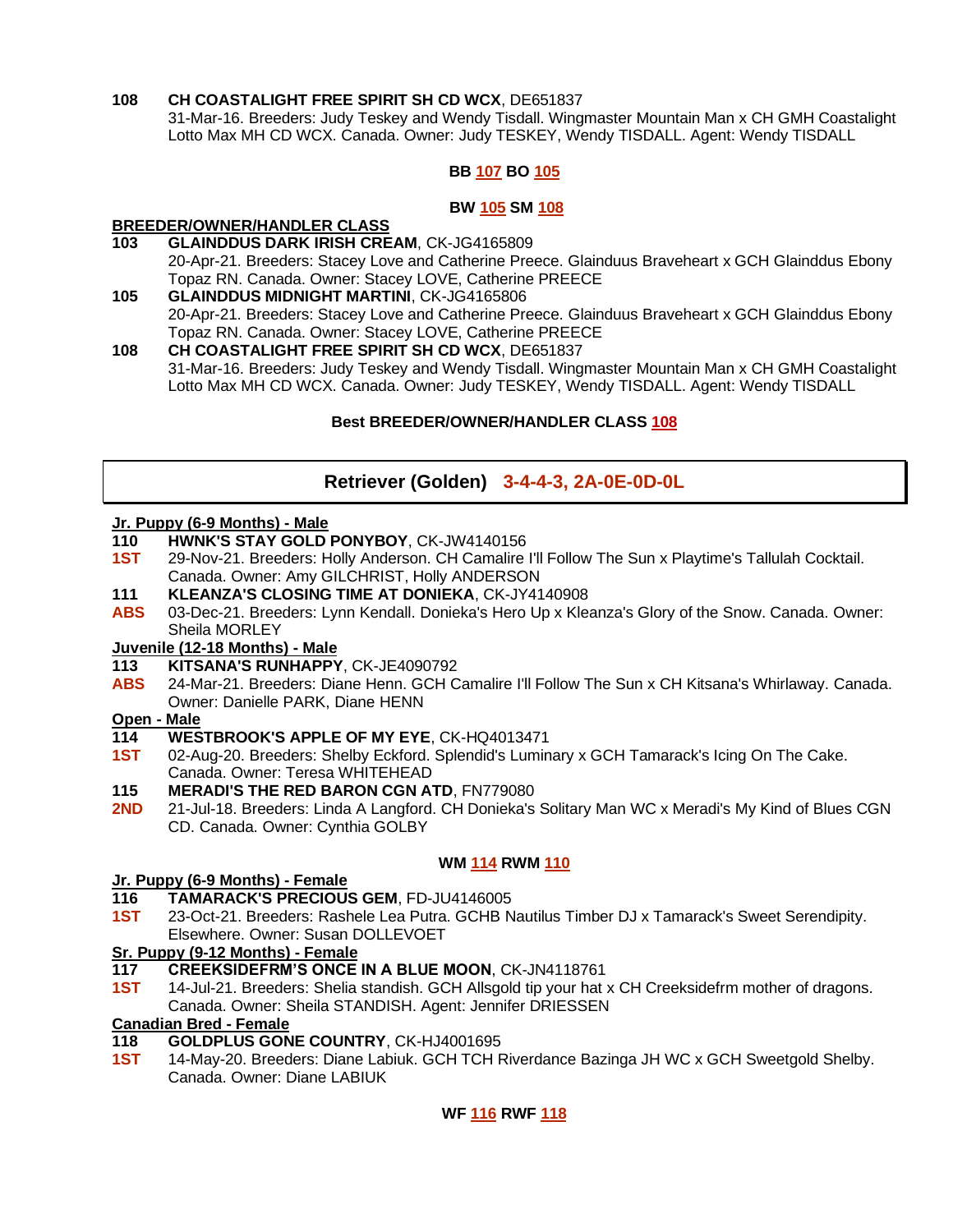**108** **CH COASTALIGHT FREE SPIRIT SH CD WCX**, DE651837
31-Mar-16. Breeders: Judy Teskey and Wendy Tisdall. Wingmaster Mountain Man x CH GMH Coastalight Lotto Max MH CD WCX. Canada. Owner: Judy TESKEY, Wendy TISDALL. Agent: Wendy TISDALL

**BB 107 BO 105**

**BW 105 SM 108**

**BREEDER/OWNER/HANDLER CLASS**

**103** **GLAINDDUS DARK IRISH CREAM**, CK-JG4165809
20-Apr-21. Breeders: Stacey Love and Catherine Preece. Glainduus Braveheart x GCH Glainddus Ebony Topaz RN. Canada. Owner: Stacey LOVE, Catherine PREECE

**105** **GLAINDDUS MIDNIGHT MARTINI**, CK-JG4165806
20-Apr-21. Breeders: Stacey Love and Catherine Preece. Glainduus Braveheart x GCH Glainddus Ebony Topaz RN. Canada. Owner: Stacey LOVE, Catherine PREECE

**108** **CH COASTALIGHT FREE SPIRIT SH CD WCX**, DE651837
31-Mar-16. Breeders: Judy Teskey and Wendy Tisdall. Wingmaster Mountain Man x CH GMH Coastalight Lotto Max MH CD WCX. Canada. Owner: Judy TESKEY, Wendy TISDALL. Agent: Wendy TISDALL

**Best BREEDER/OWNER/HANDLER CLASS 108**

## Retriever (Golden) 3-4-4-3, 2A-0E-0D-0L

**Jr. Puppy (6-9 Months) - Male**

**110** **HWNK'S STAY GOLD PONYBOY**, CK-JW4140156
**1ST** 29-Nov-21. Breeders: Holly Anderson. CH Camalire I'll Follow The Sun x Playtime's Tallulah Cocktail. Canada. Owner: Amy GILCHRIST, Holly ANDERSON

**111** **KLEANZA'S CLOSING TIME AT DONIEKA**, CK-JY4140908
**ABS** 03-Dec-21. Breeders: Lynn Kendall. Donieka's Hero Up x Kleanza's Glory of the Snow. Canada. Owner: Sheila MORLEY

**Juvenile (12-18 Months) - Male**

**113** **KITSANA'S RUNHAPPY**, CK-JE4090792
**ABS** 24-Mar-21. Breeders: Diane Henn. GCH Camalire I'll Follow The Sun x CH Kitsana's Whirlaway. Canada. Owner: Danielle PARK, Diane HENN

**Open - Male**

**114** **WESTBROOK'S APPLE OF MY EYE**, CK-HQ4013471
**1ST** 02-Aug-20. Breeders: Shelby Eckford. Splendid's Luminary x GCH Tamarack's Icing On The Cake. Canada. Owner: Teresa WHITEHEAD

**115** **MERADI'S THE RED BARON CGN ATD**, FN779080
**2ND** 21-Jul-18. Breeders: Linda A Langford. CH Donieka's Solitary Man WC x Meradi's My Kind of Blues CGN CD. Canada. Owner: Cynthia GOLBY

**WM 114 RWM 110**

**Jr. Puppy (6-9 Months) - Female**

**116** **TAMARACK'S PRECIOUS GEM**, FD-JU4146005
**1ST** 23-Oct-21. Breeders: Rashele Lea Putra. GCHB Nautilus Timber DJ x Tamarack's Sweet Serendipity. Elsewhere. Owner: Susan DOLLEVOET

**Sr. Puppy (9-12 Months) - Female**

**117** **CREEKSIDEFRM'S ONCE IN A BLUE MOON**, CK-JN4118761
**1ST** 14-Jul-21. Breeders: Shelia standish. GCH Allsgold tip your hat x CH Creeksidefrm mother of dragons. Canada. Owner: Sheila STANDISH. Agent: Jennifer DRIESSEN

**Canadian Bred - Female**

**118** **GOLDPLUS GONE COUNTRY**, CK-HJ4001695
**1ST** 14-May-20. Breeders: Diane Labiuk. GCH TCH Riverdance Bazinga JH WC x GCH Sweetgold Shelby. Canada. Owner: Diane LABIUK

**WF 116 RWF 118**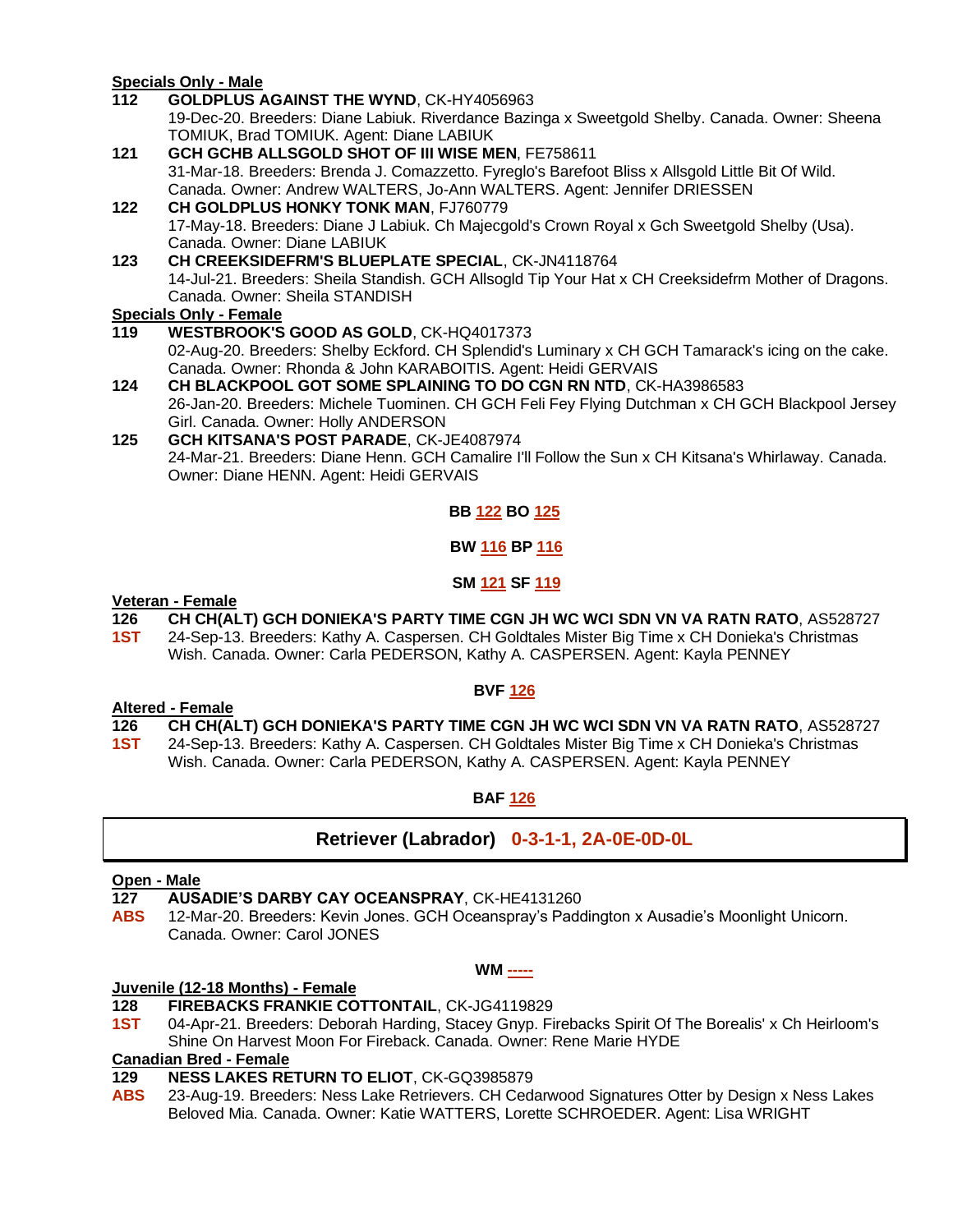**Specials Only - Male**

**112** **GOLDPLUS AGAINST THE WYND**, CK-HY4056963
19-Dec-20. Breeders: Diane Labiuk. Riverdance Bazinga x Sweetgold Shelby. Canada. Owner: Sheena TOMIUK, Brad TOMIUK. Agent: Diane LABIUK

**121** **GCH GCHB ALLSGOLD SHOT OF III WISE MEN**, FE758611
31-Mar-18. Breeders: Brenda J. Comazzetto. Fyreglo's Barefoot Bliss x Allsgold Little Bit Of Wild. Canada. Owner: Andrew WALTERS, Jo-Ann WALTERS. Agent: Jennifer DRIESSEN

**122** **CH GOLDPLUS HONKY TONK MAN**, FJ760779
17-May-18. Breeders: Diane J Labiuk. Ch Majecgold's Crown Royal x Gch Sweetgold Shelby (Usa). Canada. Owner: Diane LABIUK

**123** **CH CREEKSIDEFRM'S BLUEPLATE SPECIAL**, CK-JN4118764
14-Jul-21. Breeders: Sheila Standish. GCH Allsogld Tip Your Hat x CH Creeksidefrm Mother of Dragons. Canada. Owner: Sheila STANDISH

**Specials Only - Female**

**119** **WESTBROOK'S GOOD AS GOLD**, CK-HQ4017373
02-Aug-20. Breeders: Shelby Eckford. CH Splendid's Luminary x CH GCH Tamarack's icing on the cake. Canada. Owner: Rhonda & John KARABOITIS. Agent: Heidi GERVAIS

**124** **CH BLACKPOOL GOT SOME SPLAINING TO DO CGN RN NTD**, CK-HA3986583
26-Jan-20. Breeders: Michele Tuominen. CH GCH Feli Fey Flying Dutchman x CH GCH Blackpool Jersey Girl. Canada. Owner: Holly ANDERSON

**125** **GCH KITSANA'S POST PARADE**, CK-JE4087974
24-Mar-21. Breeders: Diane Henn. GCH Camalire I'll Follow the Sun x CH Kitsana's Whirlaway. Canada. Owner: Diane HENN. Agent: Heidi GERVAIS

**BB 122 BO 125**

**BW 116 BP 116**

**SM 121 SF 119**

**Veteran - Female**

**126** **CH CH(ALT) GCH DONIEKA'S PARTY TIME CGN JH WC WCI SDN VN VA RATN RATO**, AS528727
**1ST** 24-Sep-13. Breeders: Kathy A. Caspersen. CH Goldtales Mister Big Time x CH Donieka's Christmas Wish. Canada. Owner: Carla PEDERSON, Kathy A. CASPERSEN. Agent: Kayla PENNEY

**BVF 126**

**Altered - Female**

**126** **CH CH(ALT) GCH DONIEKA'S PARTY TIME CGN JH WC WCI SDN VN VA RATN RATO**, AS528727
**1ST** 24-Sep-13. Breeders: Kathy A. Caspersen. CH Goldtales Mister Big Time x CH Donieka's Christmas Wish. Canada. Owner: Carla PEDERSON, Kathy A. CASPERSEN. Agent: Kayla PENNEY

**BAF 126**

## Retriever (Labrador) 0-3-1-1, 2A-0E-0D-0L

**Open - Male**

**127** **AUSADIE'S DARBY CAY OCEANSPRAY**, CK-HE4131260
**ABS** 12-Mar-20. Breeders: Kevin Jones. GCH Oceanspray's Paddington x Ausadie's Moonlight Unicorn. Canada. Owner: Carol JONES

**WM -----**

**Juvenile (12-18 Months) - Female**

**128** **FIREBACKS FRANKIE COTTONTAIL**, CK-JG4119829
**1ST** 04-Apr-21. Breeders: Deborah Harding, Stacey Gnyp. Firebacks Spirit Of The Borealis' x Ch Heirloom's Shine On Harvest Moon For Fireback. Canada. Owner: Rene Marie HYDE

**Canadian Bred - Female**

**129** **NESS LAKES RETURN TO ELIOT**, CK-GQ3985879
**ABS** 23-Aug-19. Breeders: Ness Lake Retrievers. CH Cedarwood Signatures Otter by Design x Ness Lakes Beloved Mia. Canada. Owner: Katie WATTERS, Lorette SCHROEDER. Agent: Lisa WRIGHT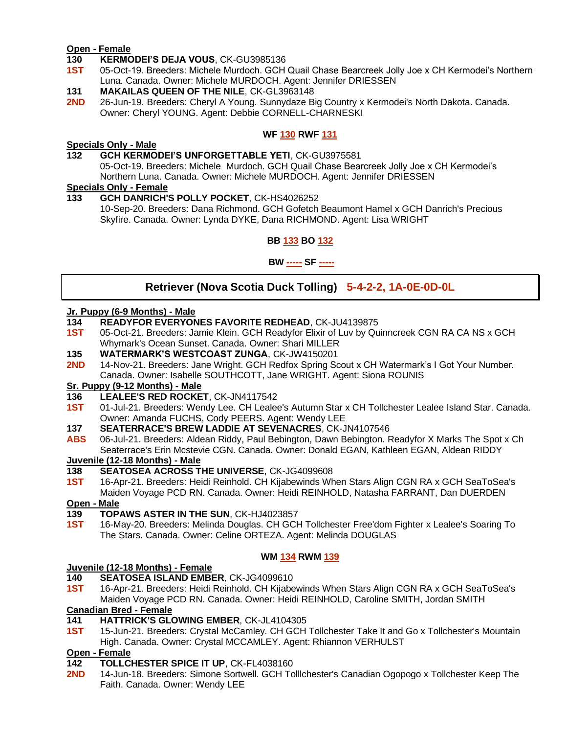**Open - Female**

**130** **KERMODEI'S DEJA VOUS**, CK-GU3985136
**1ST** 05-Oct-19. Breeders: Michele Murdoch. GCH Quail Chase Bearcreek Jolly Joe x CH Kermodei's Northern Luna. Canada. Owner: Michele MURDOCH. Agent: Jennifer DRIESSEN

**131** **MAKAILAS QUEEN OF THE NILE**, CK-GL3963148
**2ND** 26-Jun-19. Breeders: Cheryl A Young. Sunnydaze Big Country x Kermodei's North Dakota. Canada. Owner: Cheryl YOUNG. Agent: Debbie CORNELL-CHARNESKI

**WF 130 RWF 131**

**Specials Only - Male**

**132** **GCH KERMODEI'S UNFORGETTABLE YETI**, CK-GU3975581
05-Oct-19. Breeders: Michele Murdoch. GCH Quail Chase Bearcreek Jolly Joe x CH Kermodei's Northern Luna. Canada. Owner: Michele MURDOCH. Agent: Jennifer DRIESSEN

**Specials Only - Female**

**133** **GCH DANRICH'S POLLY POCKET**, CK-HS4026252
10-Sep-20. Breeders: Dana Richmond. GCH Gofetch Beaumont Hamel x GCH Danrich's Precious Skyfire. Canada. Owner: Lynda DYKE, Dana RICHMOND. Agent: Lisa WRIGHT

**BB 133 BO 132**

**BW ----- SF -----**

## Retriever (Nova Scotia Duck Tolling) 5-4-2-2, 1A-0E-0D-0L

**Jr. Puppy (6-9 Months) - Male**

**134** **READYFOR EVERYONES FAVORITE REDHEAD**, CK-JU4139875
**1ST** 05-Oct-21. Breeders: Jamie Klein. GCH Readyfor Elixir of Luv by Quinncreek CGN RA CA NS x GCH Whymark's Ocean Sunset. Canada. Owner: Shari MILLER

**135** **WATERMARK'S WESTCOAST ZUNGA**, CK-JW4150201
**2ND** 14-Nov-21. Breeders: Jane Wright. GCH Redfox Spring Scout x CH Watermark's I Got Your Number. Canada. Owner: Isabelle SOUTHCOTT, Jane WRIGHT. Agent: Siona ROUNIS

**Sr. Puppy (9-12 Months) - Male**

**136** **LEALEE'S RED ROCKET**, CK-JN4117542
**1ST** 01-Jul-21. Breeders: Wendy Lee. CH Lealee's Autumn Star x CH Tollchester Lealee Island Star. Canada. Owner: Amanda FUCHS, Cody PEERS. Agent: Wendy LEE

**137** **SEATERRACE'S BREW LADDIE AT SEVENACRES**, CK-JN4107546
**ABS** 06-Jul-21. Breeders: Aldean Riddy, Paul Bebington, Dawn Bebington. Readyfor X Marks The Spot x Ch Seaterrace's Erin Mcstevie CGN. Canada. Owner: Donald EGAN, Kathleen EGAN, Aldean RIDDY

**Juvenile (12-18 Months) - Male**

**138** **SEATOSEA ACROSS THE UNIVERSE**, CK-JG4099608
**1ST** 16-Apr-21. Breeders: Heidi Reinhold. CH Kijabewinds When Stars Align CGN RA x GCH SeaToSea's Maiden Voyage PCD RN. Canada. Owner: Heidi REINHOLD, Natasha FARRANT, Dan DUERDEN

**Open - Male**

**139** **TOPAWS ASTER IN THE SUN**, CK-HJ4023857
**1ST** 16-May-20. Breeders: Melinda Douglas. CH GCH Tollchester Free'dom Fighter x Lealee's Soaring To The Stars. Canada. Owner: Celine ORTEZA. Agent: Melinda DOUGLAS

**WM 134 RWM 139**

**Juvenile (12-18 Months) - Female**

**140** **SEATOSEA ISLAND EMBER**, CK-JG4099610
**1ST** 16-Apr-21. Breeders: Heidi Reinhold. CH Kijabewinds When Stars Align CGN RA x GCH SeaToSea's Maiden Voyage PCD RN. Canada. Owner: Heidi REINHOLD, Caroline SMITH, Jordan SMITH

**Canadian Bred - Female**

**141** **HATTRICK'S GLOWING EMBER**, CK-JL4104305
**1ST** 15-Jun-21. Breeders: Crystal McCamley. CH GCH Tollchester Take It and Go x Tollchester's Mountain High. Canada. Owner: Crystal MCCAMLEY. Agent: Rhiannon VERHULST

**Open - Female**

**142** **TOLLCHESTER SPICE IT UP**, CK-FL4038160
**2ND** 14-Jun-18. Breeders: Simone Sortwell. GCH Tolllchester's Canadian Ogopogo x Tollchester Keep The Faith. Canada. Owner: Wendy LEE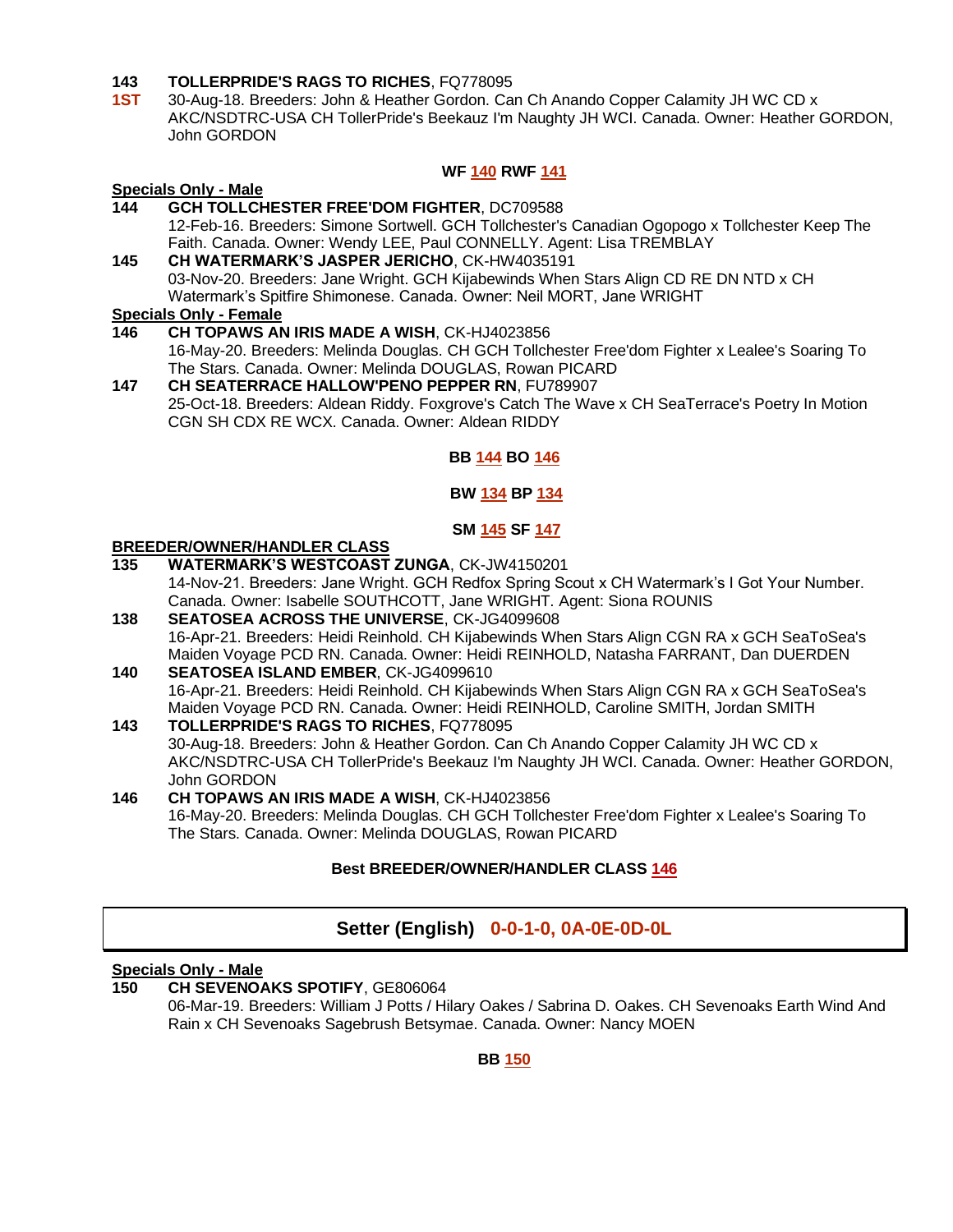**143** **TOLLERPRIDE'S RAGS TO RICHES**, FQ778095
**1ST** 30-Aug-18. Breeders: John & Heather Gordon. Can Ch Anando Copper Calamity JH WC CD x AKC/NSDTRC-USA CH TollerPride's Beekauz I'm Naughty JH WCI. Canada. Owner: Heather GORDON, John GORDON

**WF 140 RWF 141**

**Specials Only - Male**

**144** **GCH TOLLCHESTER FREE'DOM FIGHTER**, DC709588
12-Feb-16. Breeders: Simone Sortwell. GCH Tollchester's Canadian Ogopogo x Tollchester Keep The Faith. Canada. Owner: Wendy LEE, Paul CONNELLY. Agent: Lisa TREMBLAY

**145** **CH WATERMARK'S JASPER JERICHO**, CK-HW4035191
03-Nov-20. Breeders: Jane Wright. GCH Kijabewinds When Stars Align CD RE DN NTD x CH Watermark's Spitfire Shimonese. Canada. Owner: Neil MORT, Jane WRIGHT

**Specials Only - Female**

**146** **CH TOPAWS AN IRIS MADE A WISH**, CK-HJ4023856
16-May-20. Breeders: Melinda Douglas. CH GCH Tollchester Free'dom Fighter x Lealee's Soaring To The Stars. Canada. Owner: Melinda DOUGLAS, Rowan PICARD

**147** **CH SEATERRACE HALLOW'PENO PEPPER RN**, FU789907
25-Oct-18. Breeders: Aldean Riddy. Foxgrove's Catch The Wave x CH SeaTerrace's Poetry In Motion CGN SH CDX RE WCX. Canada. Owner: Aldean RIDDY

**BB 144 BO 146**

**BW 134 BP 134**

**SM 145 SF 147**

**BREEDER/OWNER/HANDLER CLASS**

**135** **WATERMARK'S WESTCOAST ZUNGA**, CK-JW4150201
14-Nov-21. Breeders: Jane Wright. GCH Redfox Spring Scout x CH Watermark's I Got Your Number. Canada. Owner: Isabelle SOUTHCOTT, Jane WRIGHT. Agent: Siona ROUNIS

**138** **SEATOSEA ACROSS THE UNIVERSE**, CK-JG4099608
16-Apr-21. Breeders: Heidi Reinhold. CH Kijabewinds When Stars Align CGN RA x GCH SeaToSea's Maiden Voyage PCD RN. Canada. Owner: Heidi REINHOLD, Natasha FARRANT, Dan DUERDEN

**140** **SEATOSEA ISLAND EMBER**, CK-JG4099610
16-Apr-21. Breeders: Heidi Reinhold. CH Kijabewinds When Stars Align CGN RA x GCH SeaToSea's Maiden Voyage PCD RN. Canada. Owner: Heidi REINHOLD, Caroline SMITH, Jordan SMITH

**143** **TOLLERPRIDE'S RAGS TO RICHES**, FQ778095
30-Aug-18. Breeders: John & Heather Gordon. Can Ch Anando Copper Calamity JH WC CD x AKC/NSDTRC-USA CH TollerPride's Beekauz I'm Naughty JH WCI. Canada. Owner: Heather GORDON, John GORDON

**146** **CH TOPAWS AN IRIS MADE A WISH**, CK-HJ4023856
16-May-20. Breeders: Melinda Douglas. CH GCH Tollchester Free'dom Fighter x Lealee's Soaring To The Stars. Canada. Owner: Melinda DOUGLAS, Rowan PICARD

**Best BREEDER/OWNER/HANDLER CLASS 146**

## Setter (English) 0-0-1-0, 0A-0E-0D-0L

**Specials Only - Male**

**150** **CH SEVENOAKS SPOTIFY**, GE806064
06-Mar-19. Breeders: William J Potts / Hilary Oakes / Sabrina D. Oakes. CH Sevenoaks Earth Wind And Rain x CH Sevenoaks Sagebrush Betsymae. Canada. Owner: Nancy MOEN

**BB 150**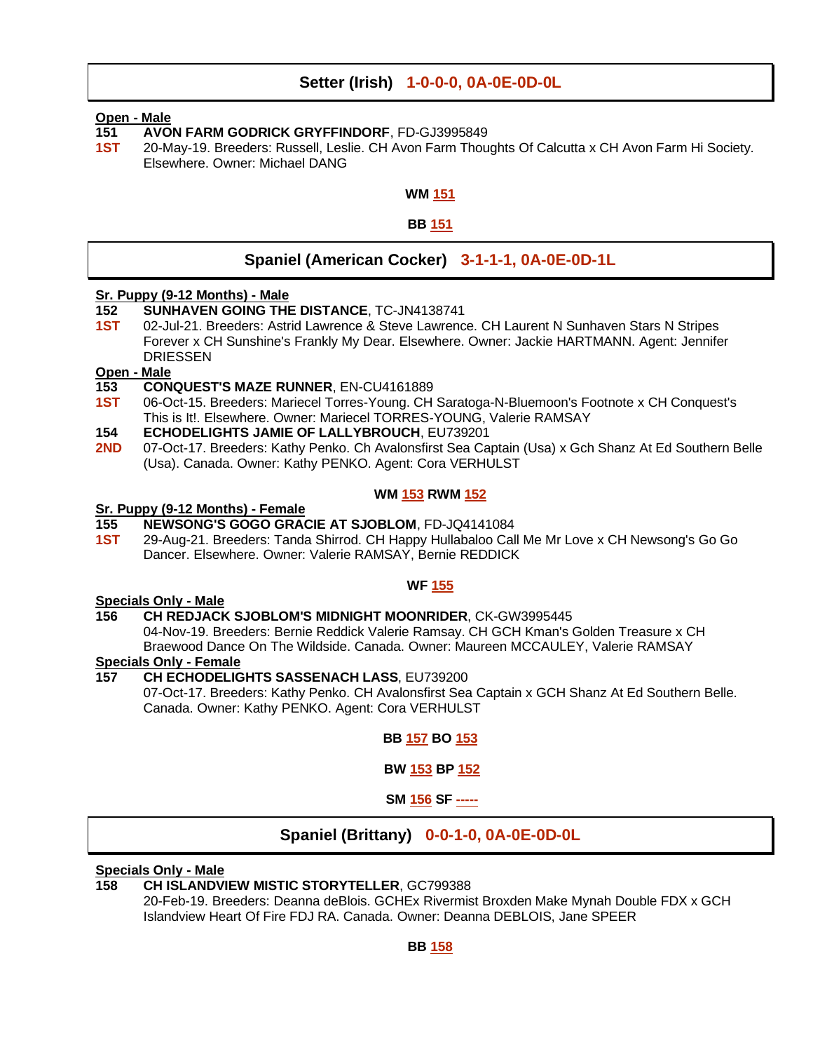## Setter (Irish) 1-0-0-0, 0A-0E-0D-0L

**Open - Male**

**151** **AVON FARM GODRICK GRYFFINDORF**, FD-GJ3995849
**1ST** 20-May-19. Breeders: Russell, Leslie. CH Avon Farm Thoughts Of Calcutta x CH Avon Farm Hi Society. Elsewhere. Owner: Michael DANG

**WM 151**

**BB 151**

## Spaniel (American Cocker) 3-1-1-1, 0A-0E-0D-1L

**Sr. Puppy (9-12 Months) - Male**

**152** **SUNHAVEN GOING THE DISTANCE**, TC-JN4138741
**1ST** 02-Jul-21. Breeders: Astrid Lawrence & Steve Lawrence. CH Laurent N Sunhaven Stars N Stripes Forever x CH Sunshine's Frankly My Dear. Elsewhere. Owner: Jackie HARTMANN. Agent: Jennifer DRIESSEN

**Open - Male**

**153** **CONQUEST'S MAZE RUNNER**, EN-CU4161889
**1ST** 06-Oct-15. Breeders: Mariecel Torres-Young. CH Saratoga-N-Bluemoon's Footnote x CH Conquest's This is It!. Elsewhere. Owner: Mariecel TORRES-YOUNG, Valerie RAMSAY

**154** **ECHODELIGHTS JAMIE OF LALLYBROUCH**, EU739201
**2ND** 07-Oct-17. Breeders: Kathy Penko. Ch Avalonsfirst Sea Captain (Usa) x Gch Shanz At Ed Southern Belle (Usa). Canada. Owner: Kathy PENKO. Agent: Cora VERHULST

**WM 153 RWM 152**

**Sr. Puppy (9-12 Months) - Female**

**155** **NEWSONG'S GOGO GRACIE AT SJOBLOM**, FD-JQ4141084
**1ST** 29-Aug-21. Breeders: Tanda Shirrod. CH Happy Hullabaloo Call Me Mr Love x CH Newsong's Go Go Dancer. Elsewhere. Owner: Valerie RAMSAY, Bernie REDDICK

**WF 155**

**Specials Only - Male**

**156** **CH REDJACK SJOBLOM'S MIDNIGHT MOONRIDER**, CK-GW3995445
04-Nov-19. Breeders: Bernie Reddick Valerie Ramsay. CH GCH Kman's Golden Treasure x CH Braewood Dance On The Wildside. Canada. Owner: Maureen MCCAULEY, Valerie RAMSAY

**Specials Only - Female**

**157** **CH ECHODELIGHTS SASSENACH LASS**, EU739200
07-Oct-17. Breeders: Kathy Penko. CH Avalonsfirst Sea Captain x GCH Shanz At Ed Southern Belle. Canada. Owner: Kathy PENKO. Agent: Cora VERHULST

**BB 157 BO 153**

**BW 153 BP 152**

**SM 156 SF -----**

## Spaniel (Brittany) 0-0-1-0, 0A-0E-0D-0L

**Specials Only - Male**

**158** **CH ISLANDVIEW MISTIC STORYTELLER**, GC799388
20-Feb-19. Breeders: Deanna deBlois. GCHEx Rivermist Broxden Make Mynah Double FDX x GCH Islandview Heart Of Fire FDJ RA. Canada. Owner: Deanna DEBLOIS, Jane SPEER

**BB 158**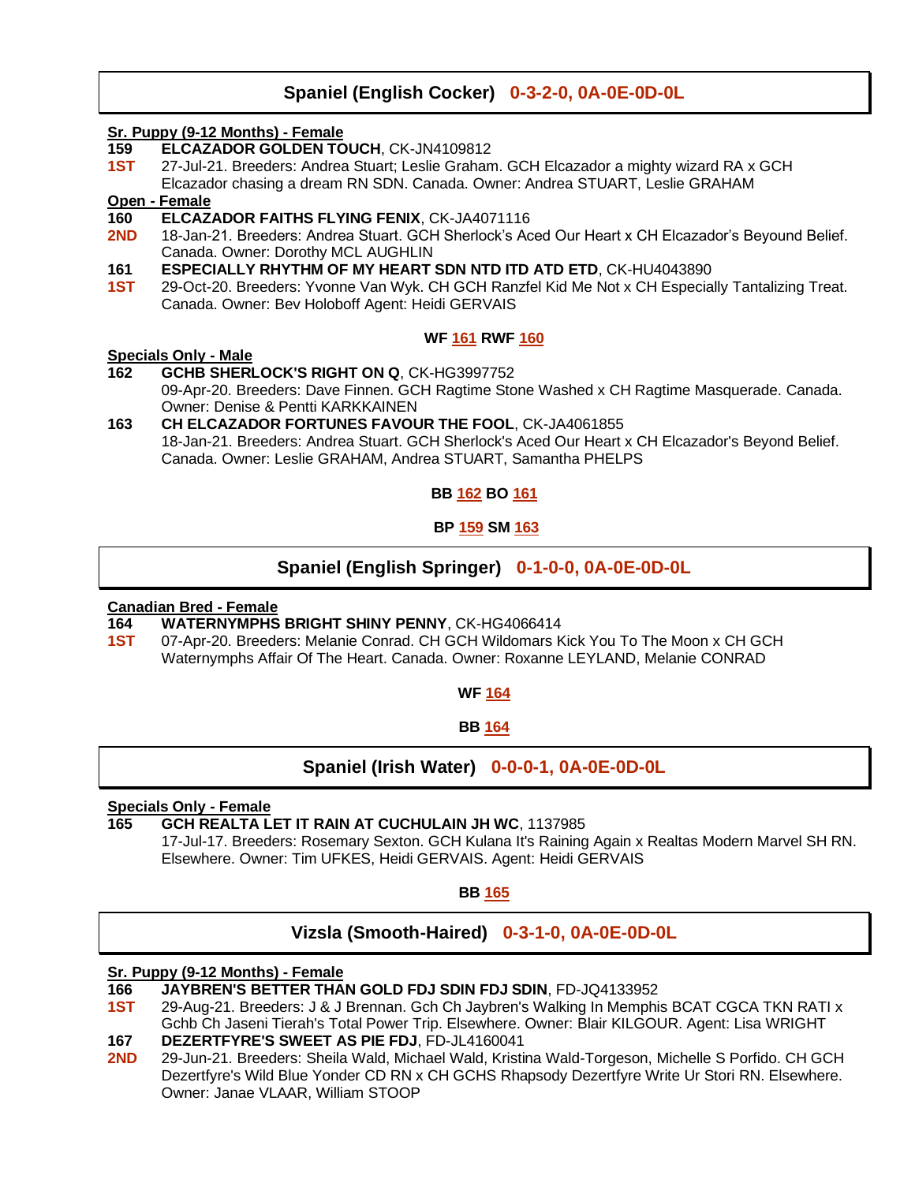## Spaniel (English Cocker) 0-3-2-0, 0A-0E-0D-0L

**Sr. Puppy (9-12 Months) - Female**

**159** **ELCAZADOR GOLDEN TOUCH**, CK-JN4109812
**1ST** 27-Jul-21. Breeders: Andrea Stuart; Leslie Graham. GCH Elcazador a mighty wizard RA x GCH Elcazador chasing a dream RN SDN. Canada. Owner: Andrea STUART, Leslie GRAHAM

**Open - Female**

**160** **ELCAZADOR FAITHS FLYING FENIX**, CK-JA4071116
**2ND** 18-Jan-21. Breeders: Andrea Stuart. GCH Sherlock's Aced Our Heart x CH Elcazador's Beyound Belief. Canada. Owner: Dorothy MCL AUGHLIN

**161** **ESPECIALLY RHYTHM OF MY HEART SDN NTD ITD ATD ETD**, CK-HU4043890
**1ST** 29-Oct-20. Breeders: Yvonne Van Wyk. CH GCH Ranzfel Kid Me Not x CH Especially Tantalizing Treat. Canada. Owner: Bev Holoboff Agent: Heidi GERVAIS

**WF 161 RWF 160**

**Specials Only - Male**

**162** **GCHB SHERLOCK'S RIGHT ON Q**, CK-HG3997752
09-Apr-20. Breeders: Dave Finnen. GCH Ragtime Stone Washed x CH Ragtime Masquerade. Canada. Owner: Denise & Pentti KARKKAINEN

**163** **CH ELCAZADOR FORTUNES FAVOUR THE FOOL**, CK-JA4061855
18-Jan-21. Breeders: Andrea Stuart. GCH Sherlock's Aced Our Heart x CH Elcazador's Beyond Belief. Canada. Owner: Leslie GRAHAM, Andrea STUART, Samantha PHELPS

**BB 162 BO 161**

**BP 159 SM 163**

## Spaniel (English Springer) 0-1-0-0, 0A-0E-0D-0L

**Canadian Bred - Female**

**164** **WATERNYMPHS BRIGHT SHINY PENNY**, CK-HG4066414
**1ST** 07-Apr-20. Breeders: Melanie Conrad. CH GCH Wildomars Kick You To The Moon x CH GCH Waternymphs Affair Of The Heart. Canada. Owner: Roxanne LEYLAND, Melanie CONRAD

**WF 164**

**BB 164**

## Spaniel (Irish Water) 0-0-0-1, 0A-0E-0D-0L

**Specials Only - Female**

**165** **GCH REALTA LET IT RAIN AT CUCHULAIN JH WC**, 1137985
17-Jul-17. Breeders: Rosemary Sexton. GCH Kulana It's Raining Again x Realtas Modern Marvel SH RN. Elsewhere. Owner: Tim UFKES, Heidi GERVAIS. Agent: Heidi GERVAIS

**BB 165**

## Vizsla (Smooth-Haired) 0-3-1-0, 0A-0E-0D-0L

**Sr. Puppy (9-12 Months) - Female**

**166** **JAYBREN'S BETTER THAN GOLD FDJ SDIN FDJ SDIN**, FD-JQ4133952
**1ST** 29-Aug-21. Breeders: J & J Brennan. Gch Ch Jaybren's Walking In Memphis BCAT CGCA TKN RATI x Gchb Ch Jaseni Tierah's Total Power Trip. Elsewhere. Owner: Blair KILGOUR. Agent: Lisa WRIGHT

**167** **DEZERTFYRE'S SWEET AS PIE FDJ**, FD-JL4160041
**2ND** 29-Jun-21. Breeders: Sheila Wald, Michael Wald, Kristina Wald-Torgeson, Michelle S Porfido. CH GCH Dezertfyre's Wild Blue Yonder CD RN x CH GCHS Rhapsody Dezertfyre Write Ur Stori RN. Elsewhere. Owner: Janae VLAAR, William STOOP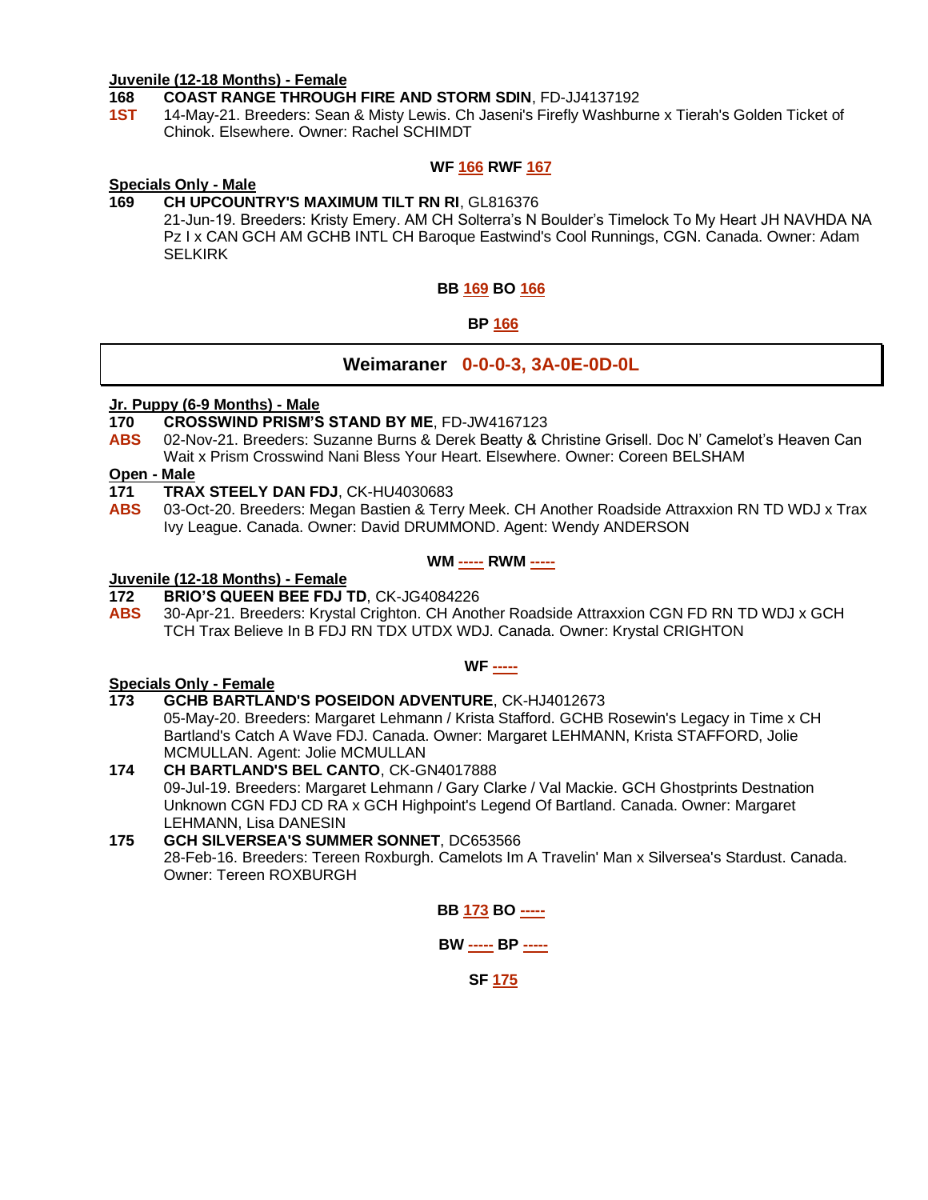**Juvenile (12-18 Months) - Female**

**168** **COAST RANGE THROUGH FIRE AND STORM SDIN**, FD-JJ4137192

**1ST** 14-May-21. Breeders: Sean & Misty Lewis. Ch Jaseni's Firefly Washburne x Tierah's Golden Ticket of Chinok. Elsewhere. Owner: Rachel SCHIMDT

**WF 166 RWF 167**

**Specials Only - Male**

**169** **CH UPCOUNTRY'S MAXIMUM TILT RN RI**, GL816376

21-Jun-19. Breeders: Kristy Emery. AM CH Solterra's N Boulder's Timelock To My Heart JH NAVHDA NA Pz I x CAN GCH AM GCHB INTL CH Baroque Eastwind's Cool Runnings, CGN. Canada. Owner: Adam SELKIRK

**BB 169 BO 166**

**BP 166**

## Weimaraner 0-0-0-3, 3A-0E-0D-0L

**Jr. Puppy (6-9 Months) - Male**

**170** **CROSSWIND PRISM'S STAND BY ME**, FD-JW4167123

**ABS** 02-Nov-21. Breeders: Suzanne Burns & Derek Beatty & Christine Grisell. Doc N' Camelot's Heaven Can Wait x Prism Crosswind Nani Bless Your Heart. Elsewhere. Owner: Coreen BELSHAM

**Open - Male**

**171** **TRAX STEELY DAN FDJ**, CK-HU4030683

**ABS** 03-Oct-20. Breeders: Megan Bastien & Terry Meek. CH Another Roadside Attraxxion RN TD WDJ x Trax Ivy League. Canada. Owner: David DRUMMOND. Agent: Wendy ANDERSON

**WM ----- RWM -----**

**Juvenile (12-18 Months) - Female**

**172** **BRIO'S QUEEN BEE FDJ TD**, CK-JG4084226

**ABS** 30-Apr-21. Breeders: Krystal Crighton. CH Another Roadside Attraxxion CGN FD RN TD WDJ x GCH TCH Trax Believe In B FDJ RN TDX UTDX WDJ. Canada. Owner: Krystal CRIGHTON

**WF -----**

**Specials Only - Female**

**173** **GCHB BARTLAND'S POSEIDON ADVENTURE**, CK-HJ4012673

05-May-20. Breeders: Margaret Lehmann / Krista Stafford. GCHB Rosewin's Legacy in Time x CH Bartland's Catch A Wave FDJ. Canada. Owner: Margaret LEHMANN, Krista STAFFORD, Jolie MCMULLAN. Agent: Jolie MCMULLAN

**174** **CH BARTLAND'S BEL CANTO**, CK-GN4017888

09-Jul-19. Breeders: Margaret Lehmann / Gary Clarke / Val Mackie. GCH Ghostprints Destnation Unknown CGN FDJ CD RA x GCH Highpoint's Legend Of Bartland. Canada. Owner: Margaret LEHMANN, Lisa DANESIN

**175** **GCH SILVERSEA'S SUMMER SONNET**, DC653566

28-Feb-16. Breeders: Tereen Roxburgh. Camelots Im A Travelin' Man x Silversea's Stardust. Canada. Owner: Tereen ROXBURGH

**BB 173 BO -----**

**BW ----- BP -----**

**SF 175**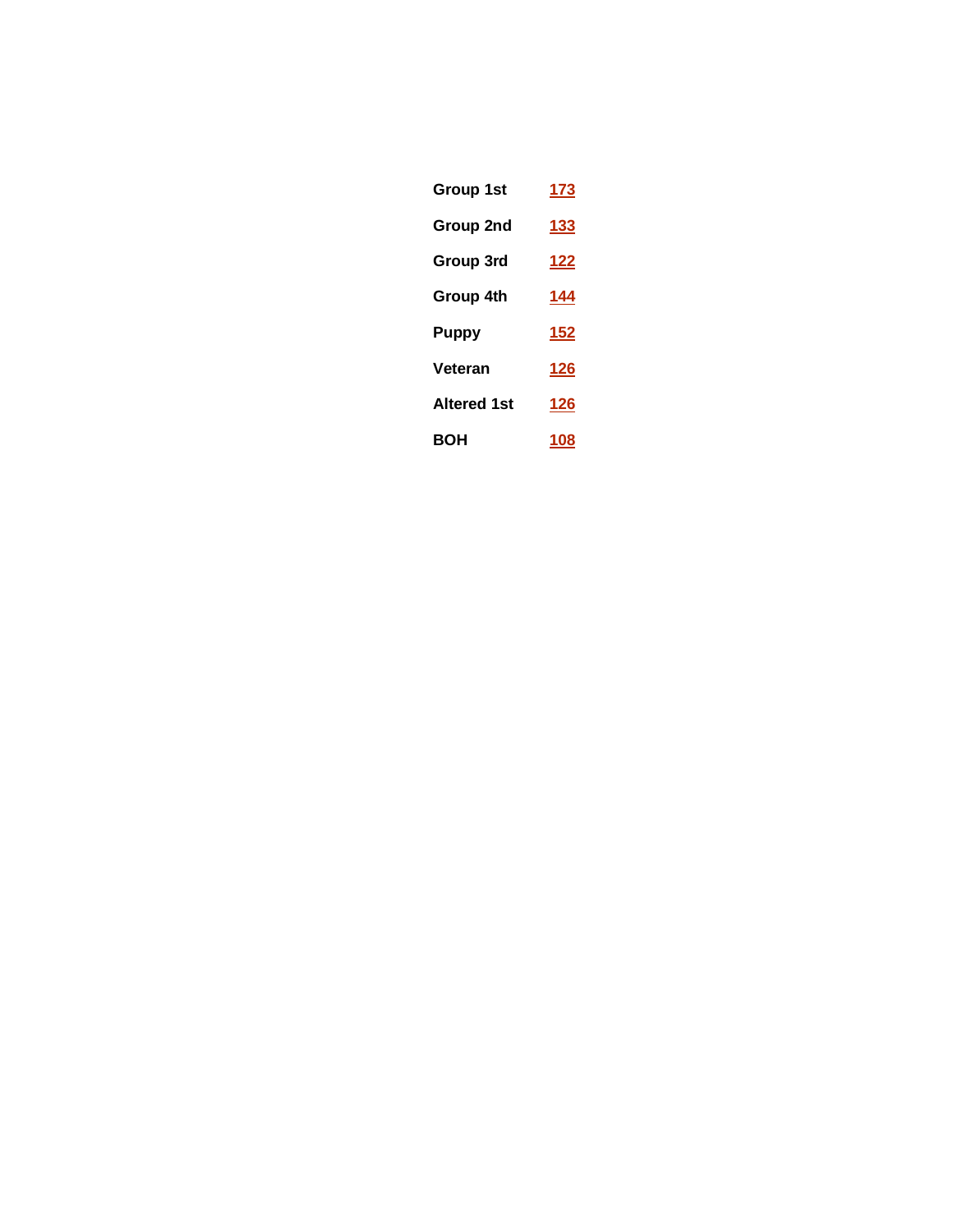| | |
|---|---|
| **Group 1st** | **173** |
| **Group 2nd** | **133** |
| **Group 3rd** | **122** |
| **Group 4th** | **144** |
| **Puppy** | **152** |
| **Veteran** | **126** |
| **Altered 1st** | **126** |
| **BOH** | **108** |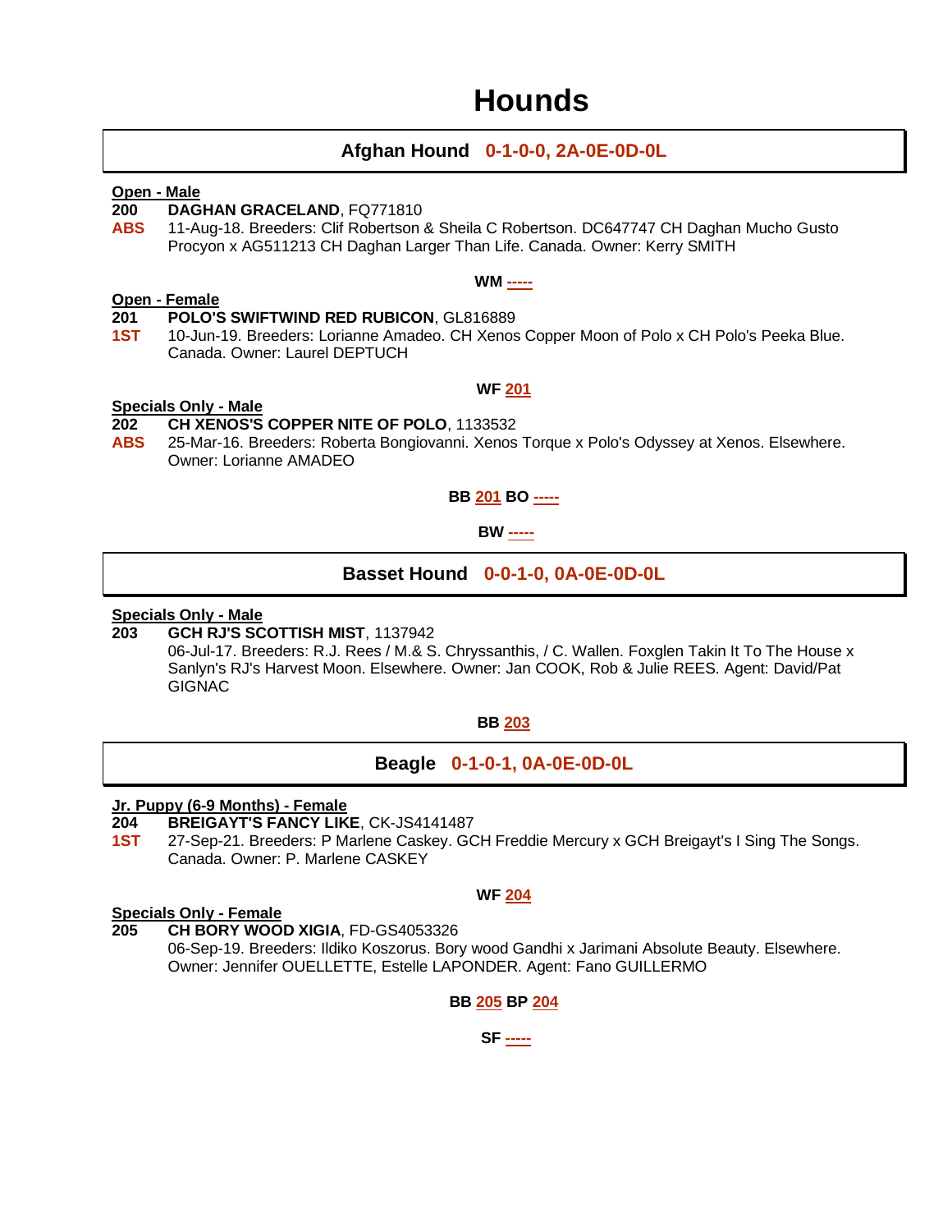# Hounds

## Afghan Hound 0-1-0-0, 2A-0E-0D-0L

**Open - Male**

**200** **DAGHAN GRACELAND**, FQ771810
**ABS** 11-Aug-18. Breeders: Clif Robertson & Sheila C Robertson. DC647747 CH Daghan Mucho Gusto Procyon x AG511213 CH Daghan Larger Than Life. Canada. Owner: Kerry SMITH

**WM -----**

**Open - Female**

**201** **POLO'S SWIFTWIND RED RUBICON**, GL816889
**1ST** 10-Jun-19. Breeders: Lorianne Amadeo. CH Xenos Copper Moon of Polo x CH Polo's Peeka Blue. Canada. Owner: Laurel DEPTUCH

**WF 201**

**Specials Only - Male**

**202** **CH XENOS'S COPPER NITE OF POLO**, 1133532
**ABS** 25-Mar-16. Breeders: Roberta Bongiovanni. Xenos Torque x Polo's Odyssey at Xenos. Elsewhere. Owner: Lorianne AMADEO

**BB 201 BO -----**

**BW -----**

## Basset Hound 0-0-1-0, 0A-0E-0D-0L

**Specials Only - Male**

**203** **GCH RJ'S SCOTTISH MIST**, 1137942
06-Jul-17. Breeders: R.J. Rees / M.& S. Chryssanthis, / C. Wallen. Foxglen Takin It To The House x Sanlyn's RJ's Harvest Moon. Elsewhere. Owner: Jan COOK, Rob & Julie REES. Agent: David/Pat GIGNAC

**BB 203**

## Beagle 0-1-0-1, 0A-0E-0D-0L

**Jr. Puppy (6-9 Months) - Female**

**204** **BREIGAYT'S FANCY LIKE**, CK-JS4141487
**1ST** 27-Sep-21. Breeders: P Marlene Caskey. GCH Freddie Mercury x GCH Breigayt's I Sing The Songs. Canada. Owner: P. Marlene CASKEY

**WF 204**

**Specials Only - Female**

**205** **CH BORY WOOD XIGIA**, FD-GS4053326
06-Sep-19. Breeders: Ildiko Koszorus. Bory wood Gandhi x Jarimani Absolute Beauty. Elsewhere. Owner: Jennifer OUELLETTE, Estelle LAPONDER. Agent: Fano GUILLERMO

**BB 205 BP 204**

**SF -----**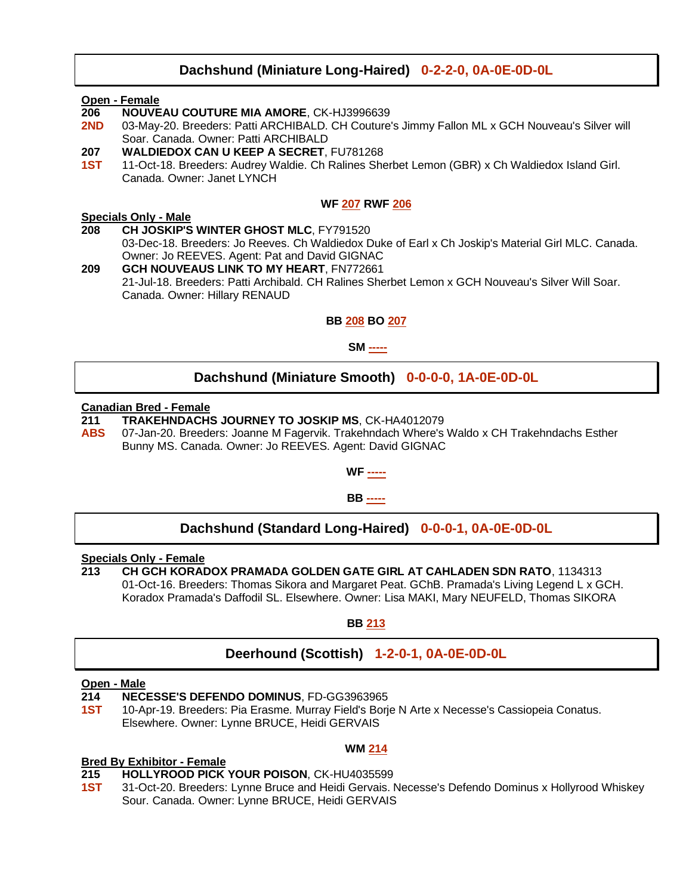## Dachshund (Miniature Long-Haired) 0-2-2-0, 0A-0E-0D-0L

**Open - Female**

**206** **NOUVEAU COUTURE MIA AMORE**, CK-HJ3996639
**2ND** 03-May-20. Breeders: Patti ARCHIBALD. CH Couture's Jimmy Fallon ML x GCH Nouveau's Silver will Soar. Canada. Owner: Patti ARCHIBALD

**207** **WALDIEDOX CAN U KEEP A SECRET**, FU781268
**1ST** 11-Oct-18. Breeders: Audrey Waldie. Ch Ralines Sherbet Lemon (GBR) x Ch Waldiedox Island Girl. Canada. Owner: Janet LYNCH

**WF 207 RWF 206**

**Specials Only - Male**

**208** **CH JOSKIP'S WINTER GHOST MLC**, FY791520
03-Dec-18. Breeders: Jo Reeves. Ch Waldiedox Duke of Earl x Ch Joskip's Material Girl MLC. Canada. Owner: Jo REEVES. Agent: Pat and David GIGNAC

**209** **GCH NOUVEAUS LINK TO MY HEART**, FN772661
21-Jul-18. Breeders: Patti Archibald. CH Ralines Sherbet Lemon x GCH Nouveau's Silver Will Soar. Canada. Owner: Hillary RENAUD

**BB 208 BO 207**

**SM -----**

## Dachshund (Miniature Smooth) 0-0-0-0, 1A-0E-0D-0L

**Canadian Bred - Female**

**211** **TRAKEHNDACHS JOURNEY TO JOSKIP MS**, CK-HA4012079
**ABS** 07-Jan-20. Breeders: Joanne M Fagervik. Trakehndach Where's Waldo x CH Trakehndachs Esther Bunny MS. Canada. Owner: Jo REEVES. Agent: David GIGNAC

**WF -----**

**BB -----**

## Dachshund (Standard Long-Haired) 0-0-0-1, 0A-0E-0D-0L

**Specials Only - Female**

**213** **CH GCH KORADOX PRAMADA GOLDEN GATE GIRL AT CAHLADEN SDN RATO**, 1134313
01-Oct-16. Breeders: Thomas Sikora and Margaret Peat. GChB. Pramada's Living Legend L x GCH. Koradox Pramada's Daffodil SL. Elsewhere. Owner: Lisa MAKI, Mary NEUFELD, Thomas SIKORA

**BB 213**

## Deerhound (Scottish) 1-2-0-1, 0A-0E-0D-0L

**Open - Male**

**214** **NECESSE'S DEFENDO DOMINUS**, FD-GG3963965
**1ST** 10-Apr-19. Breeders: Pia Erasme. Murray Field's Borje N Arte x Necesse's Cassiopeia Conatus. Elsewhere. Owner: Lynne BRUCE, Heidi GERVAIS

**WM 214**

**Bred By Exhibitor - Female**

**215** **HOLLYROOD PICK YOUR POISON**, CK-HU4035599
**1ST** 31-Oct-20. Breeders: Lynne Bruce and Heidi Gervais. Necesse's Defendo Dominus x Hollyrood Whiskey Sour. Canada. Owner: Lynne BRUCE, Heidi GERVAIS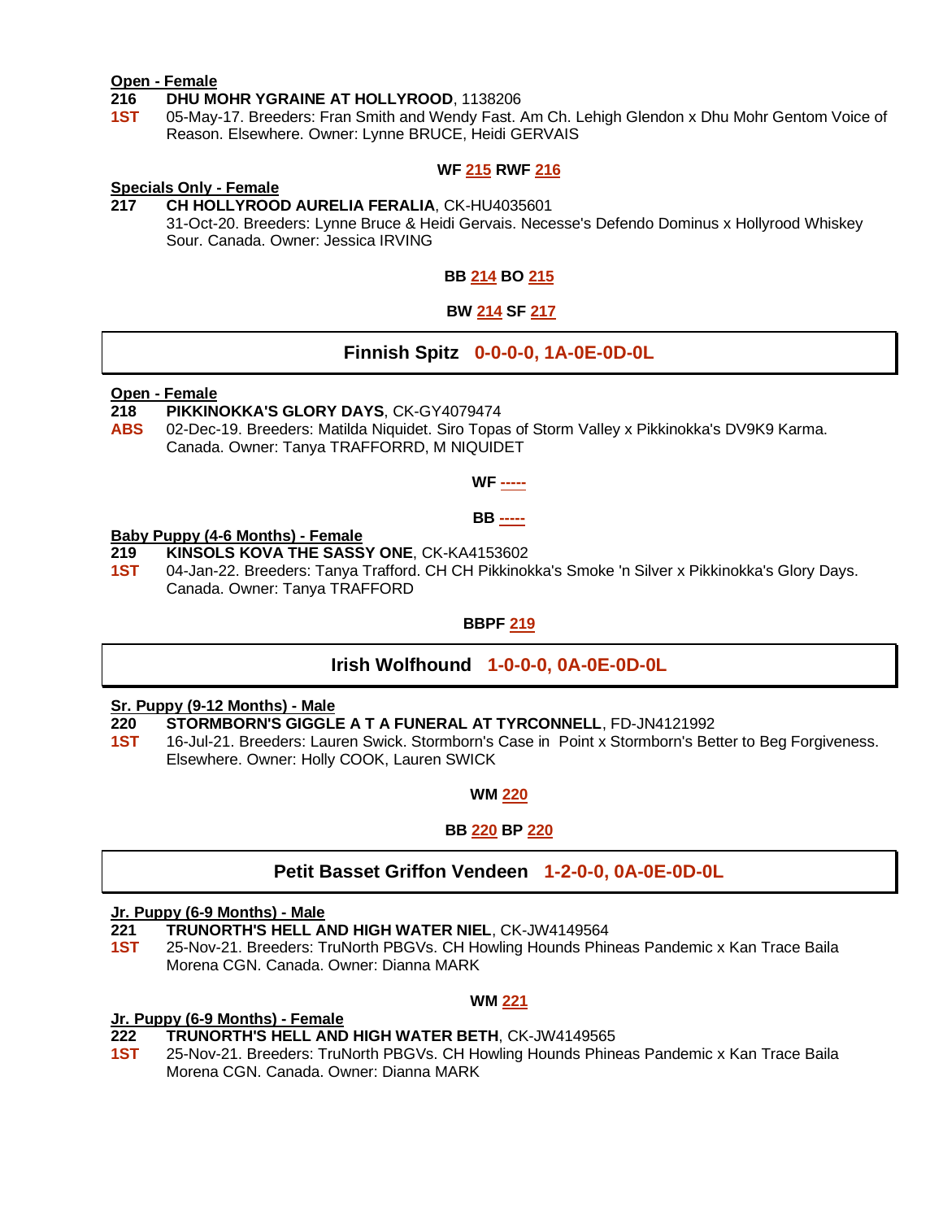**Open - Female**

**216** **DHU MOHR YGRAINE AT HOLLYROOD**, 1138206
**1ST** 05-May-17. Breeders: Fran Smith and Wendy Fast. Am Ch. Lehigh Glendon x Dhu Mohr Gentom Voice of Reason. Elsewhere. Owner: Lynne BRUCE, Heidi GERVAIS

**WF 215 RWF 216**

**Specials Only - Female**

**217** **CH HOLLYROOD AURELIA FERALIA**, CK-HU4035601
31-Oct-20. Breeders: Lynne Bruce & Heidi Gervais. Necesse's Defendo Dominus x Hollyrood Whiskey Sour. Canada. Owner: Jessica IRVING

**BB 214 BO 215**

**BW 214 SF 217**

## Finnish Spitz 0-0-0-0, 1A-0E-0D-0L

**Open - Female**

**218** **PIKKINOKKA'S GLORY DAYS**, CK-GY4079474
**ABS** 02-Dec-19. Breeders: Matilda Niquidet. Siro Topas of Storm Valley x Pikkinokka's DV9K9 Karma. Canada. Owner: Tanya TRAFFORRD, M NIQUIDET

**WF -----**

**BB -----**

**Baby Puppy (4-6 Months) - Female**

**219** **KINSOLS KOVA THE SASSY ONE**, CK-KA4153602
**1ST** 04-Jan-22. Breeders: Tanya Trafford. CH CH Pikkinokka's Smoke 'n Silver x Pikkinokka's Glory Days. Canada. Owner: Tanya TRAFFORD

**BBPF 219**

## Irish Wolfhound 1-0-0-0, 0A-0E-0D-0L

**Sr. Puppy (9-12 Months) - Male**

**220** **STORMBORN'S GIGGLE A T A FUNERAL AT TYRCONNELL**, FD-JN4121992
**1ST** 16-Jul-21. Breeders: Lauren Swick. Stormborn's Case in Point x Stormborn's Better to Beg Forgiveness. Elsewhere. Owner: Holly COOK, Lauren SWICK

**WM 220**

**BB 220 BP 220**

## Petit Basset Griffon Vendeen 1-2-0-0, 0A-0E-0D-0L

**Jr. Puppy (6-9 Months) - Male**

**221** **TRUNORTH'S HELL AND HIGH WATER NIEL**, CK-JW4149564
**1ST** 25-Nov-21. Breeders: TruNorth PBGVs. CH Howling Hounds Phineas Pandemic x Kan Trace Baila Morena CGN. Canada. Owner: Dianna MARK

**WM 221**

**Jr. Puppy (6-9 Months) - Female**

**222** **TRUNORTH'S HELL AND HIGH WATER BETH**, CK-JW4149565
**1ST** 25-Nov-21. Breeders: TruNorth PBGVs. CH Howling Hounds Phineas Pandemic x Kan Trace Baila Morena CGN. Canada. Owner: Dianna MARK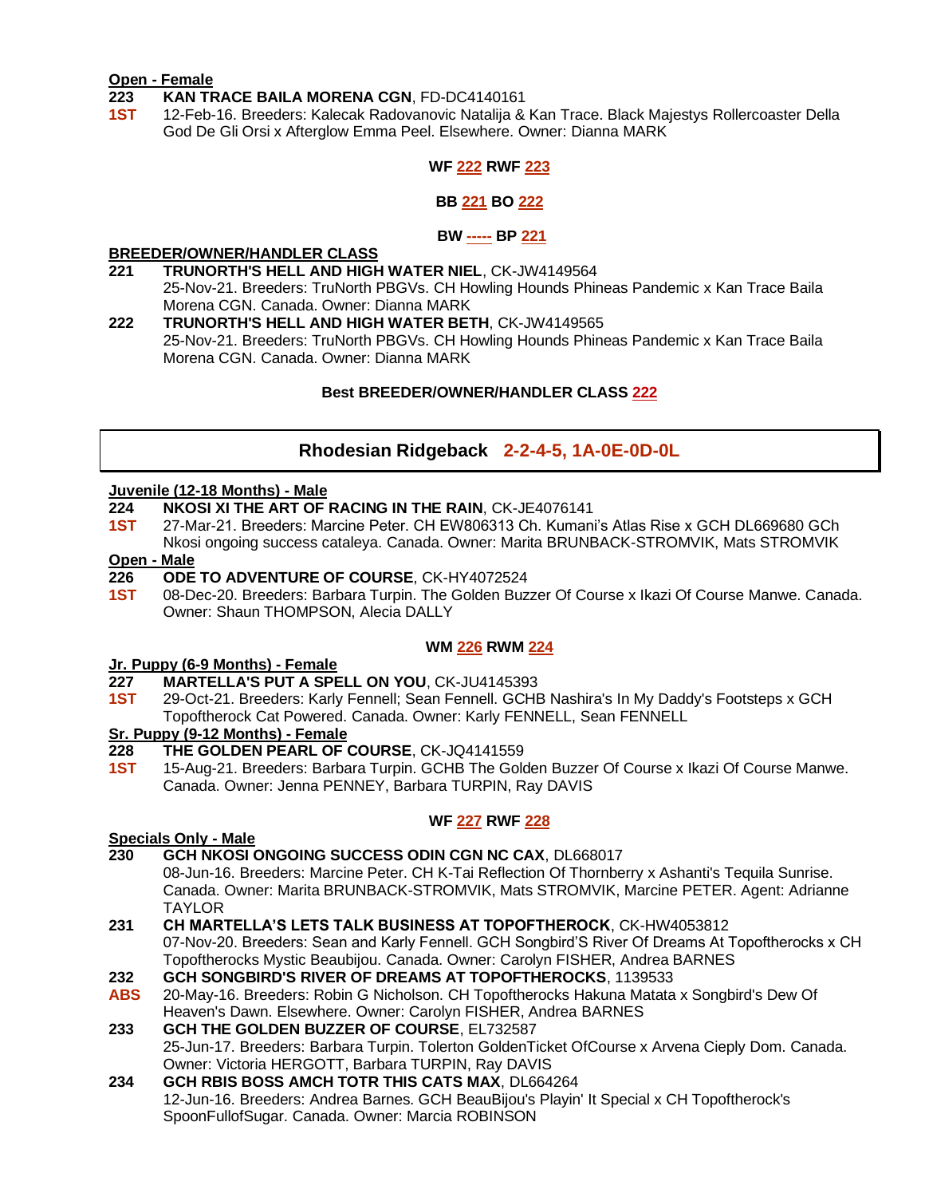**Open - Female**

**223** **KAN TRACE BAILA MORENA CGN**, FD-DC4140161
**1ST** 12-Feb-16. Breeders: Kalecak Radovanovic Natalija & Kan Trace. Black Majestys Rollercoaster Della God De Gli Orsi x Afterglow Emma Peel. Elsewhere. Owner: Dianna MARK

**WF 222 RWF 223**

**BB 221 BO 222**

**BW ----- BP 221**

**BREEDER/OWNER/HANDLER CLASS**

**221** **TRUNORTH'S HELL AND HIGH WATER NIEL**, CK-JW4149564
25-Nov-21. Breeders: TruNorth PBGVs. CH Howling Hounds Phineas Pandemic x Kan Trace Baila Morena CGN. Canada. Owner: Dianna MARK

**222** **TRUNORTH'S HELL AND HIGH WATER BETH**, CK-JW4149565
25-Nov-21. Breeders: TruNorth PBGVs. CH Howling Hounds Phineas Pandemic x Kan Trace Baila Morena CGN. Canada. Owner: Dianna MARK

**Best BREEDER/OWNER/HANDLER CLASS 222**

## Rhodesian Ridgeback 2-2-4-5, 1A-0E-0D-0L

**Juvenile (12-18 Months) - Male**

**224** **NKOSI XI THE ART OF RACING IN THE RAIN**, CK-JE4076141
**1ST** 27-Mar-21. Breeders: Marcine Peter. CH EW806313 Ch. Kumani's Atlas Rise x GCH DL669680 GCh Nkosi ongoing success cataleya. Canada. Owner: Marita BRUNBACK-STROMVIK, Mats STROMVIK

**Open - Male**

**226** **ODE TO ADVENTURE OF COURSE**, CK-HY4072524
**1ST** 08-Dec-20. Breeders: Barbara Turpin. The Golden Buzzer Of Course x Ikazi Of Course Manwe. Canada. Owner: Shaun THOMPSON, Alecia DALLY

**WM 226 RWM 224**

**Jr. Puppy (6-9 Months) - Female**

**227** **MARTELLA'S PUT A SPELL ON YOU**, CK-JU4145393
**1ST** 29-Oct-21. Breeders: Karly Fennell; Sean Fennell. GCHB Nashira's In My Daddy's Footsteps x GCH Topoftherock Cat Powered. Canada. Owner: Karly FENNELL, Sean FENNELL

**Sr. Puppy (9-12 Months) - Female**

**228** **THE GOLDEN PEARL OF COURSE**, CK-JQ4141559
**1ST** 15-Aug-21. Breeders: Barbara Turpin. GCHB The Golden Buzzer Of Course x Ikazi Of Course Manwe. Canada. Owner: Jenna PENNEY, Barbara TURPIN, Ray DAVIS

**WF 227 RWF 228**

**Specials Only - Male**

**230** **GCH NKOSI ONGOING SUCCESS ODIN CGN NC CAX**, DL668017
08-Jun-16. Breeders: Marcine Peter. CH K-Tai Reflection Of Thornberry x Ashanti's Tequila Sunrise. Canada. Owner: Marita BRUNBACK-STROMVIK, Mats STROMVIK, Marcine PETER. Agent: Adrianne TAYLOR

**231** **CH MARTELLA'S LETS TALK BUSINESS AT TOPOFTHEROCK**, CK-HW4053812
07-Nov-20. Breeders: Sean and Karly Fennell. GCH Songbird'S River Of Dreams At Topoftherocks x CH Topoftherocks Mystic Beaubijou. Canada. Owner: Carolyn FISHER, Andrea BARNES

**232** **GCH SONGBIRD'S RIVER OF DREAMS AT TOPOFTHEROCKS**, 1139533
**ABS** 20-May-16. Breeders: Robin G Nicholson. CH Topoftherocks Hakuna Matata x Songbird's Dew Of Heaven's Dawn. Elsewhere. Owner: Carolyn FISHER, Andrea BARNES

**233** **GCH THE GOLDEN BUZZER OF COURSE**, EL732587
25-Jun-17. Breeders: Barbara Turpin. Tolerton GoldenTicket OfCourse x Arvena Cieply Dom. Canada. Owner: Victoria HERGOTT, Barbara TURPIN, Ray DAVIS

**234** **GCH RBIS BOSS AMCH TOTR THIS CATS MAX**, DL664264
12-Jun-16. Breeders: Andrea Barnes. GCH BeauBijou's Playin' It Special x CH Topoftherock's SpoonFullofSugar. Canada. Owner: Marcia ROBINSON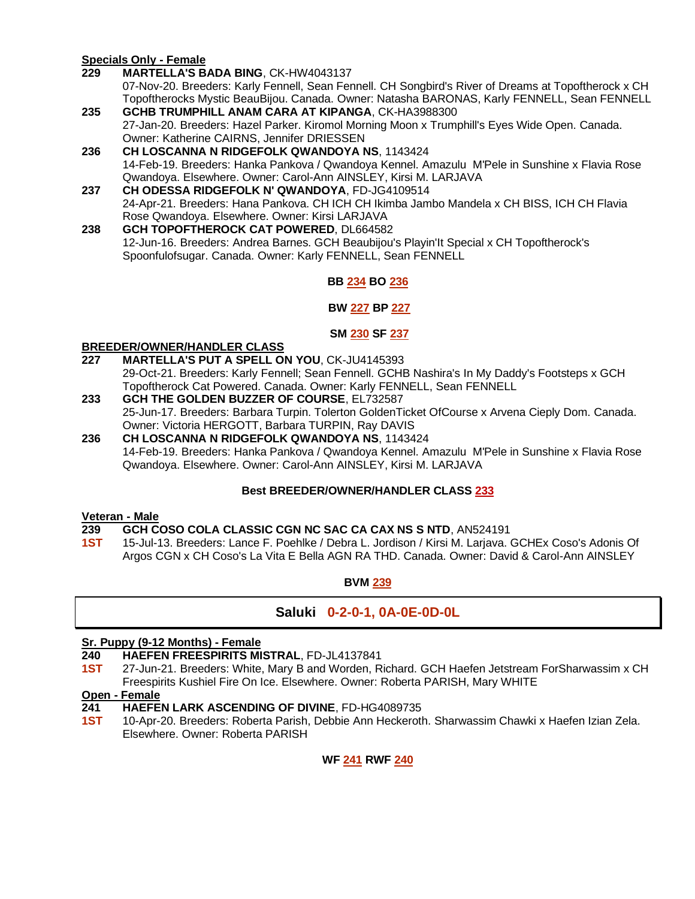**Specials Only - Female**

**229** **MARTELLA'S BADA BING**, CK-HW4043137
07-Nov-20. Breeders: Karly Fennell, Sean Fennell. CH Songbird's River of Dreams at Topoftherock x CH Topoftherocks Mystic BeauBijou. Canada. Owner: Natasha BARONAS, Karly FENNELL, Sean FENNELL

**235** **GCHB TRUMPHILL ANAM CARA AT KIPANGA**, CK-HA3988300
27-Jan-20. Breeders: Hazel Parker. Kiromol Morning Moon x Trumphill's Eyes Wide Open. Canada. Owner: Katherine CAIRNS, Jennifer DRIESSEN

**236** **CH LOSCANNA N RIDGEFOLK QWANDOYA NS**, 1143424
14-Feb-19. Breeders: Hanka Pankova / Qwandoya Kennel. Amazulu M'Pele in Sunshine x Flavia Rose Qwandoya. Elsewhere. Owner: Carol-Ann AINSLEY, Kirsi M. LARJAVA

**237** **CH ODESSA RIDGEFOLK N' QWANDOYA**, FD-JG4109514
24-Apr-21. Breeders: Hana Pankova. CH ICH CH Ikimba Jambo Mandela x CH BISS, ICH CH Flavia Rose Qwandoya. Elsewhere. Owner: Kirsi LARJAVA

**238** **GCH TOPOFTHEROCK CAT POWERED**, DL664582
12-Jun-16. Breeders: Andrea Barnes. GCH Beaubijou's Playin'It Special x CH Topoftherock's Spoonfulofsugar. Canada. Owner: Karly FENNELL, Sean FENNELL

**BB 234 BO 236**

**BW 227 BP 227**

**SM 230 SF 237**

**BREEDER/OWNER/HANDLER CLASS**

**227** **MARTELLA'S PUT A SPELL ON YOU**, CK-JU4145393
29-Oct-21. Breeders: Karly Fennell; Sean Fennell. GCHB Nashira's In My Daddy's Footsteps x GCH Topoftherock Cat Powered. Canada. Owner: Karly FENNELL, Sean FENNELL

**233** **GCH THE GOLDEN BUZZER OF COURSE**, EL732587
25-Jun-17. Breeders: Barbara Turpin. Tolerton GoldenTicket OfCourse x Arvena Cieply Dom. Canada. Owner: Victoria HERGOTT, Barbara TURPIN, Ray DAVIS

**236** **CH LOSCANNA N RIDGEFOLK QWANDOYA NS**, 1143424
14-Feb-19. Breeders: Hanka Pankova / Qwandoya Kennel. Amazulu M'Pele in Sunshine x Flavia Rose Qwandoya. Elsewhere. Owner: Carol-Ann AINSLEY, Kirsi M. LARJAVA

**Best BREEDER/OWNER/HANDLER CLASS 233**

**Veteran - Male**

**239** **GCH COSO COLA CLASSIC CGN NC SAC CA CAX NS S NTD**, AN524191
**1ST** 15-Jul-13. Breeders: Lance F. Poehlke / Debra L. Jordison / Kirsi M. Larjava. GCHEx Coso's Adonis Of Argos CGN x CH Coso's La Vita E Bella AGN RA THD. Canada. Owner: David & Carol-Ann AINSLEY

**BVM 239**

## Saluki 0-2-0-1, 0A-0E-0D-0L

**Sr. Puppy (9-12 Months) - Female**

**240** **HAEFEN FREESPIRITS MISTRAL**, FD-JL4137841
**1ST** 27-Jun-21. Breeders: White, Mary B and Worden, Richard. GCH Haefen Jetstream ForSharwassim x CH Freespirits Kushiel Fire On Ice. Elsewhere. Owner: Roberta PARISH, Mary WHITE

**Open - Female**

**241** **HAEFEN LARK ASCENDING OF DIVINE**, FD-HG4089735
**1ST** 10-Apr-20. Breeders: Roberta Parish, Debbie Ann Heckeroth. Sharwassim Chawki x Haefen Izian Zela. Elsewhere. Owner: Roberta PARISH

**WF 241 RWF 240**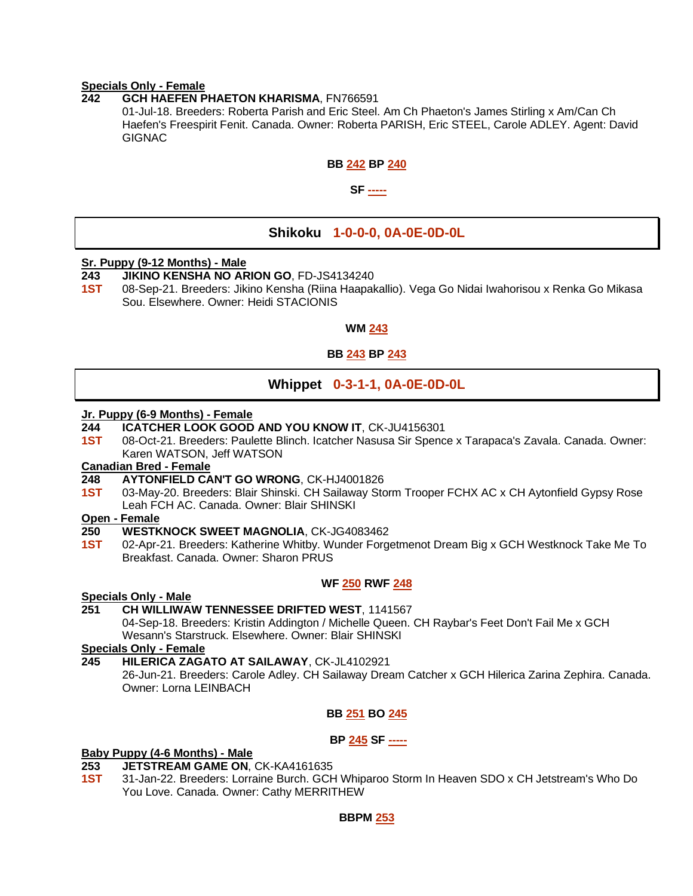**Specials Only - Female**

**242** **GCH HAEFEN PHAETON KHARISMA**, FN766591
01-Jul-18. Breeders: Roberta Parish and Eric Steel. Am Ch Phaeton's James Stirling x Am/Can Ch Haefen's Freespirit Fenit. Canada. Owner: Roberta PARISH, Eric STEEL, Carole ADLEY. Agent: David GIGNAC

**BB 242 BP 240**

**SF -----**

## Shikoku 1-0-0-0, 0A-0E-0D-0L

**Sr. Puppy (9-12 Months) - Male**

**243** **JIKINO KENSHA NO ARION GO**, FD-JS4134240
**1ST** 08-Sep-21. Breeders: Jikino Kensha (Riina Haapakallio). Vega Go Nidai Iwahorisou x Renka Go Mikasa Sou. Elsewhere. Owner: Heidi STACIONIS

**WM 243**

**BB 243 BP 243**

## Whippet 0-3-1-1, 0A-0E-0D-0L

**Jr. Puppy (6-9 Months) - Female**

**244** **ICATCHER LOOK GOOD AND YOU KNOW IT**, CK-JU4156301
**1ST** 08-Oct-21. Breeders: Paulette Blinch. Icatcher Nasusa Sir Spence x Tarapaca's Zavala. Canada. Owner: Karen WATSON, Jeff WATSON

**Canadian Bred - Female**

**248** **AYTONFIELD CAN'T GO WRONG**, CK-HJ4001826
**1ST** 03-May-20. Breeders: Blair Shinski. CH Sailaway Storm Trooper FCHX AC x CH Aytonfield Gypsy Rose Leah FCH AC. Canada. Owner: Blair SHINSKI

**Open - Female**

**250** **WESTKNOCK SWEET MAGNOLIA**, CK-JG4083462
**1ST** 02-Apr-21. Breeders: Katherine Whitby. Wunder Forgetmenot Dream Big x GCH Westknock Take Me To Breakfast. Canada. Owner: Sharon PRUS

**WF 250 RWF 248**

**Specials Only - Male**

**251** **CH WILLIWAW TENNESSEE DRIFTED WEST**, 1141567
04-Sep-18. Breeders: Kristin Addington / Michelle Queen. CH Raybar's Feet Don't Fail Me x GCH Wesann's Starstruck. Elsewhere. Owner: Blair SHINSKI

**Specials Only - Female**

**245** **HILERICA ZAGATO AT SAILAWAY**, CK-JL4102921
26-Jun-21. Breeders: Carole Adley. CH Sailaway Dream Catcher x GCH Hilerica Zarina Zephira. Canada. Owner: Lorna LEINBACH

**BB 251 BO 245**

**BP 245 SF -----**

**Baby Puppy (4-6 Months) - Male**

**253** **JETSTREAM GAME ON**, CK-KA4161635
**1ST** 31-Jan-22. Breeders: Lorraine Burch. GCH Whiparoo Storm In Heaven SDO x CH Jetstream's Who Do You Love. Canada. Owner: Cathy MERRITHEW

**BBPM 253**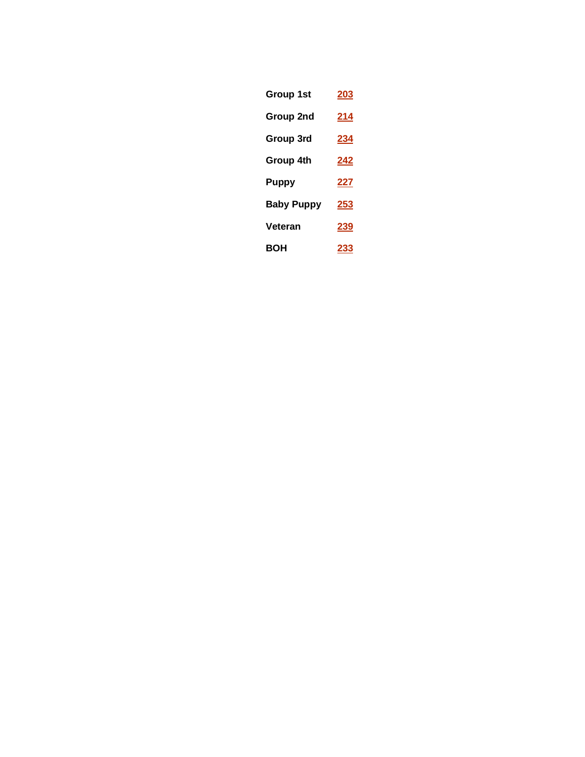| | |
|---|---|
| **Group 1st** | **203** |
| **Group 2nd** | **214** |
| **Group 3rd** | **234** |
| **Group 4th** | **242** |
| **Puppy** | **227** |
| **Baby Puppy** | **253** |
| **Veteran** | **239** |
| **BOH** | **233** |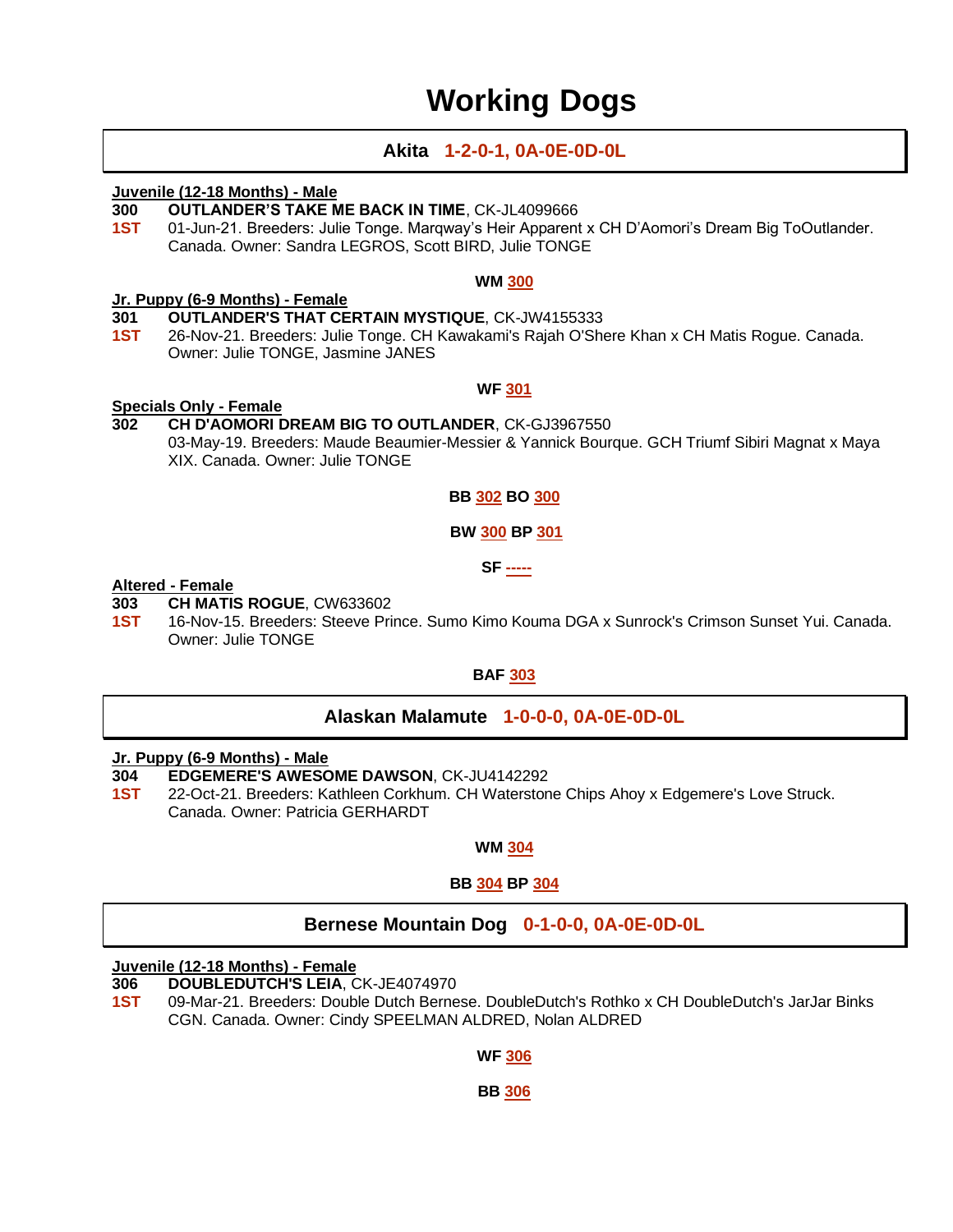# Working Dogs

## Akita 1-2-0-1, 0A-0E-0D-0L

**Juvenile (12-18 Months) - Male**

**300** **OUTLANDER'S TAKE ME BACK IN TIME**, CK-JL4099666
**1ST** 01-Jun-21. Breeders: Julie Tonge. Marqway's Heir Apparent x CH D'Aomori's Dream Big ToOutlander. Canada. Owner: Sandra LEGROS, Scott BIRD, Julie TONGE

**WM 300**

**Jr. Puppy (6-9 Months) - Female**

**301** **OUTLANDER'S THAT CERTAIN MYSTIQUE**, CK-JW4155333
**1ST** 26-Nov-21. Breeders: Julie Tonge. CH Kawakami's Rajah O'Shere Khan x CH Matis Rogue. Canada. Owner: Julie TONGE, Jasmine JANES

**WF 301**

**Specials Only - Female**

**302** **CH D'AOMORI DREAM BIG TO OUTLANDER**, CK-GJ3967550
03-May-19. Breeders: Maude Beaumier-Messier & Yannick Bourque. GCH Triumf Sibiri Magnat x Maya XIX. Canada. Owner: Julie TONGE

**BB 302 BO 300**

**BW 300 BP 301**

**SF -----**

**Altered - Female**

**303** **CH MATIS ROGUE**, CW633602
**1ST** 16-Nov-15. Breeders: Steeve Prince. Sumo Kimo Kouma DGA x Sunrock's Crimson Sunset Yui. Canada. Owner: Julie TONGE

**BAF 303**

## Alaskan Malamute 1-0-0-0, 0A-0E-0D-0L

**Jr. Puppy (6-9 Months) - Male**

**304** **EDGEMERE'S AWESOME DAWSON**, CK-JU4142292
**1ST** 22-Oct-21. Breeders: Kathleen Corkhum. CH Waterstone Chips Ahoy x Edgemere's Love Struck. Canada. Owner: Patricia GERHARDT

**WM 304**

**BB 304 BP 304**

## Bernese Mountain Dog 0-1-0-0, 0A-0E-0D-0L

**Juvenile (12-18 Months) - Female**

**306** **DOUBLEDUTCH'S LEIA**, CK-JE4074970
**1ST** 09-Mar-21. Breeders: Double Dutch Bernese. DoubleDutch's Rothko x CH DoubleDutch's JarJar Binks CGN. Canada. Owner: Cindy SPEELMAN ALDRED, Nolan ALDRED

**WF 306**

**BB 306**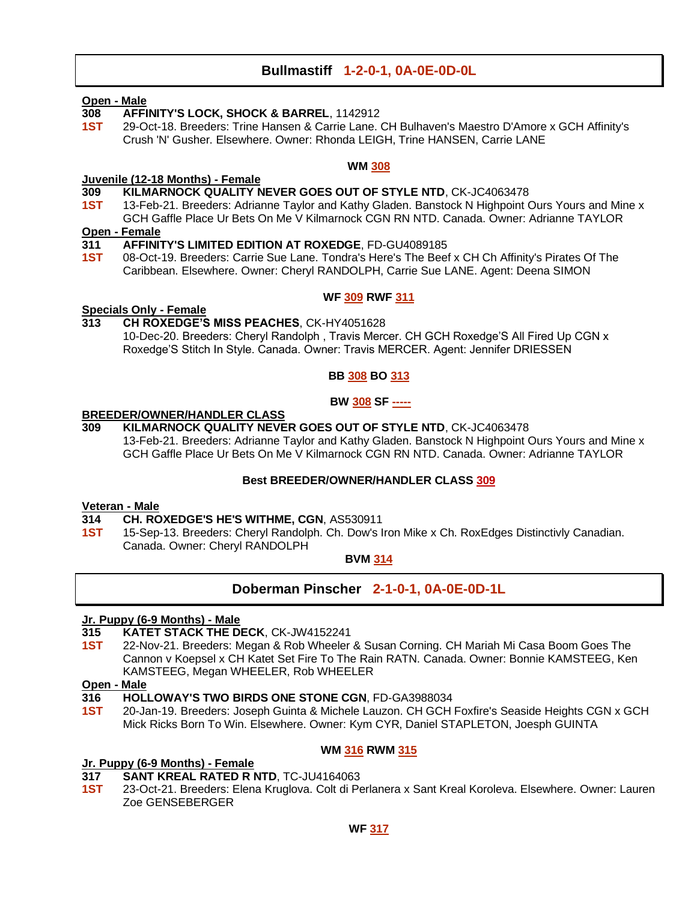## Bullmastiff 1-2-0-1, 0A-0E-0D-0L

**Open - Male**

**308** **AFFINITY'S LOCK, SHOCK & BARREL**, 1142912
**1ST** 29-Oct-18. Breeders: Trine Hansen & Carrie Lane. CH Bulhaven's Maestro D'Amore x GCH Affinity's Crush 'N' Gusher. Elsewhere. Owner: Rhonda LEIGH, Trine HANSEN, Carrie LANE

**WM 308**

**Juvenile (12-18 Months) - Female**

**309** **KILMARNOCK QUALITY NEVER GOES OUT OF STYLE NTD**, CK-JC4063478
**1ST** 13-Feb-21. Breeders: Adrianne Taylor and Kathy Gladen. Banstock N Highpoint Ours Yours and Mine x GCH Gaffle Place Ur Bets On Me V Kilmarnock CGN RN NTD. Canada. Owner: Adrianne TAYLOR

**Open - Female**

**311** **AFFINITY'S LIMITED EDITION AT ROXEDGE**, FD-GU4089185
**1ST** 08-Oct-19. Breeders: Carrie Sue Lane. Tondra's Here's The Beef x CH Ch Affinity's Pirates Of The Caribbean. Elsewhere. Owner: Cheryl RANDOLPH, Carrie Sue LANE. Agent: Deena SIMON

**WF 309 RWF 311**

**Specials Only - Female**

**313** **CH ROXEDGE'S MISS PEACHES**, CK-HY4051628
10-Dec-20. Breeders: Cheryl Randolph , Travis Mercer. CH GCH Roxedge'S All Fired Up CGN x Roxedge'S Stitch In Style. Canada. Owner: Travis MERCER. Agent: Jennifer DRIESSEN

**BB 308 BO 313**

**BW 308 SF -----**

**BREEDER/OWNER/HANDLER CLASS**

**309** **KILMARNOCK QUALITY NEVER GOES OUT OF STYLE NTD**, CK-JC4063478
13-Feb-21. Breeders: Adrianne Taylor and Kathy Gladen. Banstock N Highpoint Ours Yours and Mine x GCH Gaffle Place Ur Bets On Me V Kilmarnock CGN RN NTD. Canada. Owner: Adrianne TAYLOR

**Best BREEDER/OWNER/HANDLER CLASS 309**

**Veteran - Male**

**314** **CH. ROXEDGE'S HE'S WITHME, CGN**, AS530911
**1ST** 15-Sep-13. Breeders: Cheryl Randolph. Ch. Dow's Iron Mike x Ch. RoxEdges Distinctivly Canadian. Canada. Owner: Cheryl RANDOLPH

**BVM 314**

## Doberman Pinscher 2-1-0-1, 0A-0E-0D-1L

**Jr. Puppy (6-9 Months) - Male**

**315** **KATET STACK THE DECK**, CK-JW4152241
**1ST** 22-Nov-21. Breeders: Megan & Rob Wheeler & Susan Corning. CH Mariah Mi Casa Boom Goes The Cannon v Koepsel x CH Katet Set Fire To The Rain RATN. Canada. Owner: Bonnie KAMSTEEG, Ken KAMSTEEG, Megan WHEELER, Rob WHEELER

**Open - Male**

**316** **HOLLOWAY'S TWO BIRDS ONE STONE CGN**, FD-GA3988034
**1ST** 20-Jan-19. Breeders: Joseph Guinta & Michele Lauzon. CH GCH Foxfire's Seaside Heights CGN x GCH Mick Ricks Born To Win. Elsewhere. Owner: Kym CYR, Daniel STAPLETON, Joesph GUINTA

**WM 316 RWM 315**

**Jr. Puppy (6-9 Months) - Female**

**317** **SANT KREAL RATED R NTD**, TC-JU4164063
**1ST** 23-Oct-21. Breeders: Elena Kruglova. Colt di Perlanera x Sant Kreal Koroleva. Elsewhere. Owner: Lauren Zoe GENSEBERGER

**WF 317**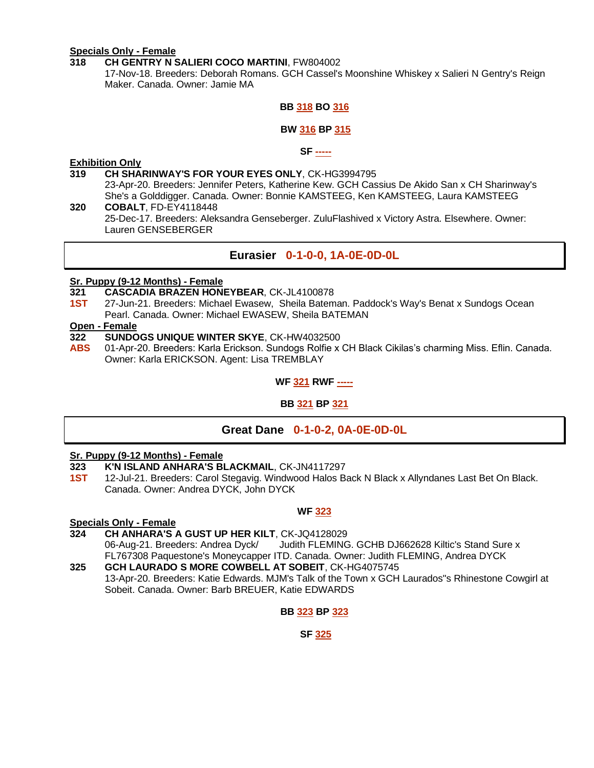**Specials Only - Female**

**318** **CH GENTRY N SALIERI COCO MARTINI**, FW804002
17-Nov-18. Breeders: Deborah Romans. GCH Cassel's Moonshine Whiskey x Salieri N Gentry's Reign Maker. Canada. Owner: Jamie MA

**BB 318 BO 316**

**BW 316 BP 315**

**SF -----**

**Exhibition Only**

**319** **CH SHARINWAY'S FOR YOUR EYES ONLY**, CK-HG3994795
23-Apr-20. Breeders: Jennifer Peters, Katherine Kew. GCH Cassius De Akido San x CH Sharinway's She's a Golddigger. Canada. Owner: Bonnie KAMSTEEG, Ken KAMSTEEG, Laura KAMSTEEG

**320** **COBALT**, FD-EY4118448
25-Dec-17. Breeders: Aleksandra Genseberger. ZuluFlashived x Victory Astra. Elsewhere. Owner: Lauren GENSEBERGER

## Eurasier 0-1-0-0, 1A-0E-0D-0L

**Sr. Puppy (9-12 Months) - Female**

**321** **CASCADIA BRAZEN HONEYBEAR**, CK-JL4100878
**1ST** 27-Jun-21. Breeders: Michael Ewasew, Sheila Bateman. Paddock's Way's Benat x Sundogs Ocean Pearl. Canada. Owner: Michael EWASEW, Sheila BATEMAN

**Open - Female**

**322** **SUNDOGS UNIQUE WINTER SKYE**, CK-HW4032500
**ABS** 01-Apr-20. Breeders: Karla Erickson. Sundogs Rolfie x CH Black Cikilas's charming Miss. Eflin. Canada. Owner: Karla ERICKSON. Agent: Lisa TREMBLAY

**WF 321 RWF -----**

**BB 321 BP 321**

## Great Dane 0-1-0-2, 0A-0E-0D-0L

**Sr. Puppy (9-12 Months) - Female**

**323** **K'N ISLAND ANHARA'S BLACKMAIL**, CK-JN4117297
**1ST** 12-Jul-21. Breeders: Carol Stegavig. Windwood Halos Back N Black x Allyndanes Last Bet On Black. Canada. Owner: Andrea DYCK, John DYCK

**WF 323**

**Specials Only - Female**

**324** **CH ANHARA'S A GUST UP HER KILT**, CK-JQ4128029
06-Aug-21. Breeders: Andrea Dyck/ Judith FLEMING. GCHB DJ662628 Kiltic's Stand Sure x FL767308 Paquestone's Moneycapper ITD. Canada. Owner: Judith FLEMING, Andrea DYCK

**325** **GCH LAURADO S MORE COWBELL AT SOBEIT**, CK-HG4075745
13-Apr-20. Breeders: Katie Edwards. MJM's Talk of the Town x GCH Laurados''s Rhinestone Cowgirl at Sobeit. Canada. Owner: Barb BREUER, Katie EDWARDS

**BB 323 BP 323**

**SF 325**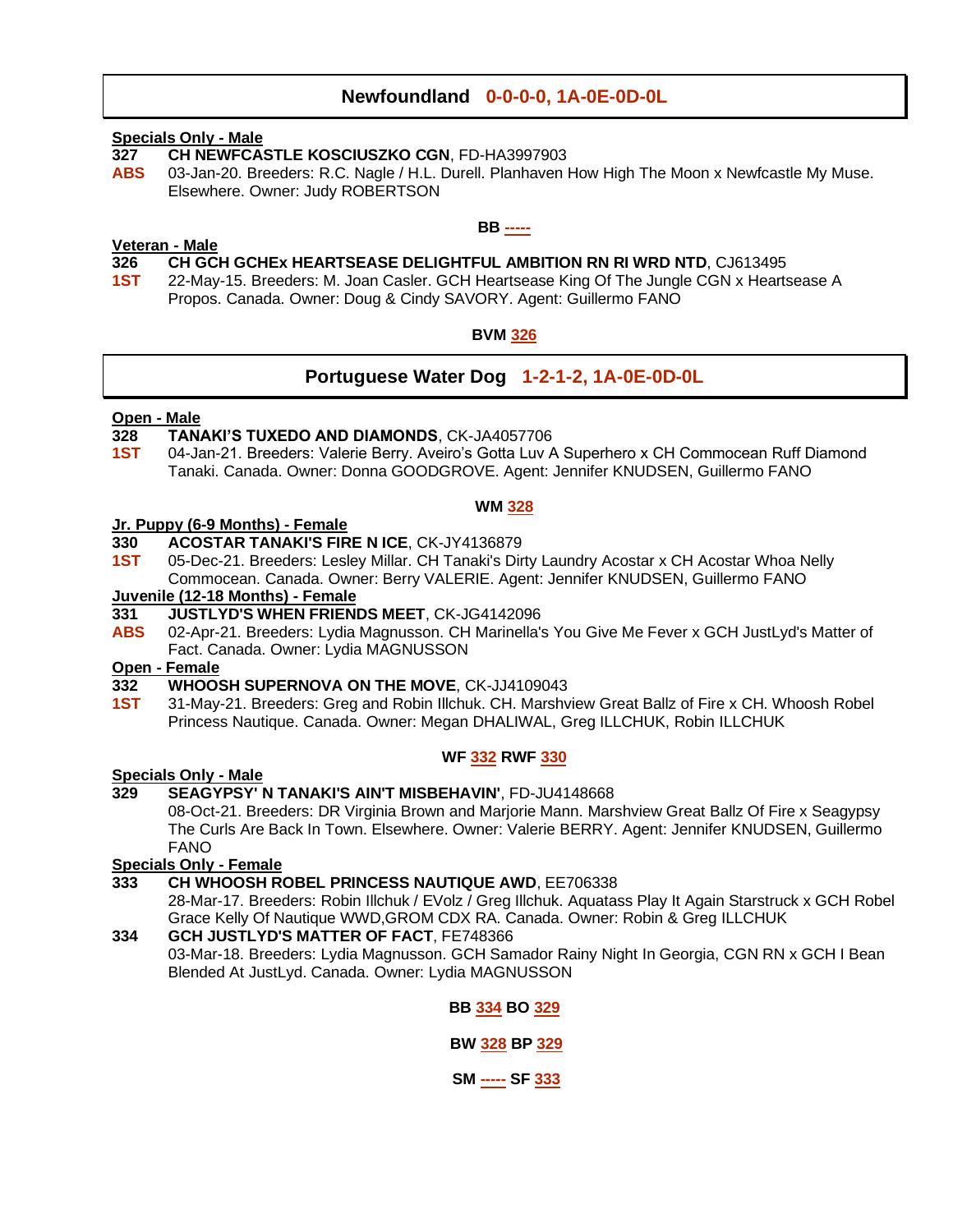## Newfoundland 0-0-0-0, 1A-0E-0D-0L

**Specials Only - Male**

**327** **CH NEWFCASTLE KOSCIUSZKO CGN**, FD-HA3997903
**ABS** 03-Jan-20. Breeders: R.C. Nagle / H.L. Durell. Planhaven How High The Moon x Newfcastle My Muse. Elsewhere. Owner: Judy ROBERTSON

**BB -----**

**Veteran - Male**

**326** **CH GCH GCHEx HEARTSEASE DELIGHTFUL AMBITION RN RI WRD NTD**, CJ613495
**1ST** 22-May-15. Breeders: M. Joan Casler. GCH Heartsease King Of The Jungle CGN x Heartsease A Propos. Canada. Owner: Doug & Cindy SAVORY. Agent: Guillermo FANO

**BVM 326**

## Portuguese Water Dog 1-2-1-2, 1A-0E-0D-0L

**Open - Male**

**328** **TANAKI'S TUXEDO AND DIAMONDS**, CK-JA4057706
**1ST** 04-Jan-21. Breeders: Valerie Berry. Aveiro's Gotta Luv A Superhero x CH Commocean Ruff Diamond Tanaki. Canada. Owner: Donna GOODGROVE. Agent: Jennifer KNUDSEN, Guillermo FANO

**WM 328**

**Jr. Puppy (6-9 Months) - Female**

**330** **ACOSTAR TANAKI'S FIRE N ICE**, CK-JY4136879
**1ST** 05-Dec-21. Breeders: Lesley Millar. CH Tanaki's Dirty Laundry Acostar x CH Acostar Whoa Nelly Commocean. Canada. Owner: Berry VALERIE. Agent: Jennifer KNUDSEN, Guillermo FANO

**Juvenile (12-18 Months) - Female**

**331** **JUSTLYD'S WHEN FRIENDS MEET**, CK-JG4142096
**ABS** 02-Apr-21. Breeders: Lydia Magnusson. CH Marinella's You Give Me Fever x GCH JustLyd's Matter of Fact. Canada. Owner: Lydia MAGNUSSON

**Open - Female**

**332** **WHOOSH SUPERNOVA ON THE MOVE**, CK-JJ4109043
**1ST** 31-May-21. Breeders: Greg and Robin Illchuk. CH. Marshview Great Ballz of Fire x CH. Whoosh Robel Princess Nautique. Canada. Owner: Megan DHALIWAL, Greg ILLCHUK, Robin ILLCHUK

**WF 332 RWF 330**

**Specials Only - Male**

**329** **SEAGYPSY' N TANAKI'S AIN'T MISBEHAVIN'**, FD-JU4148668
08-Oct-21. Breeders: DR Virginia Brown and Marjorie Mann. Marshview Great Ballz Of Fire x Seagypsy The Curls Are Back In Town. Elsewhere. Owner: Valerie BERRY. Agent: Jennifer KNUDSEN, Guillermo FANO

**Specials Only - Female**

**333** **CH WHOOSH ROBEL PRINCESS NAUTIQUE AWD**, EE706338
28-Mar-17. Breeders: Robin Illchuk / EVolz / Greg Illchuk. Aquatass Play It Again Starstruck x GCH Robel Grace Kelly Of Nautique WWD,GROM CDX RA. Canada. Owner: Robin & Greg ILLCHUK

**334** **GCH JUSTLYD'S MATTER OF FACT**, FE748366
03-Mar-18. Breeders: Lydia Magnusson. GCH Samador Rainy Night In Georgia, CGN RN x GCH I Bean Blended At JustLyd. Canada. Owner: Lydia MAGNUSSON

**BB 334 BO 329**

**BW 328 BP 329**

**SM ----- SF 333**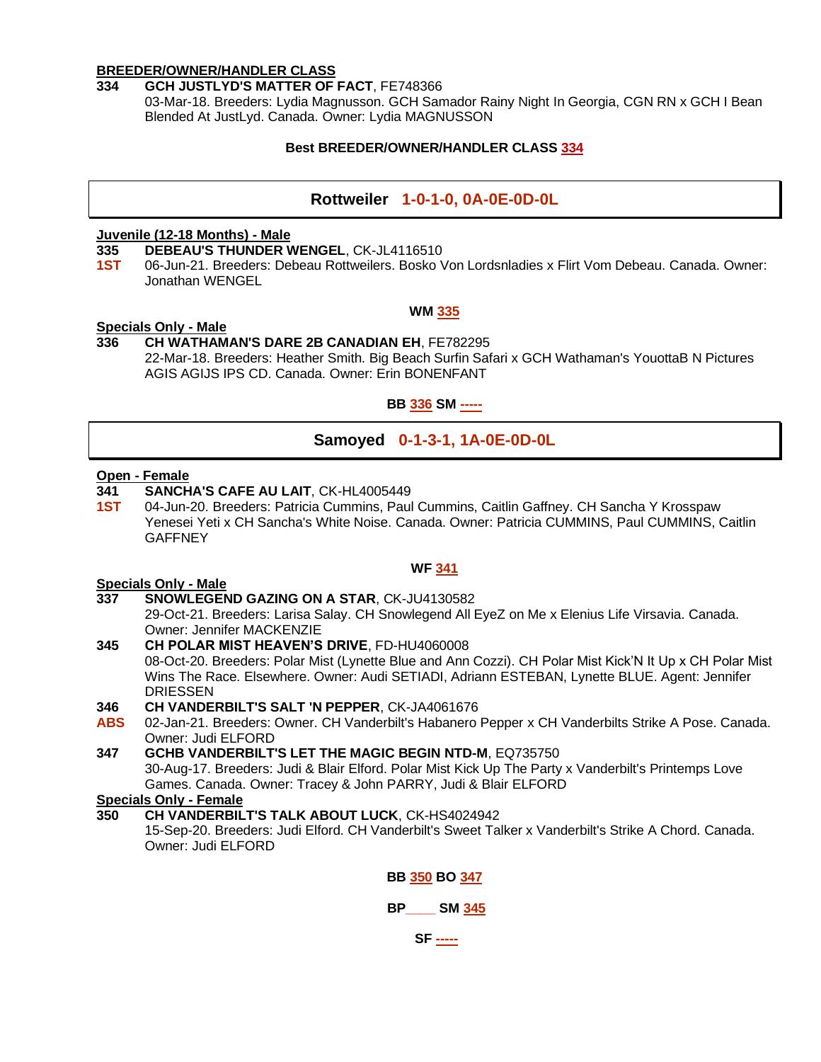**BREEDER/OWNER/HANDLER CLASS**

**334** **GCH JUSTLYD'S MATTER OF FACT**, FE748366
03-Mar-18. Breeders: Lydia Magnusson. GCH Samador Rainy Night In Georgia, CGN RN x GCH I Bean Blended At JustLyd. Canada. Owner: Lydia MAGNUSSON

**Best BREEDER/OWNER/HANDLER CLASS 334**

## Rottweiler 1-0-1-0, 0A-0E-0D-0L

**Juvenile (12-18 Months) - Male**

**335** **DEBEAU'S THUNDER WENGEL**, CK-JL4116510
**1ST** 06-Jun-21. Breeders: Debeau Rottweilers. Bosko Von Lordsnladies x Flirt Vom Debeau. Canada. Owner: Jonathan WENGEL

**WM 335**

**Specials Only - Male**

**336** **CH WATHAMAN'S DARE 2B CANADIAN EH**, FE782295
22-Mar-18. Breeders: Heather Smith. Big Beach Surfin Safari x GCH Wathaman's YouottaB N Pictures AGIS AGIJS IPS CD. Canada. Owner: Erin BONENFANT

**BB 336 SM -----**

## Samoyed 0-1-3-1, 1A-0E-0D-0L

**Open - Female**

**341** **SANCHA'S CAFE AU LAIT**, CK-HL4005449
**1ST** 04-Jun-20. Breeders: Patricia Cummins, Paul Cummins, Caitlin Gaffney. CH Sancha Y Krosspaw Yenesei Yeti x CH Sancha's White Noise. Canada. Owner: Patricia CUMMINS, Paul CUMMINS, Caitlin GAFFNEY

**WF 341**

**Specials Only - Male**

**337** **SNOWLEGEND GAZING ON A STAR**, CK-JU4130582
29-Oct-21. Breeders: Larisa Salay. CH Snowlegend All EyeZ on Me x Elenius Life Virsavia. Canada. Owner: Jennifer MACKENZIE

**345** **CH POLAR MIST HEAVEN'S DRIVE**, FD-HU4060008
08-Oct-20. Breeders: Polar Mist (Lynette Blue and Ann Cozzi). CH Polar Mist Kick'N It Up x CH Polar Mist Wins The Race. Elsewhere. Owner: Audi SETIADI, Adriann ESTEBAN, Lynette BLUE. Agent: Jennifer DRIESSEN

**346** **CH VANDERBILT'S SALT 'N PEPPER**, CK-JA4061676
**ABS** 02-Jan-21. Breeders: Owner. CH Vanderbilt's Habanero Pepper x CH Vanderbilts Strike A Pose. Canada. Owner: Judi ELFORD

**347** **GCHB VANDERBILT'S LET THE MAGIC BEGIN NTD-M**, EQ735750
30-Aug-17. Breeders: Judi & Blair Elford. Polar Mist Kick Up The Party x Vanderbilt's Printemps Love Games. Canada. Owner: Tracey & John PARRY, Judi & Blair ELFORD

**Specials Only - Female**

**350** **CH VANDERBILT'S TALK ABOUT LUCK**, CK-HS4024942
15-Sep-20. Breeders: Judi Elford. CH Vanderbilt's Sweet Talker x Vanderbilt's Strike A Chord. Canada. Owner: Judi ELFORD

**BB 350 BO 347**

**BP____ SM 345**

**SF -----**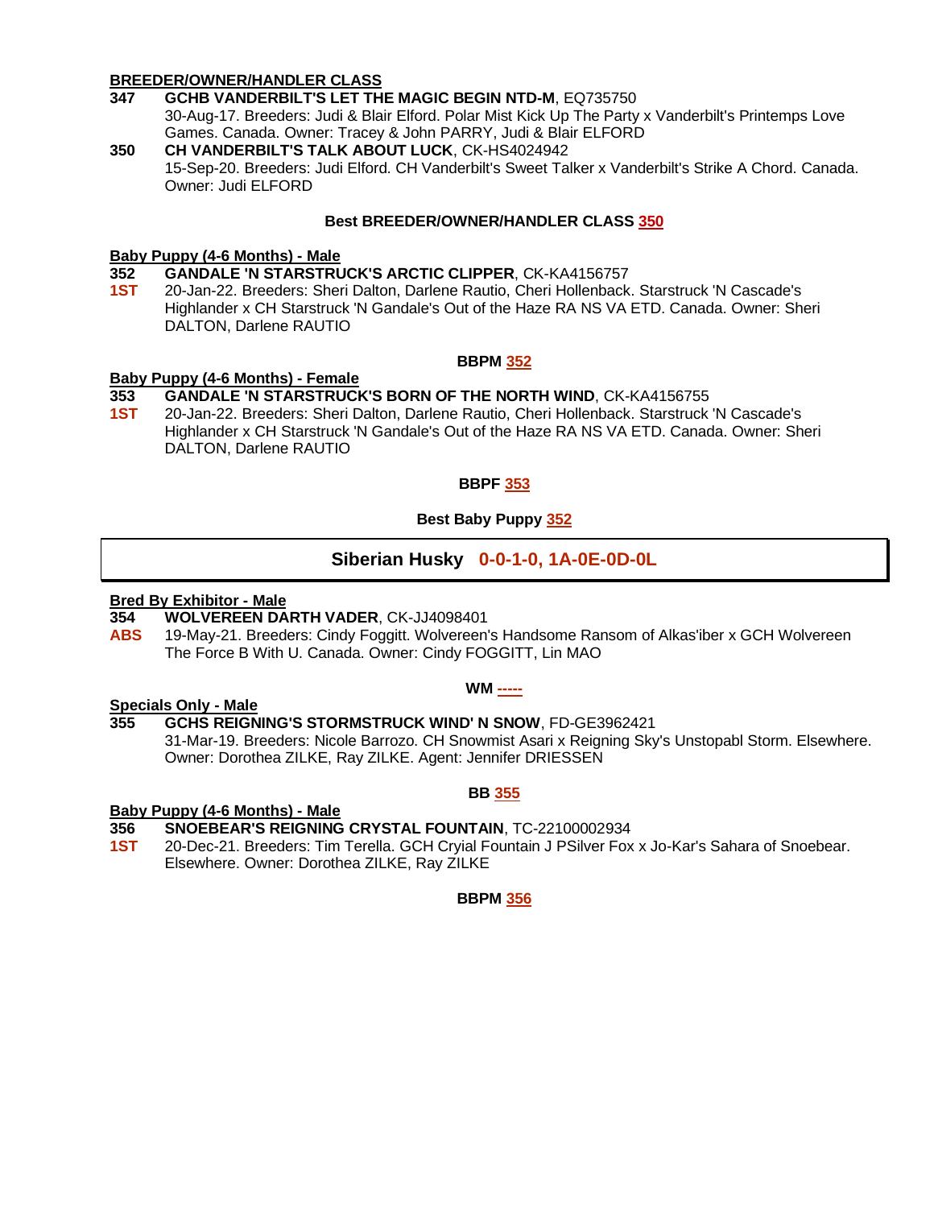**BREEDER/OWNER/HANDLER CLASS**

**347** **GCHB VANDERBILT'S LET THE MAGIC BEGIN NTD-M**, EQ735750
30-Aug-17. Breeders: Judi & Blair Elford. Polar Mist Kick Up The Party x Vanderbilt's Printemps Love Games. Canada. Owner: Tracey & John PARRY, Judi & Blair ELFORD

**350** **CH VANDERBILT'S TALK ABOUT LUCK**, CK-HS4024942
15-Sep-20. Breeders: Judi Elford. CH Vanderbilt's Sweet Talker x Vanderbilt's Strike A Chord. Canada. Owner: Judi ELFORD

**Best BREEDER/OWNER/HANDLER CLASS 350**

**Baby Puppy (4-6 Months) - Male**

**352** **GANDALE 'N STARSTRUCK'S ARCTIC CLIPPER**, CK-KA4156757
**1ST** 20-Jan-22. Breeders: Sheri Dalton, Darlene Rautio, Cheri Hollenback. Starstruck 'N Cascade's Highlander x CH Starstruck 'N Gandale's Out of the Haze RA NS VA ETD. Canada. Owner: Sheri DALTON, Darlene RAUTIO

**BBPM 352**

**Baby Puppy (4-6 Months) - Female**

**353** **GANDALE 'N STARSTRUCK'S BORN OF THE NORTH WIND**, CK-KA4156755
**1ST** 20-Jan-22. Breeders: Sheri Dalton, Darlene Rautio, Cheri Hollenback. Starstruck 'N Cascade's Highlander x CH Starstruck 'N Gandale's Out of the Haze RA NS VA ETD. Canada. Owner: Sheri DALTON, Darlene RAUTIO

**BBPF 353**

**Best Baby Puppy 352**

## Siberian Husky 0-0-1-0, 1A-0E-0D-0L

**Bred By Exhibitor - Male**

**354** **WOLVEREEN DARTH VADER**, CK-JJ4098401
**ABS** 19-May-21. Breeders: Cindy Foggitt. Wolvereen's Handsome Ransom of Alkas'iber x GCH Wolvereen The Force B With U. Canada. Owner: Cindy FOGGITT, Lin MAO

**WM -----**

**Specials Only - Male**

**355** **GCHS REIGNING'S STORMSTRUCK WIND' N SNOW**, FD-GE3962421
31-Mar-19. Breeders: Nicole Barrozo. CH Snowmist Asari x Reigning Sky's Unstopabl Storm. Elsewhere. Owner: Dorothea ZILKE, Ray ZILKE. Agent: Jennifer DRIESSEN

**BB 355**

**Baby Puppy (4-6 Months) - Male**

**356** **SNOEBEAR'S REIGNING CRYSTAL FOUNTAIN**, TC-22100002934
**1ST** 20-Dec-21. Breeders: Tim Terella. GCH Cryial Fountain J PSilver Fox x Jo-Kar's Sahara of Snoebear. Elsewhere. Owner: Dorothea ZILKE, Ray ZILKE

**BBPM 356**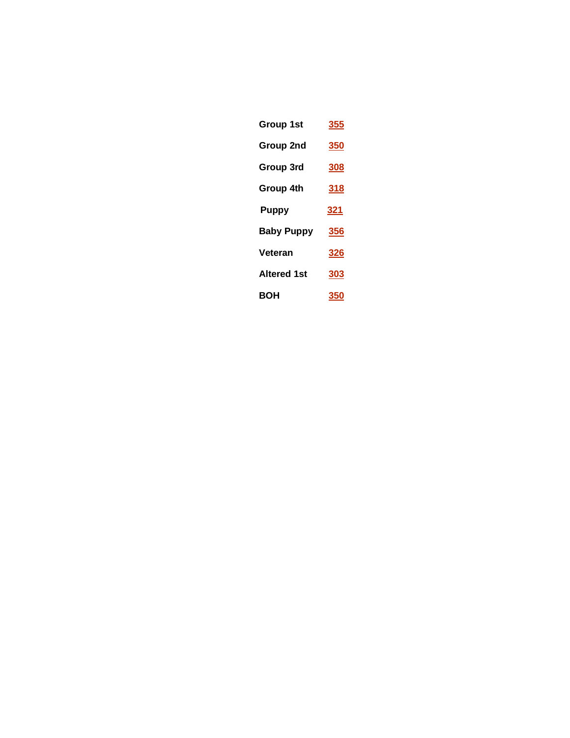| | |
|---|---|
| **Group 1st** | **355** |
| **Group 2nd** | **350** |
| **Group 3rd** | **308** |
| **Group 4th** | **318** |
| **Puppy** | **321** |
| **Baby Puppy** | **356** |
| **Veteran** | **326** |
| **Altered 1st** | **303** |
| **BOH** | **350** |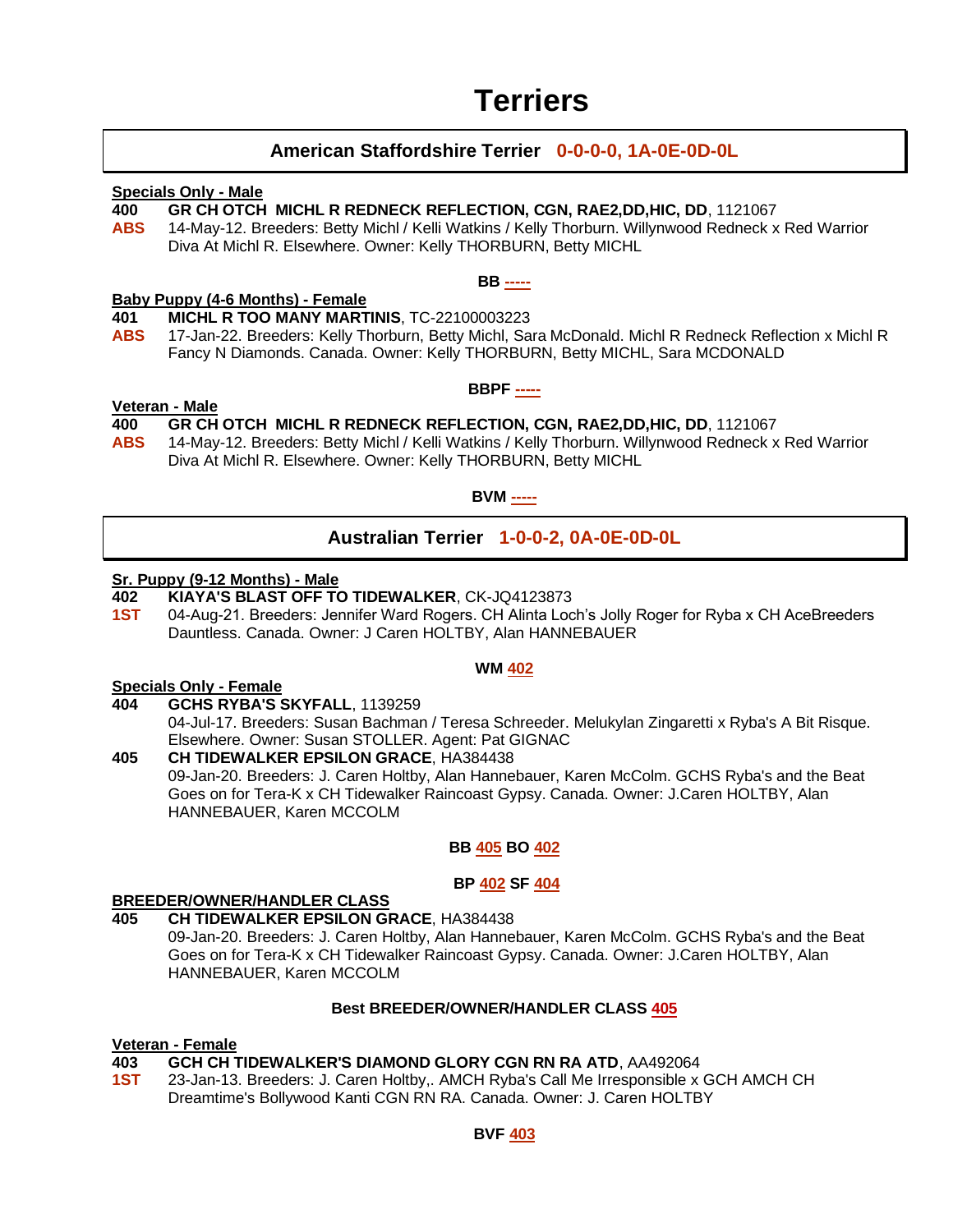# Terriers

## American Staffordshire Terrier 0-0-0-0, 1A-0E-0D-0L

**Specials Only - Male**

**400** **GR CH OTCH MICHL R REDNECK REFLECTION, CGN, RAE2,DD,HIC, DD**, 1121067
**ABS** 14-May-12. Breeders: Betty Michl / Kelli Watkins / Kelly Thorburn. Willynwood Redneck x Red Warrior Diva At Michl R. Elsewhere. Owner: Kelly THORBURN, Betty MICHL

**BB -----**

**Baby Puppy (4-6 Months) - Female**

**401** **MICHL R TOO MANY MARTINIS**, TC-22100003223
**ABS** 17-Jan-22. Breeders: Kelly Thorburn, Betty Michl, Sara McDonald. Michl R Redneck Reflection x Michl R Fancy N Diamonds. Canada. Owner: Kelly THORBURN, Betty MICHL, Sara MCDONALD

**BBPF -----**

**Veteran - Male**

**400** **GR CH OTCH MICHL R REDNECK REFLECTION, CGN, RAE2,DD,HIC, DD**, 1121067
**ABS** 14-May-12. Breeders: Betty Michl / Kelli Watkins / Kelly Thorburn. Willynwood Redneck x Red Warrior Diva At Michl R. Elsewhere. Owner: Kelly THORBURN, Betty MICHL

**BVM -----**

## Australian Terrier 1-0-0-2, 0A-0E-0D-0L

**Sr. Puppy (9-12 Months) - Male**

**402** **KIAYA'S BLAST OFF TO TIDEWALKER**, CK-JQ4123873
**1ST** 04-Aug-21. Breeders: Jennifer Ward Rogers. CH Alinta Loch's Jolly Roger for Ryba x CH AceBreeders Dauntless. Canada. Owner: J Caren HOLTBY, Alan HANNEBAUER

**WM 402**

**Specials Only - Female**

**404** **GCHS RYBA'S SKYFALL**, 1139259
04-Jul-17. Breeders: Susan Bachman / Teresa Schreeder. Melukylan Zingaretti x Ryba's A Bit Risque. Elsewhere. Owner: Susan STOLLER. Agent: Pat GIGNAC

**405** **CH TIDEWALKER EPSILON GRACE**, HA384438
09-Jan-20. Breeders: J. Caren Holtby, Alan Hannebauer, Karen McColm. GCHS Ryba's and the Beat Goes on for Tera-K x CH Tidewalker Raincoast Gypsy. Canada. Owner: J.Caren HOLTBY, Alan HANNEBAUER, Karen MCCOLM

**BB 405 BO 402**

**BP 402 SF 404**

**BREEDER/OWNER/HANDLER CLASS**

**405** **CH TIDEWALKER EPSILON GRACE**, HA384438
09-Jan-20. Breeders: J. Caren Holtby, Alan Hannebauer, Karen McColm. GCHS Ryba's and the Beat Goes on for Tera-K x CH Tidewalker Raincoast Gypsy. Canada. Owner: J.Caren HOLTBY, Alan HANNEBAUER, Karen MCCOLM

**Best BREEDER/OWNER/HANDLER CLASS 405**

**Veteran - Female**

**403** **GCH CH TIDEWALKER'S DIAMOND GLORY CGN RN RA ATD**, AA492064
**1ST** 23-Jan-13. Breeders: J. Caren Holtby,. AMCH Ryba's Call Me Irresponsible x GCH AMCH CH Dreamtime's Bollywood Kanti CGN RN RA. Canada. Owner: J. Caren HOLTBY

**BVF 403**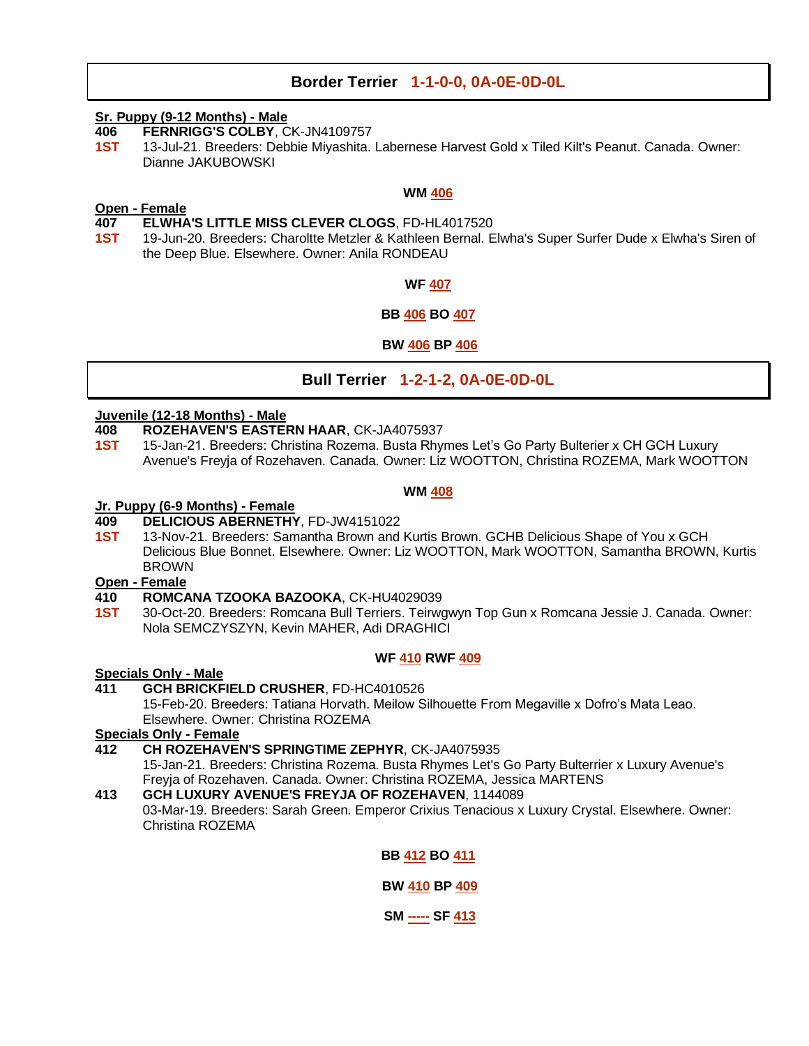## Border Terrier 1-1-0-0, 0A-0E-0D-0L

**Sr. Puppy (9-12 Months) - Male**

**406** **FERNRIGG'S COLBY**, CK-JN4109757
**1ST** 13-Jul-21. Breeders: Debbie Miyashita. Labernese Harvest Gold x Tiled Kilt's Peanut. Canada. Owner: Dianne JAKUBOWSKI

**WM 406**

**Open - Female**

**407** **ELWHA'S LITTLE MISS CLEVER CLOGS**, FD-HL4017520
**1ST** 19-Jun-20. Breeders: Charoltte Metzler & Kathleen Bernal. Elwha's Super Surfer Dude x Elwha's Siren of the Deep Blue. Elsewhere. Owner: Anila RONDEAU

**WF 407**

**BB 406 BO 407**

**BW 406 BP 406**

## Bull Terrier 1-2-1-2, 0A-0E-0D-0L

**Juvenile (12-18 Months) - Male**

**408** **ROZEHAVEN'S EASTERN HAAR**, CK-JA4075937
**1ST** 15-Jan-21. Breeders: Christina Rozema. Busta Rhymes Let's Go Party Bulterier x CH GCH Luxury Avenue's Freyja of Rozehaven. Canada. Owner: Liz WOOTTON, Christina ROZEMA, Mark WOOTTON

**WM 408**

**Jr. Puppy (6-9 Months) - Female**

**409** **DELICIOUS ABERNETHY**, FD-JW4151022
**1ST** 13-Nov-21. Breeders: Samantha Brown and Kurtis Brown. GCHB Delicious Shape of You x GCH Delicious Blue Bonnet. Elsewhere. Owner: Liz WOOTTON, Mark WOOTTON, Samantha BROWN, Kurtis BROWN

**Open - Female**

**410** **ROMCANA TZOOKA BAZOOKA**, CK-HU4029039
**1ST** 30-Oct-20. Breeders: Romcana Bull Terriers. Teirwgwyn Top Gun x Romcana Jessie J. Canada. Owner: Nola SEMCZYSZYN, Kevin MAHER, Adi DRAGHICI

**WF 410 RWF 409**

**Specials Only - Male**

**411** **GCH BRICKFIELD CRUSHER**, FD-HC4010526
15-Feb-20. Breeders: Tatiana Horvath. Meilow Silhouette From Megaville x Dofro's Mata Leao. Elsewhere. Owner: Christina ROZEMA

**Specials Only - Female**

**412** **CH ROZEHAVEN'S SPRINGTIME ZEPHYR**, CK-JA4075935
15-Jan-21. Breeders: Christina Rozema. Busta Rhymes Let's Go Party Bulterrier x Luxury Avenue's Freyja of Rozehaven. Canada. Owner: Christina ROZEMA, Jessica MARTENS

**413** **GCH LUXURY AVENUE'S FREYJA OF ROZEHAVEN**, 1144089
03-Mar-19. Breeders: Sarah Green. Emperor Crixius Tenacious x Luxury Crystal. Elsewhere. Owner: Christina ROZEMA

**BB 412 BO 411**

**BW 410 BP 409**

**SM ----- SF 413**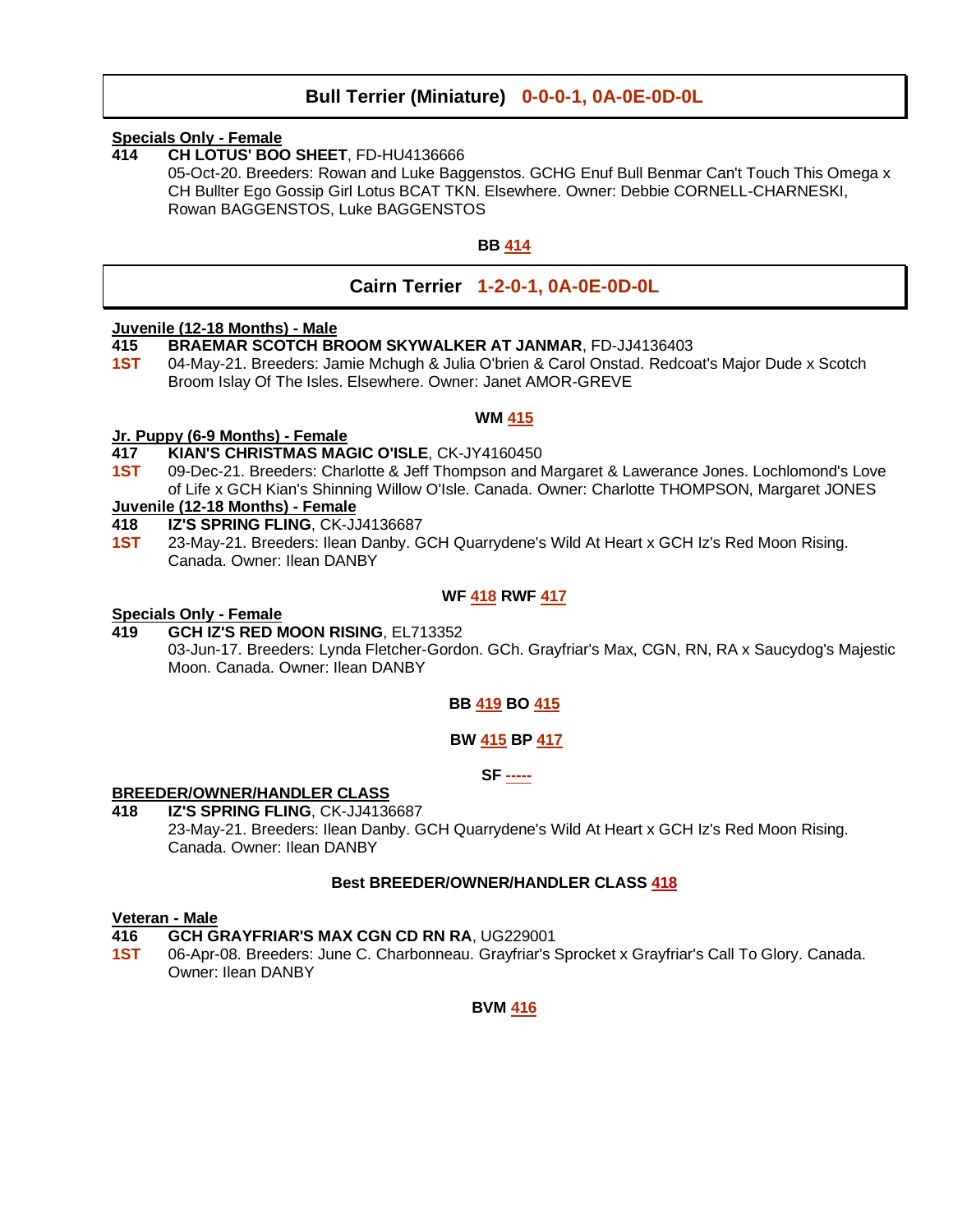## Bull Terrier (Miniature) 0-0-0-1, 0A-0E-0D-0L

**Specials Only - Female**

**414** **CH LOTUS' BOO SHEET**, FD-HU4136666
05-Oct-20. Breeders: Rowan and Luke Baggenstos. GCHG Enuf Bull Benmar Can't Touch This Omega x CH Bullter Ego Gossip Girl Lotus BCAT TKN. Elsewhere. Owner: Debbie CORNELL-CHARNESKI, Rowan BAGGENSTOS, Luke BAGGENSTOS

**BB 414**

## Cairn Terrier 1-2-0-1, 0A-0E-0D-0L

**Juvenile (12-18 Months) - Male**

**415** **BRAEMAR SCOTCH BROOM SKYWALKER AT JANMAR**, FD-JJ4136403
**1ST** 04-May-21. Breeders: Jamie Mchugh & Julia O'brien & Carol Onstad. Redcoat's Major Dude x Scotch Broom Islay Of The Isles. Elsewhere. Owner: Janet AMOR-GREVE

**WM 415**

**Jr. Puppy (6-9 Months) - Female**

**417** **KIAN'S CHRISTMAS MAGIC O'ISLE**, CK-JY4160450
**1ST** 09-Dec-21. Breeders: Charlotte & Jeff Thompson and Margaret & Lawerance Jones. Lochlomond's Love of Life x GCH Kian's Shinning Willow O'Isle. Canada. Owner: Charlotte THOMPSON, Margaret JONES

**Juvenile (12-18 Months) - Female**

**418** **IZ'S SPRING FLING**, CK-JJ4136687
**1ST** 23-May-21. Breeders: Ilean Danby. GCH Quarrydene's Wild At Heart x GCH Iz's Red Moon Rising. Canada. Owner: Ilean DANBY

**WF 418 RWF 417**

**Specials Only - Female**

**419** **GCH IZ'S RED MOON RISING**, EL713352
03-Jun-17. Breeders: Lynda Fletcher-Gordon. GCh. Grayfriar's Max, CGN, RN, RA x Saucydog's Majestic Moon. Canada. Owner: Ilean DANBY

**BB 419 BO 415**

**BW 415 BP 417**

**SF -----**

**BREEDER/OWNER/HANDLER CLASS**

**418** **IZ'S SPRING FLING**, CK-JJ4136687
23-May-21. Breeders: Ilean Danby. GCH Quarrydene's Wild At Heart x GCH Iz's Red Moon Rising. Canada. Owner: Ilean DANBY

**Best BREEDER/OWNER/HANDLER CLASS 418**

**Veteran - Male**

**416** **GCH GRAYFRIAR'S MAX CGN CD RN RA**, UG229001
**1ST** 06-Apr-08. Breeders: June C. Charbonneau. Grayfriar's Sprocket x Grayfriar's Call To Glory. Canada. Owner: Ilean DANBY

**BVM 416**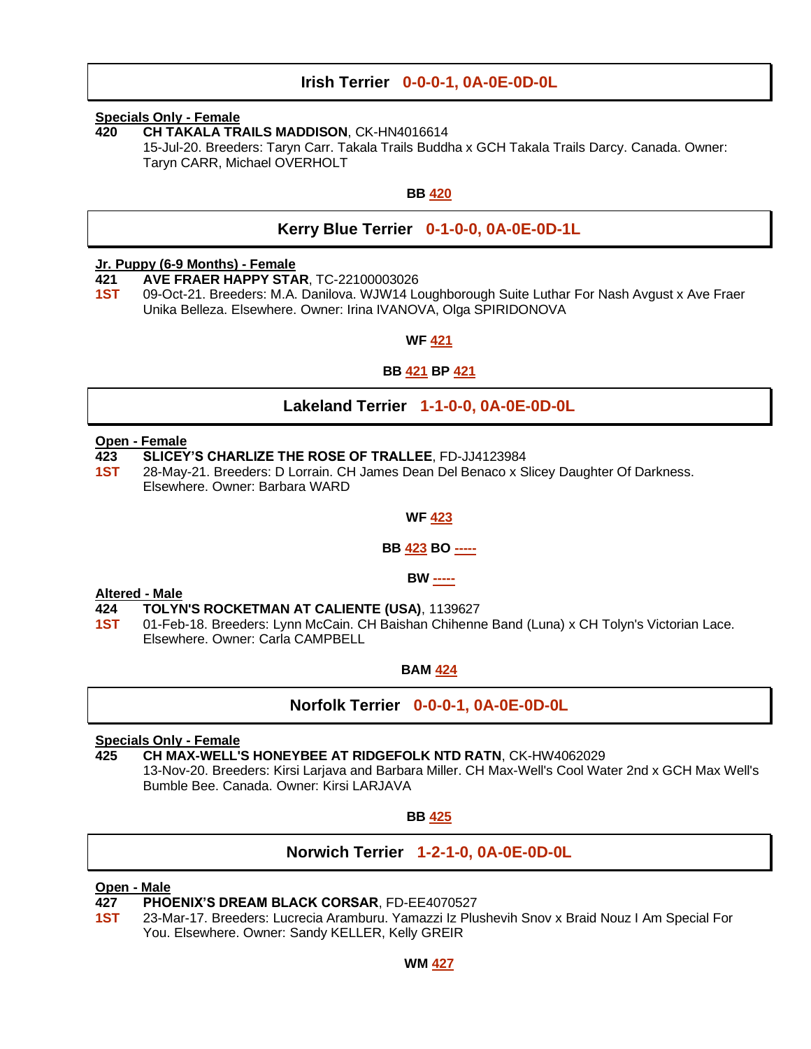## Irish Terrier 0-0-0-1, 0A-0E-0D-0L

**Specials Only - Female**

**420** **CH TAKALA TRAILS MADDISON**, CK-HN4016614
15-Jul-20. Breeders: Taryn Carr. Takala Trails Buddha x GCH Takala Trails Darcy. Canada. Owner: Taryn CARR, Michael OVERHOLT

**BB 420**

## Kerry Blue Terrier 0-1-0-0, 0A-0E-0D-1L

**Jr. Puppy (6-9 Months) - Female**

**421** **AVE FRAER HAPPY STAR**, TC-22100003026
**1ST** 09-Oct-21. Breeders: M.A. Danilova. WJW14 Loughborough Suite Luthar For Nash Avgust x Ave Fraer Unika Belleza. Elsewhere. Owner: Irina IVANOVA, Olga SPIRIDONOVA

**WF 421**

**BB 421 BP 421**

## Lakeland Terrier 1-1-0-0, 0A-0E-0D-0L

**Open - Female**

**423** **SLICEY'S CHARLIZE THE ROSE OF TRALLEE**, FD-JJ4123984
**1ST** 28-May-21. Breeders: D Lorrain. CH James Dean Del Benaco x Slicey Daughter Of Darkness. Elsewhere. Owner: Barbara WARD

**WF 423**

**BB 423 BO -----**

**BW -----**

**Altered - Male**

**424** **TOLYN'S ROCKETMAN AT CALIENTE (USA)**, 1139627
**1ST** 01-Feb-18. Breeders: Lynn McCain. CH Baishan Chihenne Band (Luna) x CH Tolyn's Victorian Lace. Elsewhere. Owner: Carla CAMPBELL

**BAM 424**

## Norfolk Terrier 0-0-0-1, 0A-0E-0D-0L

**Specials Only - Female**

**425** **CH MAX-WELL'S HONEYBEE AT RIDGEFOLK NTD RATN**, CK-HW4062029
13-Nov-20. Breeders: Kirsi Larjava and Barbara Miller. CH Max-Well's Cool Water 2nd x GCH Max Well's Bumble Bee. Canada. Owner: Kirsi LARJAVA

**BB 425**

## Norwich Terrier 1-2-1-0, 0A-0E-0D-0L

**Open - Male**

**427** **PHOENIX'S DREAM BLACK CORSAR**, FD-EE4070527
**1ST** 23-Mar-17. Breeders: Lucrecia Aramburu. Yamazzi Iz Plushevih Snov x Braid Nouz I Am Special For You. Elsewhere. Owner: Sandy KELLER, Kelly GREIR

**WM 427**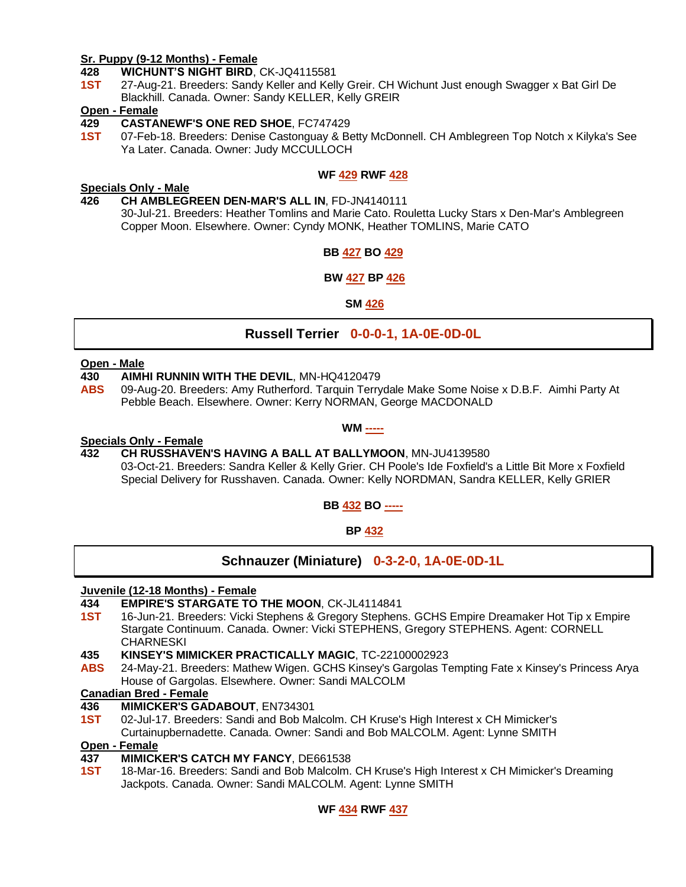**Sr. Puppy (9-12 Months) - Female**

**428** **WICHUNT'S NIGHT BIRD**, CK-JQ4115581
**1ST** 27-Aug-21. Breeders: Sandy Keller and Kelly Greir. CH Wichunt Just enough Swagger x Bat Girl De Blackhill. Canada. Owner: Sandy KELLER, Kelly GREIR

**Open - Female**

**429** **CASTANEWF'S ONE RED SHOE**, FC747429
**1ST** 07-Feb-18. Breeders: Denise Castonguay & Betty McDonnell. CH Amblegreen Top Notch x Kilyka's See Ya Later. Canada. Owner: Judy MCCULLOCH

**WF 429 RWF 428**

**Specials Only - Male**

**426** **CH AMBLEGREEN DEN-MAR'S ALL IN**, FD-JN4140111
30-Jul-21. Breeders: Heather Tomlins and Marie Cato. Rouletta Lucky Stars x Den-Mar's Amblegreen Copper Moon. Elsewhere. Owner: Cyndy MONK, Heather TOMLINS, Marie CATO

**BB 427 BO 429**

**BW 427 BP 426**

**SM 426**

## Russell Terrier 0-0-0-1, 1A-0E-0D-0L

**Open - Male**

**430** **AIMHI RUNNIN WITH THE DEVIL**, MN-HQ4120479
**ABS** 09-Aug-20. Breeders: Amy Rutherford. Tarquin Terrydale Make Some Noise x D.B.F. Aimhi Party At Pebble Beach. Elsewhere. Owner: Kerry NORMAN, George MACDONALD

**WM -----**

**Specials Only - Female**

**432** **CH RUSSHAVEN'S HAVING A BALL AT BALLYMOON**, MN-JU4139580
03-Oct-21. Breeders: Sandra Keller & Kelly Grier. CH Poole's Ide Foxfield's a Little Bit More x Foxfield Special Delivery for Russhaven. Canada. Owner: Kelly NORDMAN, Sandra KELLER, Kelly GRIER

**BB 432 BO -----**

**BP 432**

## Schnauzer (Miniature) 0-3-2-0, 1A-0E-0D-1L

**Juvenile (12-18 Months) - Female**

**434** **EMPIRE'S STARGATE TO THE MOON**, CK-JL4114841
**1ST** 16-Jun-21. Breeders: Vicki Stephens & Gregory Stephens. GCHS Empire Dreamaker Hot Tip x Empire Stargate Continuum. Canada. Owner: Vicki STEPHENS, Gregory STEPHENS. Agent: CORNELL CHARNESKI

**435** **KINSEY'S MIMICKER PRACTICALLY MAGIC**, TC-22100002923
**ABS** 24-May-21. Breeders: Mathew Wigen. GCHS Kinsey's Gargolas Tempting Fate x Kinsey's Princess Arya House of Gargolas. Elsewhere. Owner: Sandi MALCOLM

**Canadian Bred - Female**

**436** **MIMICKER'S GADABOUT**, EN734301
**1ST** 02-Jul-17. Breeders: Sandi and Bob Malcolm. CH Kruse's High Interest x CH Mimicker's Curtainupbernadette. Canada. Owner: Sandi and Bob MALCOLM. Agent: Lynne SMITH

**Open - Female**

**437** **MIMICKER'S CATCH MY FANCY**, DE661538
**1ST** 18-Mar-16. Breeders: Sandi and Bob Malcolm. CH Kruse's High Interest x CH Mimicker's Dreaming Jackpots. Canada. Owner: Sandi MALCOLM. Agent: Lynne SMITH

**WF 434 RWF 437**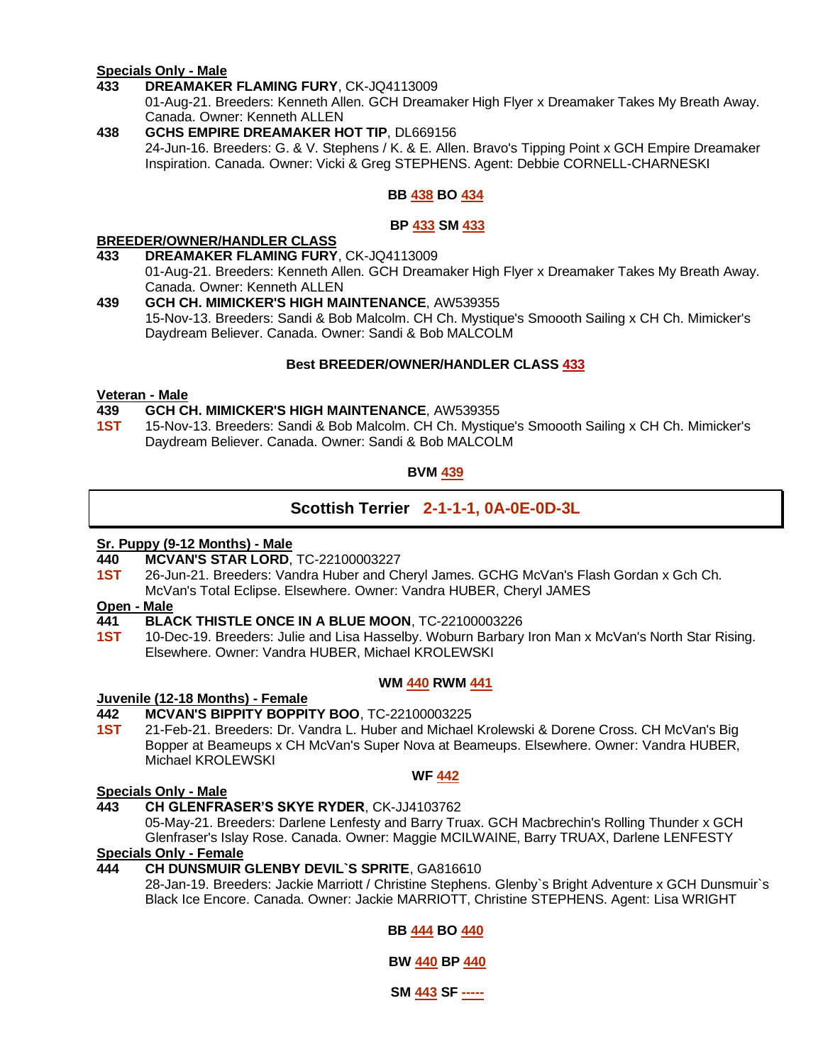**Specials Only - Male**

**433** **DREAMAKER FLAMING FURY**, CK-JQ4113009
01-Aug-21. Breeders: Kenneth Allen. GCH Dreamaker High Flyer x Dreamaker Takes My Breath Away. Canada. Owner: Kenneth ALLEN

**438** **GCHS EMPIRE DREAMAKER HOT TIP**, DL669156
24-Jun-16. Breeders: G. & V. Stephens / K. & E. Allen. Bravo's Tipping Point x GCH Empire Dreamaker Inspiration. Canada. Owner: Vicki & Greg STEPHENS. Agent: Debbie CORNELL-CHARNESKI

**BB 438 BO 434**

**BP 433 SM 433**

**BREEDER/OWNER/HANDLER CLASS**

**433** **DREAMAKER FLAMING FURY**, CK-JQ4113009
01-Aug-21. Breeders: Kenneth Allen. GCH Dreamaker High Flyer x Dreamaker Takes My Breath Away. Canada. Owner: Kenneth ALLEN

**439** **GCH CH. MIMICKER'S HIGH MAINTENANCE**, AW539355
15-Nov-13. Breeders: Sandi & Bob Malcolm. CH Ch. Mystique's Smoooth Sailing x CH Ch. Mimicker's Daydream Believer. Canada. Owner: Sandi & Bob MALCOLM

**Best BREEDER/OWNER/HANDLER CLASS 433**

**Veteran - Male**

**439** **GCH CH. MIMICKER'S HIGH MAINTENANCE**, AW539355
**1ST** 15-Nov-13. Breeders: Sandi & Bob Malcolm. CH Ch. Mystique's Smoooth Sailing x CH Ch. Mimicker's Daydream Believer. Canada. Owner: Sandi & Bob MALCOLM

**BVM 439**

## Scottish Terrier 2-1-1-1, 0A-0E-0D-3L

**Sr. Puppy (9-12 Months) - Male**

**440** **MCVAN'S STAR LORD**, TC-22100003227
**1ST** 26-Jun-21. Breeders: Vandra Huber and Cheryl James. GCHG McVan's Flash Gordan x Gch Ch. McVan's Total Eclipse. Elsewhere. Owner: Vandra HUBER, Cheryl JAMES

**Open - Male**

**441** **BLACK THISTLE ONCE IN A BLUE MOON**, TC-22100003226
**1ST** 10-Dec-19. Breeders: Julie and Lisa Hasselby. Woburn Barbary Iron Man x McVan's North Star Rising. Elsewhere. Owner: Vandra HUBER, Michael KROLEWSKI

**WM 440 RWM 441**

**Juvenile (12-18 Months) - Female**

**442** **MCVAN'S BIPPITY BOPPITY BOO**, TC-22100003225
**1ST** 21-Feb-21. Breeders: Dr. Vandra L. Huber and Michael Krolewski & Dorene Cross. CH McVan's Big Bopper at Beameups x CH McVan's Super Nova at Beameups. Elsewhere. Owner: Vandra HUBER, Michael KROLEWSKI

**WF 442**

**Specials Only - Male**

**443** **CH GLENFRASER'S SKYE RYDER**, CK-JJ4103762
05-May-21. Breeders: Darlene Lenfesty and Barry Truax. GCH Macbrechin's Rolling Thunder x GCH Glenfraser's Islay Rose. Canada. Owner: Maggie MCILWAINE, Barry TRUAX, Darlene LENFESTY

**Specials Only - Female**

**444** **CH DUNSMUIR GLENBY DEVIL`S SPRITE**, GA816610
28-Jan-19. Breeders: Jackie Marriott / Christine Stephens. Glenby`s Bright Adventure x GCH Dunsmuir`s Black Ice Encore. Canada. Owner: Jackie MARRIOTT, Christine STEPHENS. Agent: Lisa WRIGHT

**BB 444 BO 440**

**BW 440 BP 440**

**SM 443 SF -----**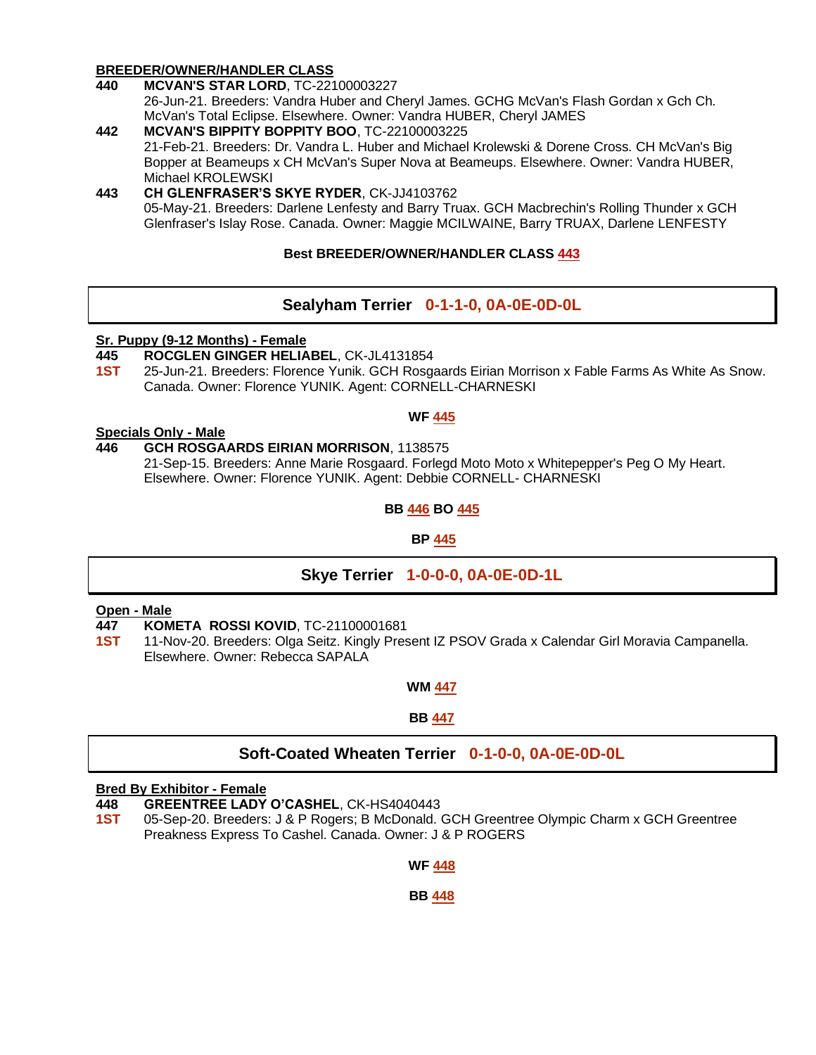**BREEDER/OWNER/HANDLER CLASS**

**440** **MCVAN'S STAR LORD**, TC-22100003227
26-Jun-21. Breeders: Vandra Huber and Cheryl James. GCHG McVan's Flash Gordan x Gch Ch. McVan's Total Eclipse. Elsewhere. Owner: Vandra HUBER, Cheryl JAMES

**442** **MCVAN'S BIPPITY BOPPITY BOO**, TC-22100003225
21-Feb-21. Breeders: Dr. Vandra L. Huber and Michael Krolewski & Dorene Cross. CH McVan's Big Bopper at Beameups x CH McVan's Super Nova at Beameups. Elsewhere. Owner: Vandra HUBER, Michael KROLEWSKI

**443** **CH GLENFRASER'S SKYE RYDER**, CK-JJ4103762
05-May-21. Breeders: Darlene Lenfesty and Barry Truax. GCH Macbrechin's Rolling Thunder x GCH Glenfraser's Islay Rose. Canada. Owner: Maggie MCILWAINE, Barry TRUAX, Darlene LENFESTY

**Best BREEDER/OWNER/HANDLER CLASS 443**

## Sealyham Terrier 0-1-1-0, 0A-0E-0D-0L

**Sr. Puppy (9-12 Months) - Female**

**445** **ROCGLEN GINGER HELIABEL**, CK-JL4131854
**1ST** 25-Jun-21. Breeders: Florence Yunik. GCH Rosgaards Eirian Morrison x Fable Farms As White As Snow. Canada. Owner: Florence YUNIK. Agent: CORNELL-CHARNESKI

**WF 445**

**Specials Only - Male**

**446** **GCH ROSGAARDS EIRIAN MORRISON**, 1138575
21-Sep-15. Breeders: Anne Marie Rosgaard. Forlegd Moto Moto x Whitepepper's Peg O My Heart. Elsewhere. Owner: Florence YUNIK. Agent: Debbie CORNELL- CHARNESKI

**BB 446 BO 445**

**BP 445**

## Skye Terrier 1-0-0-0, 0A-0E-0D-1L

**Open - Male**

**447** **KOMETA ROSSI KOVID**, TC-21100001681
**1ST** 11-Nov-20. Breeders: Olga Seitz. Kingly Present IZ PSOV Grada x Calendar Girl Moravia Campanella. Elsewhere. Owner: Rebecca SAPALA

**WM 447**

**BB 447**

## Soft-Coated Wheaten Terrier 0-1-0-0, 0A-0E-0D-0L

**Bred By Exhibitor - Female**

**448** **GREENTREE LADY O'CASHEL**, CK-HS4040443
**1ST** 05-Sep-20. Breeders: J & P Rogers; B McDonald. GCH Greentree Olympic Charm x GCH Greentree Preakness Express To Cashel. Canada. Owner: J & P ROGERS

**WF 448**

**BB 448**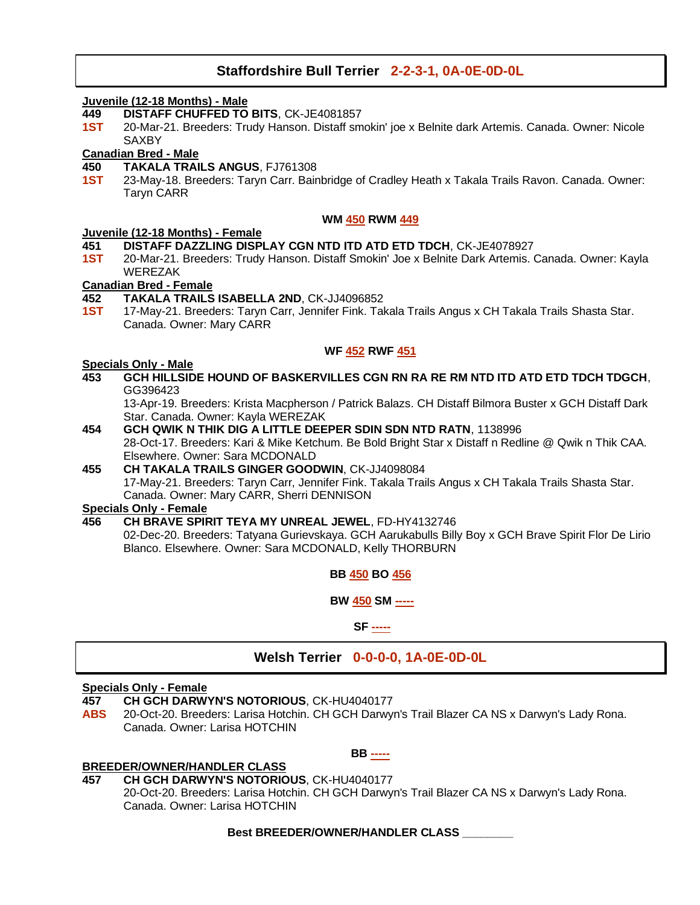## Staffordshire Bull Terrier 2-2-3-1, 0A-0E-0D-0L

**Juvenile (12-18 Months) - Male**

**449** **DISTAFF CHUFFED TO BITS**, CK-JE4081857
**1ST** 20-Mar-21. Breeders: Trudy Hanson. Distaff smokin' joe x Belnite dark Artemis. Canada. Owner: Nicole SAXBY

**Canadian Bred - Male**

**450** **TAKALA TRAILS ANGUS**, FJ761308
**1ST** 23-May-18. Breeders: Taryn Carr. Bainbridge of Cradley Heath x Takala Trails Ravon. Canada. Owner: Taryn CARR

**WM 450 RWM 449**

**Juvenile (12-18 Months) - Female**

**451** **DISTAFF DAZZLING DISPLAY CGN NTD ITD ATD ETD TDCH**, CK-JE4078927
**1ST** 20-Mar-21. Breeders: Trudy Hanson. Distaff Smokin' Joe x Belnite Dark Artemis. Canada. Owner: Kayla WEREZAK

**Canadian Bred - Female**

**452** **TAKALA TRAILS ISABELLA 2ND**, CK-JJ4096852
**1ST** 17-May-21. Breeders: Taryn Carr, Jennifer Fink. Takala Trails Angus x CH Takala Trails Shasta Star. Canada. Owner: Mary CARR

**WF 452 RWF 451**

**Specials Only - Male**

**453** **GCH HILLSIDE HOUND OF BASKERVILLES CGN RN RA RE RM NTD ITD ATD ETD TDCH TDGCH**, GG396423
13-Apr-19. Breeders: Krista Macpherson / Patrick Balazs. CH Distaff Bilmora Buster x GCH Distaff Dark Star. Canada. Owner: Kayla WEREZAK

**454** **GCH QWIK N THIK DIG A LITTLE DEEPER SDIN SDN NTD RATN**, 1138996
28-Oct-17. Breeders: Kari & Mike Ketchum. Be Bold Bright Star x Distaff n Redline @ Qwik n Thik CAA. Elsewhere. Owner: Sara MCDONALD

**455** **CH TAKALA TRAILS GINGER GOODWIN**, CK-JJ4098084
17-May-21. Breeders: Taryn Carr, Jennifer Fink. Takala Trails Angus x CH Takala Trails Shasta Star. Canada. Owner: Mary CARR, Sherri DENNISON

**Specials Only - Female**

**456** **CH BRAVE SPIRIT TEYA MY UNREAL JEWEL**, FD-HY4132746
02-Dec-20. Breeders: Tatyana Gurievskaya. GCH Aarukabulls Billy Boy x GCH Brave Spirit Flor De Lirio Blanco. Elsewhere. Owner: Sara MCDONALD, Kelly THORBURN

**BB 450 BO 456**

**BW 450 SM -----**

**SF -----**

## Welsh Terrier 0-0-0-0, 1A-0E-0D-0L

**Specials Only - Female**

**457** **CH GCH DARWYN'S NOTORIOUS**, CK-HU4040177
**ABS** 20-Oct-20. Breeders: Larisa Hotchin. CH GCH Darwyn's Trail Blazer CA NS x Darwyn's Lady Rona. Canada. Owner: Larisa HOTCHIN

**BB -----**

**BREEDER/OWNER/HANDLER CLASS**

**457** **CH GCH DARWYN'S NOTORIOUS**, CK-HU4040177
20-Oct-20. Breeders: Larisa Hotchin. CH GCH Darwyn's Trail Blazer CA NS x Darwyn's Lady Rona. Canada. Owner: Larisa HOTCHIN

**Best BREEDER/OWNER/HANDLER CLASS ________**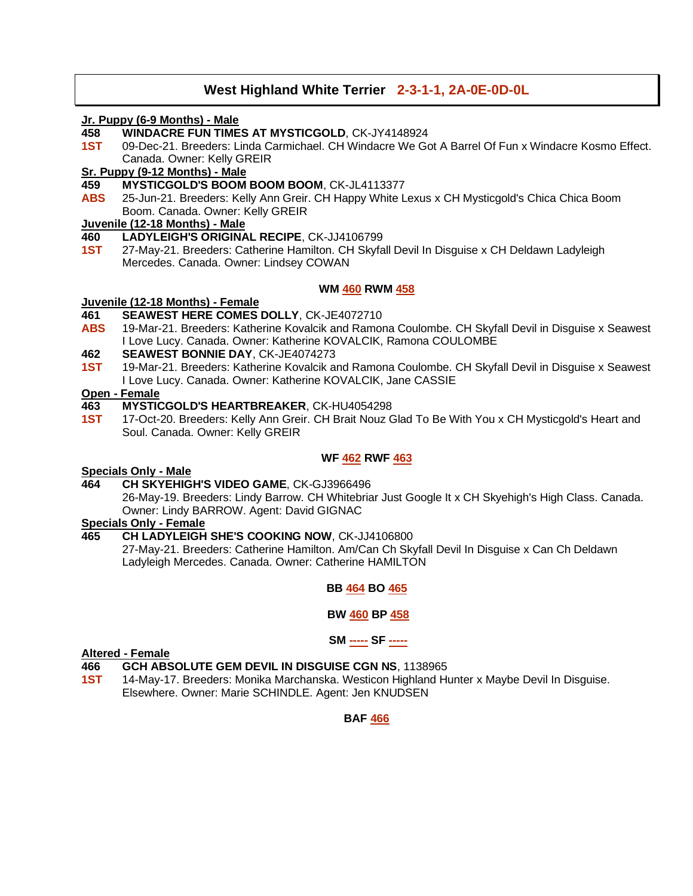## West Highland White Terrier 2-3-1-1, 2A-0E-0D-0L

**Jr. Puppy (6-9 Months) - Male**

**458** **WINDACRE FUN TIMES AT MYSTICGOLD**, CK-JY4148924
**1ST** 09-Dec-21. Breeders: Linda Carmichael. CH Windacre We Got A Barrel Of Fun x Windacre Kosmo Effect. Canada. Owner: Kelly GREIR

**Sr. Puppy (9-12 Months) - Male**

**459** **MYSTICGOLD'S BOOM BOOM BOOM**, CK-JL4113377
**ABS** 25-Jun-21. Breeders: Kelly Ann Greir. CH Happy White Lexus x CH Mysticgold's Chica Chica Boom Boom. Canada. Owner: Kelly GREIR

**Juvenile (12-18 Months) - Male**

**460** **LADYLEIGH'S ORIGINAL RECIPE**, CK-JJ4106799
**1ST** 27-May-21. Breeders: Catherine Hamilton. CH Skyfall Devil In Disguise x CH Deldawn Ladyleigh Mercedes. Canada. Owner: Lindsey COWAN

**WM 460 RWM 458**

**Juvenile (12-18 Months) - Female**

**461** **SEAWEST HERE COMES DOLLY**, CK-JE4072710
**ABS** 19-Mar-21. Breeders: Katherine Kovalcik and Ramona Coulombe. CH Skyfall Devil in Disguise x Seawest I Love Lucy. Canada. Owner: Katherine KOVALCIK, Ramona COULOMBE

**462** **SEAWEST BONNIE DAY**, CK-JE4074273
**1ST** 19-Mar-21. Breeders: Katherine Kovalcik and Ramona Coulombe. CH Skyfall Devil in Disguise x Seawest I Love Lucy. Canada. Owner: Katherine KOVALCIK, Jane CASSIE

**Open - Female**

**463** **MYSTICGOLD'S HEARTBREAKER**, CK-HU4054298
**1ST** 17-Oct-20. Breeders: Kelly Ann Greir. CH Brait Nouz Glad To Be With You x CH Mysticgold's Heart and Soul. Canada. Owner: Kelly GREIR

**WF 462 RWF 463**

**Specials Only - Male**

**464** **CH SKYEHIGH'S VIDEO GAME**, CK-GJ3966496
26-May-19. Breeders: Lindy Barrow. CH Whitebriar Just Google It x CH Skyehigh's High Class. Canada. Owner: Lindy BARROW. Agent: David GIGNAC

**Specials Only - Female**

**465** **CH LADYLEIGH SHE'S COOKING NOW**, CK-JJ4106800
27-May-21. Breeders: Catherine Hamilton. Am/Can Ch Skyfall Devil In Disguise x Can Ch Deldawn Ladyleigh Mercedes. Canada. Owner: Catherine HAMILTON

**BB 464 BO 465**

**BW 460 BP 458**

**SM ----- SF -----**

**Altered - Female**

**466** **GCH ABSOLUTE GEM DEVIL IN DISGUISE CGN NS**, 1138965
**1ST** 14-May-17. Breeders: Monika Marchanska. Westicon Highland Hunter x Maybe Devil In Disguise. Elsewhere. Owner: Marie SCHINDLE. Agent: Jen KNUDSEN

**BAF 466**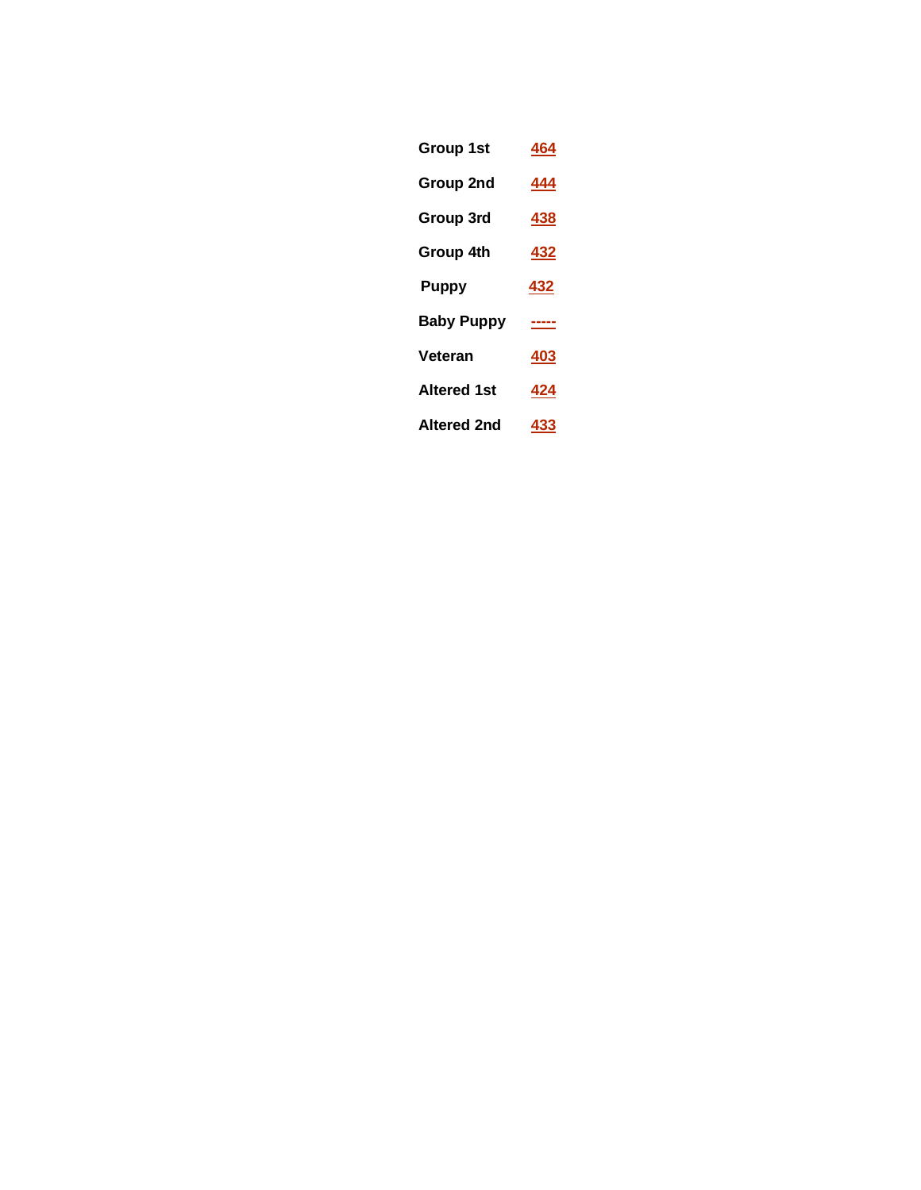| | |
|---|---|
| **Group 1st** | **464** |
| **Group 2nd** | **444** |
| **Group 3rd** | **438** |
| **Group 4th** | **432** |
| **Puppy** | **432** |
| **Baby Puppy** | **-----** |
| **Veteran** | **403** |
| **Altered 1st** | **424** |
| **Altered 2nd** | **433** |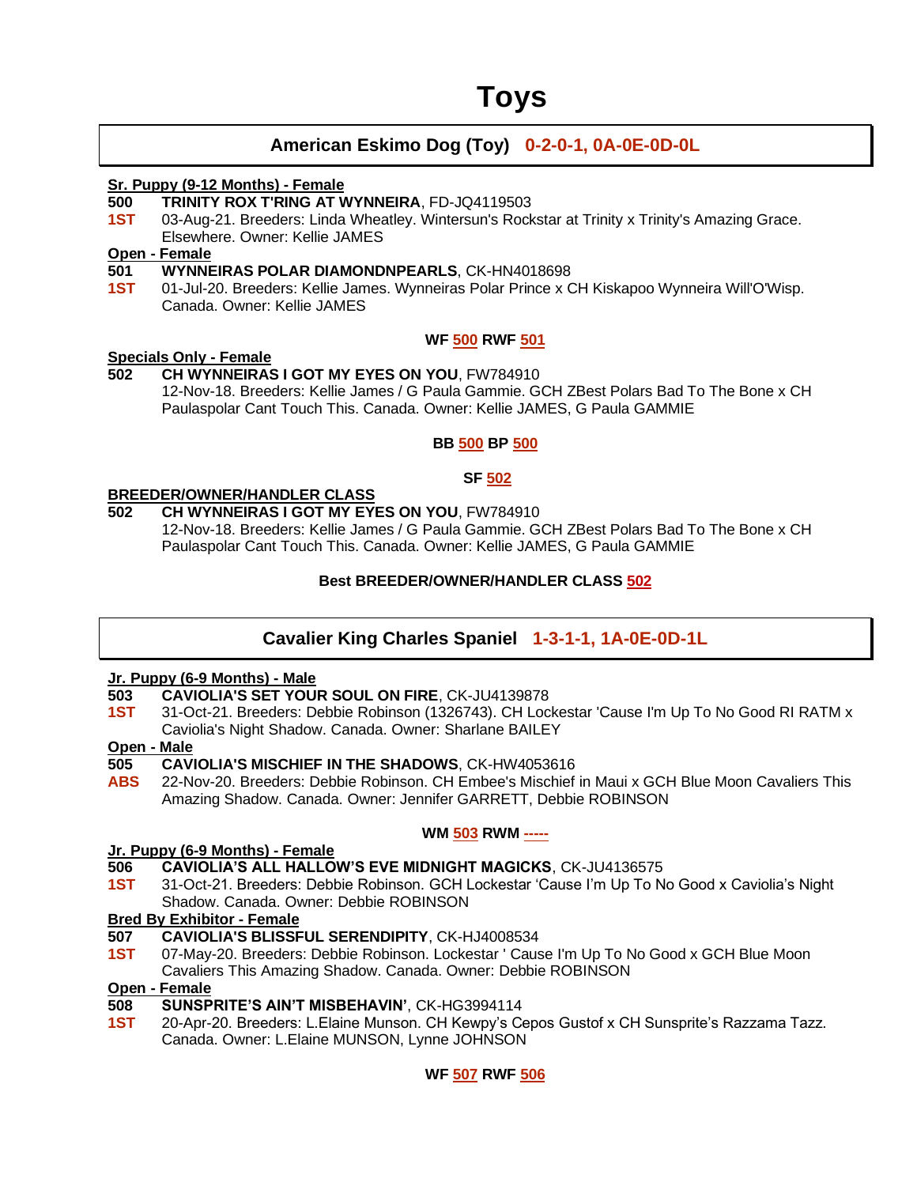# Toys

## American Eskimo Dog (Toy) 0-2-0-1, 0A-0E-0D-0L

**Sr. Puppy (9-12 Months) - Female**

**500** **TRINITY ROX T'RING AT WYNNEIRA**, FD-JQ4119503
**1ST** 03-Aug-21. Breeders: Linda Wheatley. Wintersun's Rockstar at Trinity x Trinity's Amazing Grace. Elsewhere. Owner: Kellie JAMES

**Open - Female**

**501** **WYNNEIRAS POLAR DIAMONDNPEARLS**, CK-HN4018698
**1ST** 01-Jul-20. Breeders: Kellie James. Wynneiras Polar Prince x CH Kiskapoo Wynneira Will'O'Wisp. Canada. Owner: Kellie JAMES

**WF 500 RWF 501**

**Specials Only - Female**

**502** **CH WYNNEIRAS I GOT MY EYES ON YOU**, FW784910
12-Nov-18. Breeders: Kellie James / G Paula Gammie. GCH ZBest Polars Bad To The Bone x CH Paulaspolar Cant Touch This. Canada. Owner: Kellie JAMES, G Paula GAMMIE

**BB 500 BP 500**

**SF 502**

**BREEDER/OWNER/HANDLER CLASS**

**502** **CH WYNNEIRAS I GOT MY EYES ON YOU**, FW784910
12-Nov-18. Breeders: Kellie James / G Paula Gammie. GCH ZBest Polars Bad To The Bone x CH Paulaspolar Cant Touch This. Canada. Owner: Kellie JAMES, G Paula GAMMIE

**Best BREEDER/OWNER/HANDLER CLASS 502**

## Cavalier King Charles Spaniel 1-3-1-1, 1A-0E-0D-1L

**Jr. Puppy (6-9 Months) - Male**

**503** **CAVIOLIA'S SET YOUR SOUL ON FIRE**, CK-JU4139878
**1ST** 31-Oct-21. Breeders: Debbie Robinson (1326743). CH Lockestar 'Cause I'm Up To No Good RI RATM x Caviolia's Night Shadow. Canada. Owner: Sharlane BAILEY

**Open - Male**

**505** **CAVIOLIA'S MISCHIEF IN THE SHADOWS**, CK-HW4053616
**ABS** 22-Nov-20. Breeders: Debbie Robinson. CH Embee's Mischief in Maui x GCH Blue Moon Cavaliers This Amazing Shadow. Canada. Owner: Jennifer GARRETT, Debbie ROBINSON

**WM 503 RWM -----**

**Jr. Puppy (6-9 Months) - Female**

**506** **CAVIOLIA'S ALL HALLOW'S EVE MIDNIGHT MAGICKS**, CK-JU4136575
**1ST** 31-Oct-21. Breeders: Debbie Robinson. GCH Lockestar 'Cause I'm Up To No Good x Caviolia's Night Shadow. Canada. Owner: Debbie ROBINSON

**Bred By Exhibitor - Female**

**507** **CAVIOLIA'S BLISSFUL SERENDIPITY**, CK-HJ4008534
**1ST** 07-May-20. Breeders: Debbie Robinson. Lockestar ' Cause I'm Up To No Good x GCH Blue Moon Cavaliers This Amazing Shadow. Canada. Owner: Debbie ROBINSON

**Open - Female**

**508** **SUNSPRITE'S AIN'T MISBEHAVIN'**, CK-HG3994114
**1ST** 20-Apr-20. Breeders: L.Elaine Munson. CH Kewpy's Cepos Gustof x CH Sunsprite's Razzama Tazz. Canada. Owner: L.Elaine MUNSON, Lynne JOHNSON

**WF 507 RWF 506**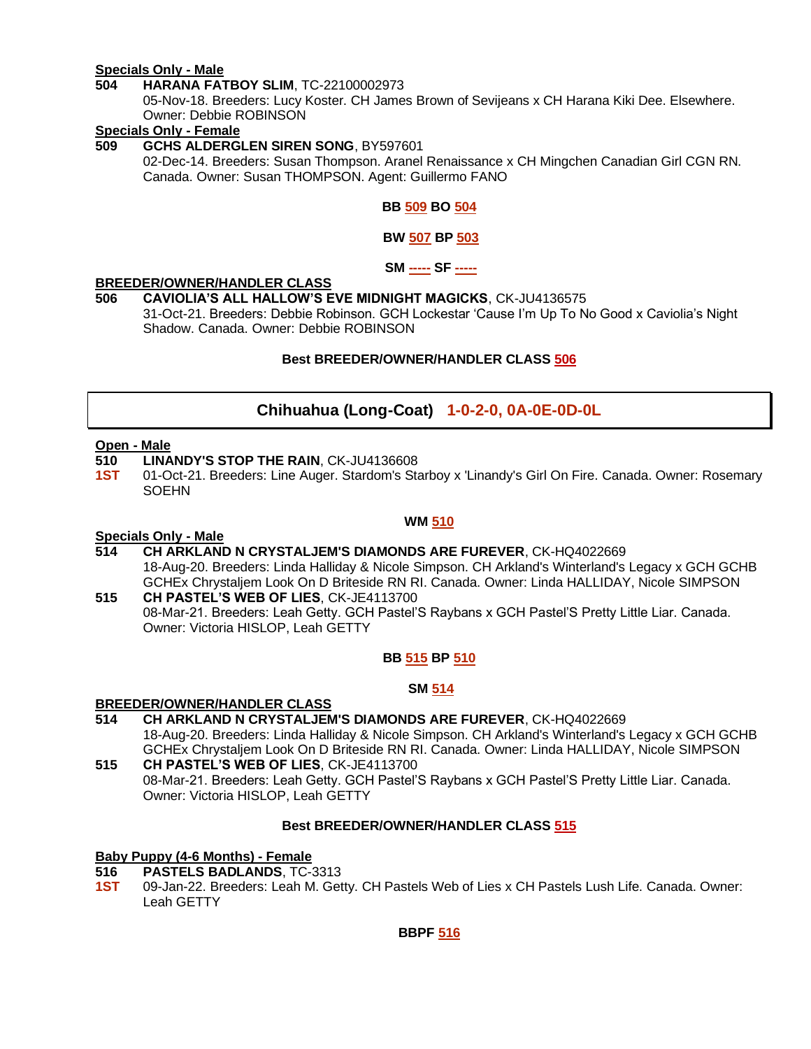**Specials Only - Male**

**504** **HARANA FATBOY SLIM**, TC-22100002973
05-Nov-18. Breeders: Lucy Koster. CH James Brown of Sevijeans x CH Harana Kiki Dee. Elsewhere. Owner: Debbie ROBINSON

**Specials Only - Female**

**509** **GCHS ALDERGLEN SIREN SONG**, BY597601
02-Dec-14. Breeders: Susan Thompson. Aranel Renaissance x CH Mingchen Canadian Girl CGN RN. Canada. Owner: Susan THOMPSON. Agent: Guillermo FANO

**BB 509 BO 504**

**BW 507 BP 503**

**SM ----- SF -----**

**BREEDER/OWNER/HANDLER CLASS**

**506** **CAVIOLIA'S ALL HALLOW'S EVE MIDNIGHT MAGICKS**, CK-JU4136575
31-Oct-21. Breeders: Debbie Robinson. GCH Lockestar 'Cause I'm Up To No Good x Caviolia's Night Shadow. Canada. Owner: Debbie ROBINSON

**Best BREEDER/OWNER/HANDLER CLASS 506**

## Chihuahua (Long-Coat) 1-0-2-0, 0A-0E-0D-0L

**Open - Male**

**510** **LINANDY'S STOP THE RAIN**, CK-JU4136608
**1ST** 01-Oct-21. Breeders: Line Auger. Stardom's Starboy x 'Linandy's Girl On Fire. Canada. Owner: Rosemary SOEHN

**WM 510**

**Specials Only - Male**

**514** **CH ARKLAND N CRYSTALJEM'S DIAMONDS ARE FUREVER**, CK-HQ4022669
18-Aug-20. Breeders: Linda Halliday & Nicole Simpson. CH Arkland's Winterland's Legacy x GCH GCHB GCHEx Chrystaljem Look On D Briteside RN RI. Canada. Owner: Linda HALLIDAY, Nicole SIMPSON

**515** **CH PASTEL'S WEB OF LIES**, CK-JE4113700
08-Mar-21. Breeders: Leah Getty. GCH Pastel'S Raybans x GCH Pastel'S Pretty Little Liar. Canada. Owner: Victoria HISLOP, Leah GETTY

**BB 515 BP 510**

**SM 514**

**BREEDER/OWNER/HANDLER CLASS**

**514** **CH ARKLAND N CRYSTALJEM'S DIAMONDS ARE FUREVER**, CK-HQ4022669
18-Aug-20. Breeders: Linda Halliday & Nicole Simpson. CH Arkland's Winterland's Legacy x GCH GCHB GCHEx Chrystaljem Look On D Briteside RN RI. Canada. Owner: Linda HALLIDAY, Nicole SIMPSON

**515** **CH PASTEL'S WEB OF LIES**, CK-JE4113700
08-Mar-21. Breeders: Leah Getty. GCH Pastel'S Raybans x GCH Pastel'S Pretty Little Liar. Canada. Owner: Victoria HISLOP, Leah GETTY

**Best BREEDER/OWNER/HANDLER CLASS 515**

**Baby Puppy (4-6 Months) - Female**

**516** **PASTELS BADLANDS**, TC-3313
**1ST** 09-Jan-22. Breeders: Leah M. Getty. CH Pastels Web of Lies x CH Pastels Lush Life. Canada. Owner: Leah GETTY

**BBPF 516**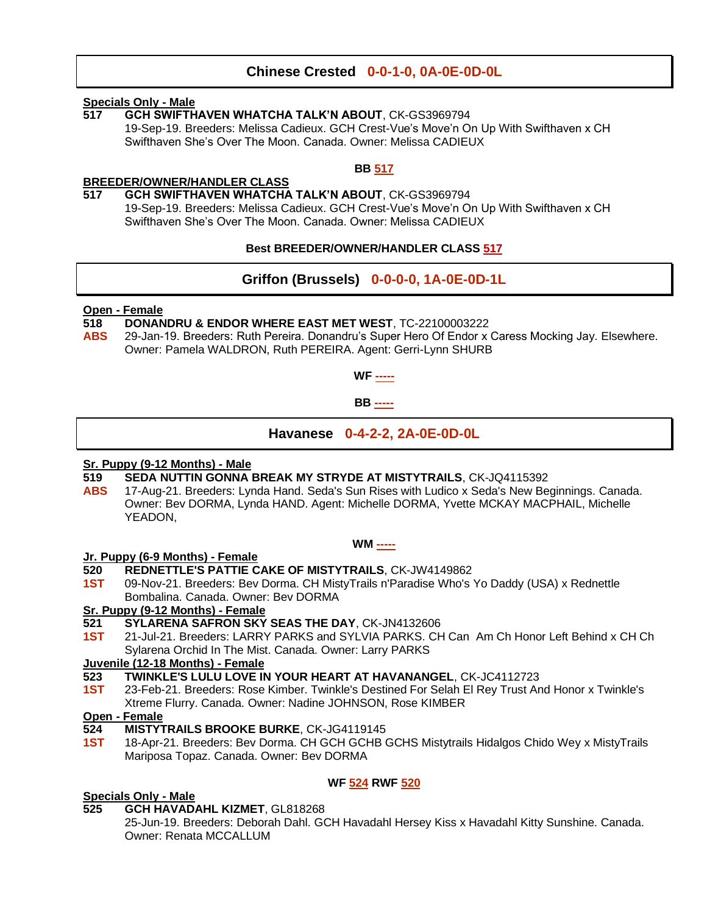## Chinese Crested 0-0-1-0, 0A-0E-0D-0L

**Specials Only - Male**

**517** **GCH SWIFTHAVEN WHATCHA TALK'N ABOUT**, CK-GS3969794
19-Sep-19. Breeders: Melissa Cadieux. GCH Crest-Vue's Move'n On Up With Swifthaven x CH Swifthaven She's Over The Moon. Canada. Owner: Melissa CADIEUX

**BB 517**

**BREEDER/OWNER/HANDLER CLASS**

**517** **GCH SWIFTHAVEN WHATCHA TALK'N ABOUT**, CK-GS3969794
19-Sep-19. Breeders: Melissa Cadieux. GCH Crest-Vue's Move'n On Up With Swifthaven x CH Swifthaven She's Over The Moon. Canada. Owner: Melissa CADIEUX

**Best BREEDER/OWNER/HANDLER CLASS 517**

## Griffon (Brussels) 0-0-0-0, 1A-0E-0D-1L

**Open - Female**

**518** **DONANDRU & ENDOR WHERE EAST MET WEST**, TC-22100003222
**ABS** 29-Jan-19. Breeders: Ruth Pereira. Donandru's Super Hero Of Endor x Caress Mocking Jay. Elsewhere. Owner: Pamela WALDRON, Ruth PEREIRA. Agent: Gerri-Lynn SHURB

**WF -----**

**BB -----**

## Havanese 0-4-2-2, 2A-0E-0D-0L

**Sr. Puppy (9-12 Months) - Male**

**519** **SEDA NUTTIN GONNA BREAK MY STRYDE AT MISTYTRAILS**, CK-JQ4115392
**ABS** 17-Aug-21. Breeders: Lynda Hand. Seda's Sun Rises with Ludico x Seda's New Beginnings. Canada. Owner: Bev DORMA, Lynda HAND. Agent: Michelle DORMA, Yvette MCKAY MACPHAIL, Michelle YEADON,

**WM -----**

**Jr. Puppy (6-9 Months) - Female**

**520** **REDNETTLE'S PATTIE CAKE OF MISTYTRAILS**, CK-JW4149862
**1ST** 09-Nov-21. Breeders: Bev Dorma. CH MistyTrails n'Paradise Who's Yo Daddy (USA) x Rednettle Bombalina. Canada. Owner: Bev DORMA

**Sr. Puppy (9-12 Months) - Female**

**521** **SYLARENA SAFRON SKY SEAS THE DAY**, CK-JN4132606
**1ST** 21-Jul-21. Breeders: LARRY PARKS and SYLVIA PARKS. CH Can Am Ch Honor Left Behind x CH Ch Sylarena Orchid In The Mist. Canada. Owner: Larry PARKS

**Juvenile (12-18 Months) - Female**

**523** **TWINKLE'S LULU LOVE IN YOUR HEART AT HAVANANGEL**, CK-JC4112723
**1ST** 23-Feb-21. Breeders: Rose Kimber. Twinkle's Destined For Selah El Rey Trust And Honor x Twinkle's Xtreme Flurry. Canada. Owner: Nadine JOHNSON, Rose KIMBER

**Open - Female**

**524** **MISTYTRAILS BROOKE BURKE**, CK-JG4119145
**1ST** 18-Apr-21. Breeders: Bev Dorma. CH GCH GCHB GCHS Mistytrails Hidalgos Chido Wey x MistyTrails Mariposa Topaz. Canada. Owner: Bev DORMA

**WF 524 RWF 520**

**Specials Only - Male**

**525** **GCH HAVADAHL KIZMET**, GL818268
25-Jun-19. Breeders: Deborah Dahl. GCH Havadahl Hersey Kiss x Havadahl Kitty Sunshine. Canada. Owner: Renata MCCALLUM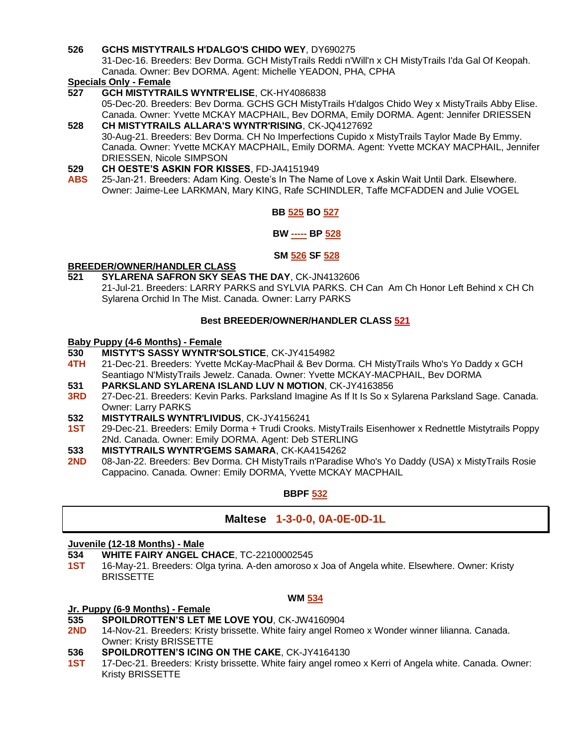**526** **GCHS MISTYTRAILS H'DALGO'S CHIDO WEY**, DY690275
31-Dec-16. Breeders: Bev Dorma. GCH MistyTrails Reddi n'Will'n x CH MistyTrails I'da Gal Of Keopah. Canada. Owner: Bev DORMA. Agent: Michelle YEADON, PHA, CPHA

**Specials Only - Female**

**527** **GCH MISTYTRAILS WYNTR'ELISE**, CK-HY4086838
05-Dec-20. Breeders: Bev Dorma. GCHS GCH MistyTrails H'dalgos Chido Wey x MistyTrails Abby Elise. Canada. Owner: Yvette MCKAY MACPHAIL, Bev DORMA, Emily DORMA. Agent: Jennifer DRIESSEN

**528** **CH MISTYTRAILS ALLARA'S WYNTR'RISING**, CK-JQ4127692
30-Aug-21. Breeders: Bev Dorma. CH No Imperfections Cupido x MistyTrails Taylor Made By Emmy. Canada. Owner: Yvette MCKAY MACPHAIL, Emily DORMA. Agent: Yvette MCKAY MACPHAIL, Jennifer DRIESSEN, Nicole SIMPSON

**529** **CH OESTE'S ASKIN FOR KISSES**, FD-JA4151949
**ABS** 25-Jan-21. Breeders: Adam King. Oeste's In The Name of Love x Askin Wait Until Dark. Elsewhere. Owner: Jaime-Lee LARKMAN, Mary KING, Rafe SCHINDLER, Taffe MCFADDEN and Julie VOGEL

**BB 525 BO 527**

**BW ----- BP 528**

**SM 526 SF 528**

**BREEDER/OWNER/HANDLER CLASS**

**521** **SYLARENA SAFRON SKY SEAS THE DAY**, CK-JN4132606
21-Jul-21. Breeders: LARRY PARKS and SYLVIA PARKS. CH Can Am Ch Honor Left Behind x CH Ch Sylarena Orchid In The Mist. Canada. Owner: Larry PARKS

**Best BREEDER/OWNER/HANDLER CLASS 521**

**Baby Puppy (4-6 Months) - Female**

**530** **MISTYT'S SASSY WYNTR'SOLSTICE**, CK-JY4154982
**4TH** 21-Dec-21. Breeders: Yvette McKay-MacPhail & Bev Dorma. CH MistyTrails Who's Yo Daddy x GCH Seantiago N'MistyTrails Jewelz. Canada. Owner: Yvette MCKAY-MACPHAIL, Bev DORMA

**531** **PARKSLAND SYLARENA ISLAND LUV N MOTION**, CK-JY4163856
**3RD** 27-Dec-21. Breeders: Kevin Parks. Parksland Imagine As If It Is So x Sylarena Parksland Sage. Canada. Owner: Larry PARKS

**532** **MISTYTRAILS WYNTR'LIVIDUS**, CK-JY4156241
**1ST** 29-Dec-21. Breeders: Emily Dorma + Trudi Crooks. MistyTrails Eisenhower x Rednettle Mistytrails Poppy 2Nd. Canada. Owner: Emily DORMA. Agent: Deb STERLING

**533** **MISTYTRAILS WYNTR'GEMS SAMARA**, CK-KA4154262
**2ND** 08-Jan-22. Breeders: Bev Dorma. CH MistyTrails n'Paradise Who's Yo Daddy (USA) x MistyTrails Rosie Cappacino. Canada. Owner: Emily DORMA, Yvette MCKAY MACPHAIL

**BBPF 532**

## Maltese 1-3-0-0, 0A-0E-0D-1L

**Juvenile (12-18 Months) - Male**

**534** **WHITE FAIRY ANGEL CHACE**, TC-22100002545
**1ST** 16-May-21. Breeders: Olga tyrina. A-den amoroso x Joa of Angela white. Elsewhere. Owner: Kristy BRISSETTE

**WM 534**

**Jr. Puppy (6-9 Months) - Female**

**535** **SPOILDROTTEN'S LET ME LOVE YOU**, CK-JW4160904
**2ND** 14-Nov-21. Breeders: Kristy brissette. White fairy angel Romeo x Wonder winner lilianna. Canada. Owner: Kristy BRISSETTE

**536** **SPOILDROTTEN'S ICING ON THE CAKE**, CK-JY4164130
**1ST** 17-Dec-21. Breeders: Kristy brissette. White fairy angel romeo x Kerri of Angela white. Canada. Owner: Kristy BRISSETTE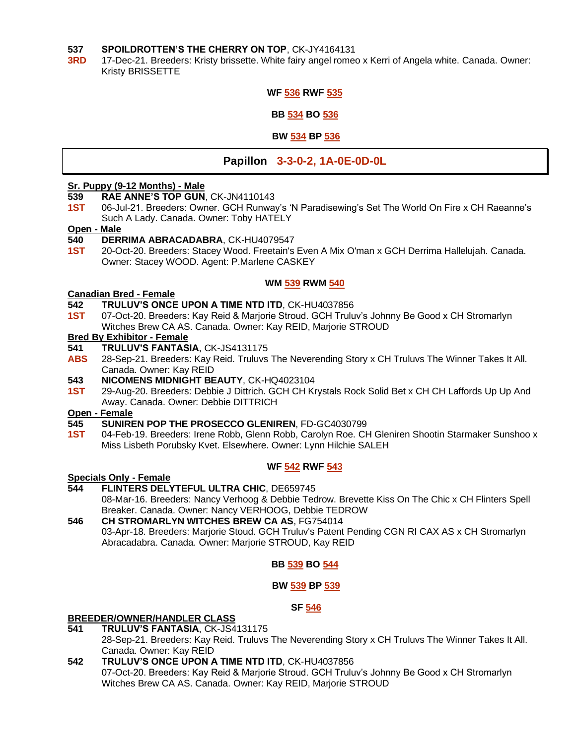**537** **SPOILDROTTEN'S THE CHERRY ON TOP**, CK-JY4164131
**3RD** 17-Dec-21. Breeders: Kristy brissette. White fairy angel romeo x Kerri of Angela white. Canada. Owner: Kristy BRISSETTE

**WF 536 RWF 535**

**BB 534 BO 536**

**BW 534 BP 536**

## Papillon 3-3-0-2, 1A-0E-0D-0L

**Sr. Puppy (9-12 Months) - Male**

**539** **RAE ANNE'S TOP GUN**, CK-JN4110143
**1ST** 06-Jul-21. Breeders: Owner. GCH Runway's 'N Paradisewing's Set The World On Fire x CH Raeanne's Such A Lady. Canada. Owner: Toby HATELY

**Open - Male**

**540** **DERRIMA ABRACADABRA**, CK-HU4079547
**1ST** 20-Oct-20. Breeders: Stacey Wood. Freetain's Even A Mix O'man x GCH Derrima Hallelujah. Canada. Owner: Stacey WOOD. Agent: P.Marlene CASKEY

**WM 539 RWM 540**

**Canadian Bred - Female**

**542** **TRULUV'S ONCE UPON A TIME NTD ITD**, CK-HU4037856
**1ST** 07-Oct-20. Breeders: Kay Reid & Marjorie Stroud. GCH Truluv's Johnny Be Good x CH Stromarlyn Witches Brew CA AS. Canada. Owner: Kay REID, Marjorie STROUD

**Bred By Exhibitor - Female**

**541** **TRULUV'S FANTASIA**, CK-JS4131175
**ABS** 28-Sep-21. Breeders: Kay Reid. Truluvs The Neverending Story x CH Truluvs The Winner Takes It All. Canada. Owner: Kay REID

**543** **NICOMENS MIDNIGHT BEAUTY**, CK-HQ4023104
**1ST** 29-Aug-20. Breeders: Debbie J Dittrich. GCH CH Krystals Rock Solid Bet x CH CH Laffords Up Up And Away. Canada. Owner: Debbie DITTRICH

**Open - Female**

**545** **SUNIREN POP THE PROSECCO GLENIREN**, FD-GC4030799
**1ST** 04-Feb-19. Breeders: Irene Robb, Glenn Robb, Carolyn Roe. CH Gleniren Shootin Starmaker Sunshoo x Miss Lisbeth Porubsky Kvet. Elsewhere. Owner: Lynn Hilchie SALEH

**WF 542 RWF 543**

**Specials Only - Female**

**544** **FLINTERS DELYTEFUL ULTRA CHIC**, DE659745
08-Mar-16. Breeders: Nancy Verhoog & Debbie Tedrow. Brevette Kiss On The Chic x CH Flinters Spell Breaker. Canada. Owner: Nancy VERHOOG, Debbie TEDROW

**546** **CH STROMARLYN WITCHES BREW CA AS**, FG754014
03-Apr-18. Breeders: Marjorie Stoud. GCH Truluv's Patent Pending CGN RI CAX AS x CH Stromarlyn Abracadabra. Canada. Owner: Marjorie STROUD, Kay REID

**BB 539 BO 544**

**BW 539 BP 539**

**SF 546**

**BREEDER/OWNER/HANDLER CLASS**

**541** **TRULUV'S FANTASIA**, CK-JS4131175
28-Sep-21. Breeders: Kay Reid. Truluvs The Neverending Story x CH Truluvs The Winner Takes It All. Canada. Owner: Kay REID

**542** **TRULUV'S ONCE UPON A TIME NTD ITD**, CK-HU4037856
07-Oct-20. Breeders: Kay Reid & Marjorie Stroud. GCH Truluv's Johnny Be Good x CH Stromarlyn Witches Brew CA AS. Canada. Owner: Kay REID, Marjorie STROUD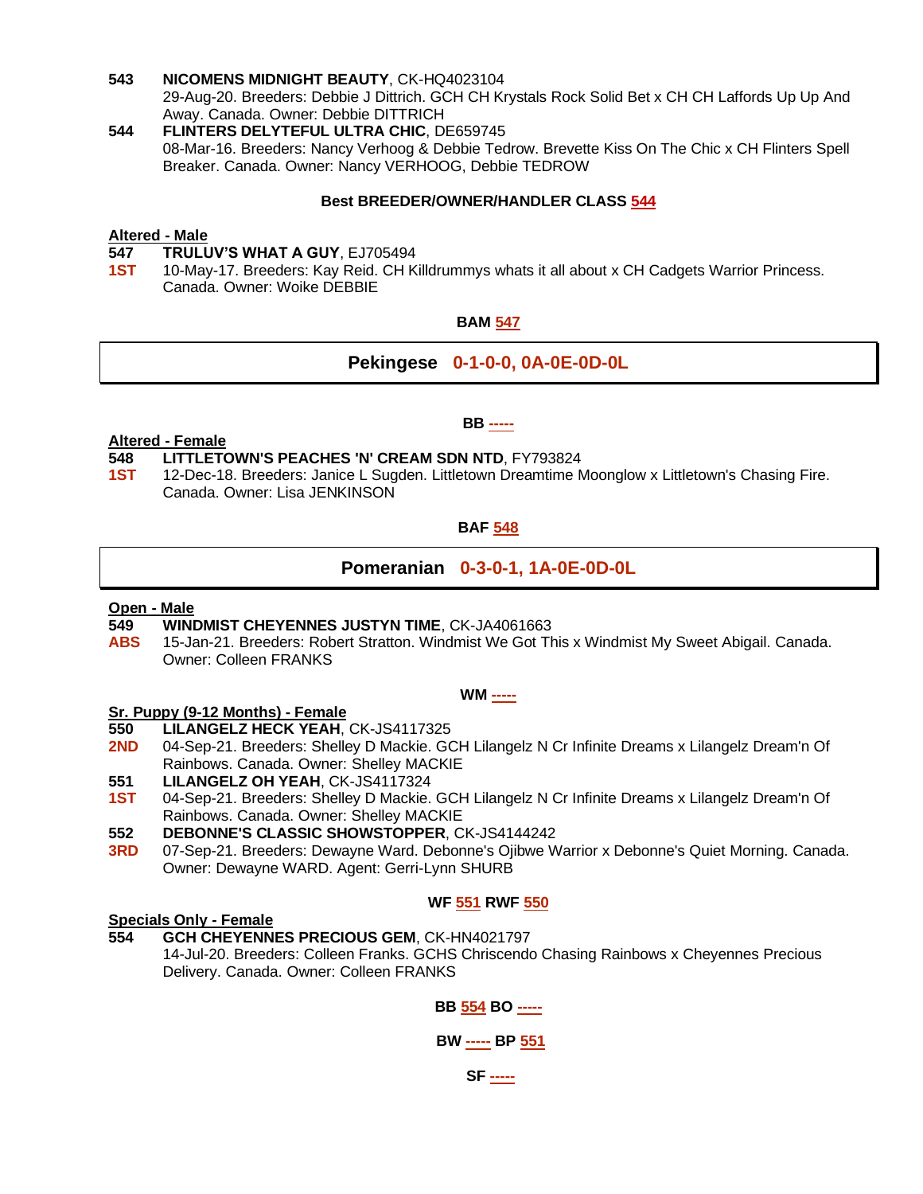**543** **NICOMENS MIDNIGHT BEAUTY**, CK-HQ4023104
29-Aug-20. Breeders: Debbie J Dittrich. GCH CH Krystals Rock Solid Bet x CH CH Laffords Up Up And Away. Canada. Owner: Debbie DITTRICH

**544** **FLINTERS DELYTEFUL ULTRA CHIC**, DE659745
08-Mar-16. Breeders: Nancy Verhoog & Debbie Tedrow. Brevette Kiss On The Chic x CH Flinters Spell Breaker. Canada. Owner: Nancy VERHOOG, Debbie TEDROW

**Best BREEDER/OWNER/HANDLER CLASS 544**

**Altered - Male**

**547** **TRULUV'S WHAT A GUY**, EJ705494
**1ST** 10-May-17. Breeders: Kay Reid. CH Killdrummys whats it all about x CH Cadgets Warrior Princess. Canada. Owner: Woike DEBBIE

**BAM 547**

## Pekingese 0-1-0-0, 0A-0E-0D-0L

**BB -----**

**Altered - Female**

**548** **LITTLETOWN'S PEACHES 'N' CREAM SDN NTD**, FY793824
**1ST** 12-Dec-18. Breeders: Janice L Sugden. Littletown Dreamtime Moonglow x Littletown's Chasing Fire. Canada. Owner: Lisa JENKINSON

**BAF 548**

## Pomeranian 0-3-0-1, 1A-0E-0D-0L

**Open - Male**

**549** **WINDMIST CHEYENNES JUSTYN TIME**, CK-JA4061663
**ABS** 15-Jan-21. Breeders: Robert Stratton. Windmist We Got This x Windmist My Sweet Abigail. Canada. Owner: Colleen FRANKS

**WM -----**

**Sr. Puppy (9-12 Months) - Female**

**550** **LILANGELZ HECK YEAH**, CK-JS4117325
**2ND** 04-Sep-21. Breeders: Shelley D Mackie. GCH Lilangelz N Cr Infinite Dreams x Lilangelz Dream'n Of Rainbows. Canada. Owner: Shelley MACKIE

**551** **LILANGELZ OH YEAH**, CK-JS4117324
**1ST** 04-Sep-21. Breeders: Shelley D Mackie. GCH Lilangelz N Cr Infinite Dreams x Lilangelz Dream'n Of Rainbows. Canada. Owner: Shelley MACKIE

**552** **DEBONNE'S CLASSIC SHOWSTOPPER**, CK-JS4144242
**3RD** 07-Sep-21. Breeders: Dewayne Ward. Debonne's Ojibwe Warrior x Debonne's Quiet Morning. Canada. Owner: Dewayne WARD. Agent: Gerri-Lynn SHURB

**WF 551 RWF 550**

**Specials Only - Female**

**554** **GCH CHEYENNES PRECIOUS GEM**, CK-HN4021797
14-Jul-20. Breeders: Colleen Franks. GCHS Chriscendo Chasing Rainbows x Cheyennes Precious Delivery. Canada. Owner: Colleen FRANKS

**BB 554 BO -----**

**BW ----- BP 551**

**SF -----**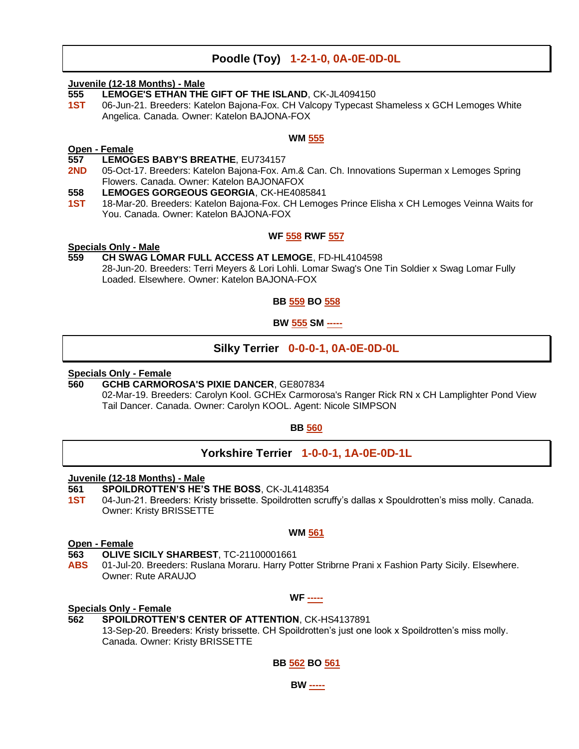## Poodle (Toy) 1-2-1-0, 0A-0E-0D-0L

**Juvenile (12-18 Months) - Male**

**555** **LEMOGE'S ETHAN THE GIFT OF THE ISLAND**, CK-JL4094150
**1ST** 06-Jun-21. Breeders: Katelon Bajona-Fox. CH Valcopy Typecast Shameless x GCH Lemoges White Angelica. Canada. Owner: Katelon BAJONA-FOX

**WM 555**

**Open - Female**

**557** **LEMOGES BABY'S BREATHE**, EU734157
**2ND** 05-Oct-17. Breeders: Katelon Bajona-Fox. Am.& Can. Ch. Innovations Superman x Lemoges Spring Flowers. Canada. Owner: Katelon BAJONAFOX

**558** **LEMOGES GORGEOUS GEORGIA**, CK-HE4085841
**1ST** 18-Mar-20. Breeders: Katelon Bajona-Fox. CH Lemoges Prince Elisha x CH Lemoges Veinna Waits for You. Canada. Owner: Katelon BAJONA-FOX

**WF 558 RWF 557**

**Specials Only - Male**

**559** **CH SWAG LOMAR FULL ACCESS AT LEMOGE**, FD-HL4104598
28-Jun-20. Breeders: Terri Meyers & Lori Lohli. Lomar Swag's One Tin Soldier x Swag Lomar Fully Loaded. Elsewhere. Owner: Katelon BAJONA-FOX

**BB 559 BO 558**

**BW 555 SM -----**

## Silky Terrier 0-0-0-1, 0A-0E-0D-0L

**Specials Only - Female**

**560** **GCHB CARMOROSA'S PIXIE DANCER**, GE807834
02-Mar-19. Breeders: Carolyn Kool. GCHEx Carmorosa's Ranger Rick RN x CH Lamplighter Pond View Tail Dancer. Canada. Owner: Carolyn KOOL. Agent: Nicole SIMPSON

**BB 560**

## Yorkshire Terrier 1-0-0-1, 1A-0E-0D-1L

**Juvenile (12-18 Months) - Male**

**561** **SPOILDROTTEN'S HE'S THE BOSS**, CK-JL4148354
**1ST** 04-Jun-21. Breeders: Kristy brissette. Spoildrotten scruffy's dallas x Spouldrotten's miss molly. Canada. Owner: Kristy BRISSETTE

**WM 561**

**Open - Female**

**563** **OLIVE SICILY SHARBEST**, TC-21100001661
**ABS** 01-Jul-20. Breeders: Ruslana Moraru. Harry Potter Stribrne Prani x Fashion Party Sicily. Elsewhere. Owner: Rute ARAUJO

**WF -----**

**Specials Only - Female**

**562** **SPOILDROTTEN'S CENTER OF ATTENTION**, CK-HS4137891
13-Sep-20. Breeders: Kristy brissette. CH Spoildrotten's just one look x Spoildrotten's miss molly. Canada. Owner: Kristy BRISSETTE

**BB 562 BO 561**

**BW -----**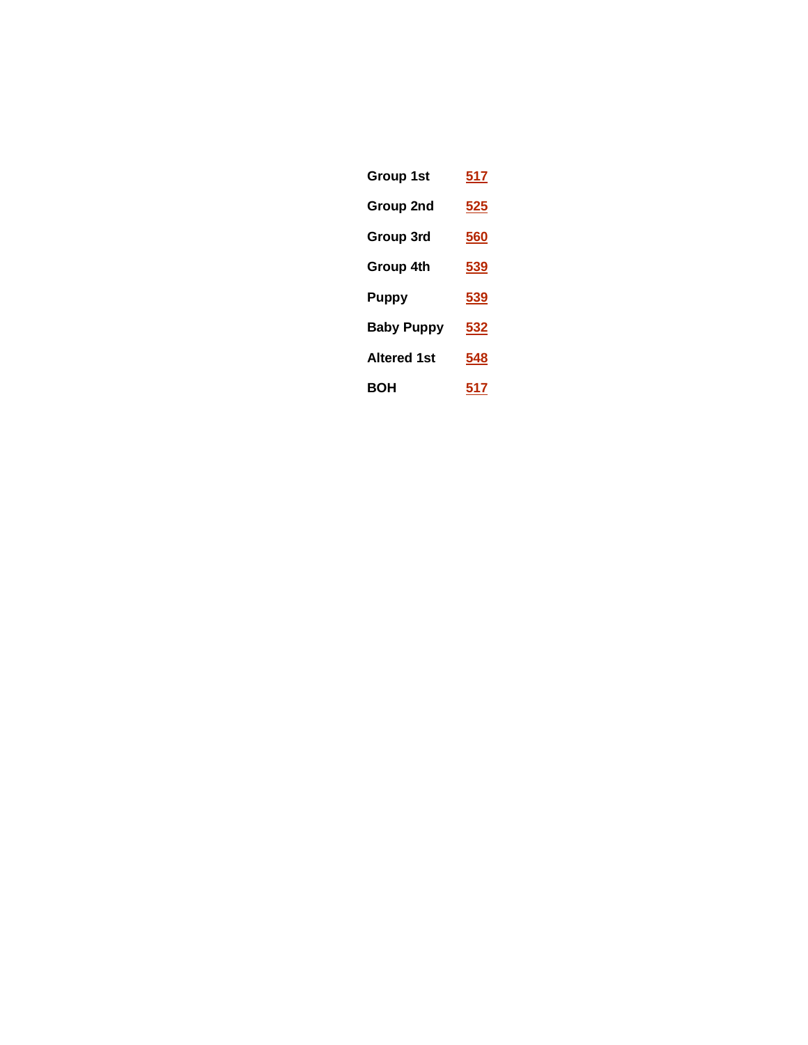| | |
|---|---|
| **Group 1st** | **517** |
| **Group 2nd** | **525** |
| **Group 3rd** | **560** |
| **Group 4th** | **539** |
| **Puppy** | **539** |
| **Baby Puppy** | **532** |
| **Altered 1st** | **548** |
| **BOH** | **517** |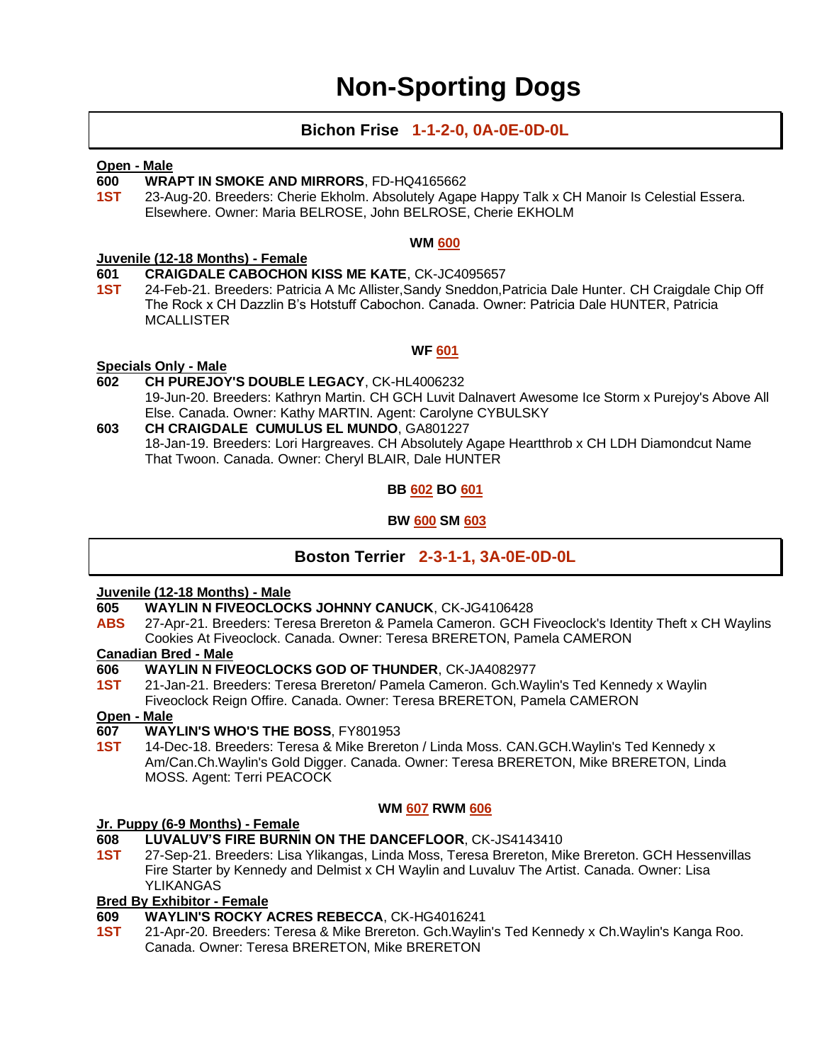# Non-Sporting Dogs

## Bichon Frise 1-1-2-0, 0A-0E-0D-0L

**Open - Male**

**600** **WRAPT IN SMOKE AND MIRRORS**, FD-HQ4165662
**1ST** 23-Aug-20. Breeders: Cherie Ekholm. Absolutely Agape Happy Talk x CH Manoir Is Celestial Essera. Elsewhere. Owner: Maria BELROSE, John BELROSE, Cherie EKHOLM

**WM 600**

**Juvenile (12-18 Months) - Female**

**601** **CRAIGDALE CABOCHON KISS ME KATE**, CK-JC4095657
**1ST** 24-Feb-21. Breeders: Patricia A Mc Allister,Sandy Sneddon,Patricia Dale Hunter. CH Craigdale Chip Off The Rock x CH Dazzlin B's Hotstuff Cabochon. Canada. Owner: Patricia Dale HUNTER, Patricia MCALLISTER

**WF 601**

**Specials Only - Male**

**602** **CH PUREJOY'S DOUBLE LEGACY**, CK-HL4006232
19-Jun-20. Breeders: Kathryn Martin. CH GCH Luvit Dalnavert Awesome Ice Storm x Purejoy's Above All Else. Canada. Owner: Kathy MARTIN. Agent: Carolyne CYBULSKY

**603** **CH CRAIGDALE CUMULUS EL MUNDO**, GA801227
18-Jan-19. Breeders: Lori Hargreaves. CH Absolutely Agape Heartthrob x CH LDH Diamondcut Name That Twoon. Canada. Owner: Cheryl BLAIR, Dale HUNTER

**BB 602 BO 601**

**BW 600 SM 603**

## Boston Terrier 2-3-1-1, 3A-0E-0D-0L

**Juvenile (12-18 Months) - Male**

**605** **WAYLIN N FIVEOCLOCKS JOHNNY CANUCK**, CK-JG4106428
**ABS** 27-Apr-21. Breeders: Teresa Brereton & Pamela Cameron. GCH Fiveoclock's Identity Theft x CH Waylins Cookies At Fiveoclock. Canada. Owner: Teresa BRERETON, Pamela CAMERON

**Canadian Bred - Male**

**606** **WAYLIN N FIVEOCLOCKS GOD OF THUNDER**, CK-JA4082977
**1ST** 21-Jan-21. Breeders: Teresa Brereton/ Pamela Cameron. Gch.Waylin's Ted Kennedy x Waylin Fiveoclock Reign Offire. Canada. Owner: Teresa BRERETON, Pamela CAMERON

**Open - Male**

**607** **WAYLIN'S WHO'S THE BOSS**, FY801953
**1ST** 14-Dec-18. Breeders: Teresa & Mike Brereton / Linda Moss. CAN.GCH.Waylin's Ted Kennedy x Am/Can.Ch.Waylin's Gold Digger. Canada. Owner: Teresa BRERETON, Mike BRERETON, Linda MOSS. Agent: Terri PEACOCK

**WM 607 RWM 606**

**Jr. Puppy (6-9 Months) - Female**

**608** **LUVALUV'S FIRE BURNIN ON THE DANCEFLOOR**, CK-JS4143410
**1ST** 27-Sep-21. Breeders: Lisa Ylikangas, Linda Moss, Teresa Brereton, Mike Brereton. GCH Hessenvillas Fire Starter by Kennedy and Delmist x CH Waylin and Luvaluv The Artist. Canada. Owner: Lisa YLIKANGAS

**Bred By Exhibitor - Female**

**609** **WAYLIN'S ROCKY ACRES REBECCA**, CK-HG4016241
**1ST** 21-Apr-20. Breeders: Teresa & Mike Brereton. Gch.Waylin's Ted Kennedy x Ch.Waylin's Kanga Roo. Canada. Owner: Teresa BRERETON, Mike BRERETON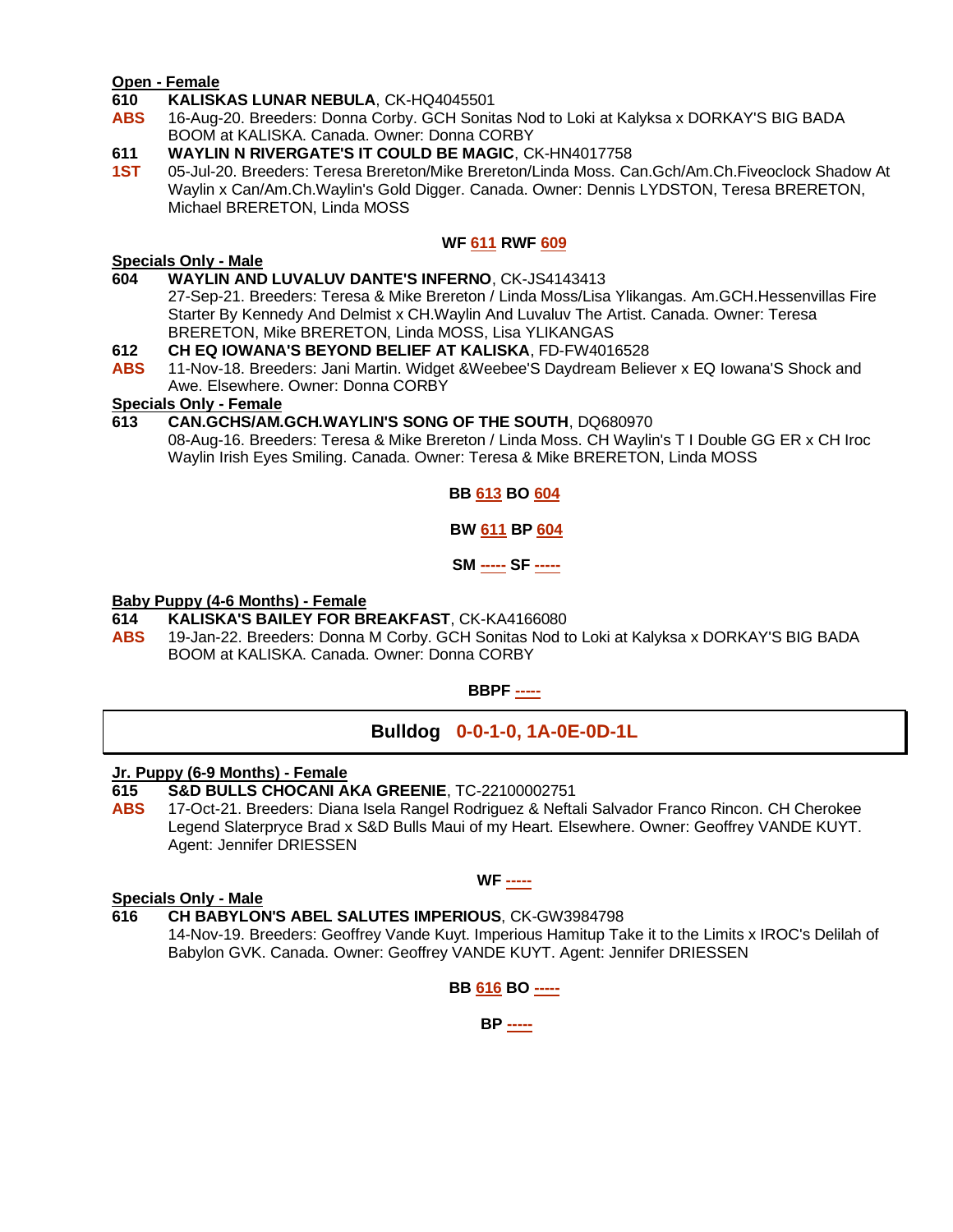**Open - Female**

**610** **KALISKAS LUNAR NEBULA**, CK-HQ4045501
**ABS** 16-Aug-20. Breeders: Donna Corby. GCH Sonitas Nod to Loki at Kalyksa x DORKAY'S BIG BADA BOOM at KALISKA. Canada. Owner: Donna CORBY

**611** **WAYLIN N RIVERGATE'S IT COULD BE MAGIC**, CK-HN4017758
**1ST** 05-Jul-20. Breeders: Teresa Brereton/Mike Brereton/Linda Moss. Can.Gch/Am.Ch.Fiveoclock Shadow At Waylin x Can/Am.Ch.Waylin's Gold Digger. Canada. Owner: Dennis LYDSTON, Teresa BRERETON, Michael BRERETON, Linda MOSS

**WF 611 RWF 609**

**Specials Only - Male**

**604** **WAYLIN AND LUVALUV DANTE'S INFERNO**, CK-JS4143413
27-Sep-21. Breeders: Teresa & Mike Brereton / Linda Moss/Lisa Ylikangas. Am.GCH.Hessenvillas Fire Starter By Kennedy And Delmist x CH.Waylin And Luvaluv The Artist. Canada. Owner: Teresa BRERETON, Mike BRERETON, Linda MOSS, Lisa YLIKANGAS

**612** **CH EQ IOWANA'S BEYOND BELIEF AT KALISKA**, FD-FW4016528
**ABS** 11-Nov-18. Breeders: Jani Martin. Widget &Weebee'S Daydream Believer x EQ Iowana'S Shock and Awe. Elsewhere. Owner: Donna CORBY

**Specials Only - Female**

**613** **CAN.GCHS/AM.GCH.WAYLIN'S SONG OF THE SOUTH**, DQ680970
08-Aug-16. Breeders: Teresa & Mike Brereton / Linda Moss. CH Waylin's T I Double GG ER x CH Iroc Waylin Irish Eyes Smiling. Canada. Owner: Teresa & Mike BRERETON, Linda MOSS

**BB 613 BO 604**

**BW 611 BP 604**

**SM ----- SF -----**

**Baby Puppy (4-6 Months) - Female**

**614** **KALISKA'S BAILEY FOR BREAKFAST**, CK-KA4166080
**ABS** 19-Jan-22. Breeders: Donna M Corby. GCH Sonitas Nod to Loki at Kalyksa x DORKAY'S BIG BADA BOOM at KALISKA. Canada. Owner: Donna CORBY

**BBPF -----**

## Bulldog 0-0-1-0, 1A-0E-0D-1L

**Jr. Puppy (6-9 Months) - Female**

**615** **S&D BULLS CHOCANI AKA GREENIE**, TC-22100002751
**ABS** 17-Oct-21. Breeders: Diana Isela Rangel Rodriguez & Neftali Salvador Franco Rincon. CH Cherokee Legend Slaterpryce Brad x S&D Bulls Maui of my Heart. Elsewhere. Owner: Geoffrey VANDE KUYT. Agent: Jennifer DRIESSEN

**WF -----**

**Specials Only - Male**

**616** **CH BABYLON'S ABEL SALUTES IMPERIOUS**, CK-GW3984798
14-Nov-19. Breeders: Geoffrey Vande Kuyt. Imperious Hamitup Take it to the Limits x IROC's Delilah of Babylon GVK. Canada. Owner: Geoffrey VANDE KUYT. Agent: Jennifer DRIESSEN

**BB 616 BO -----**

**BP -----**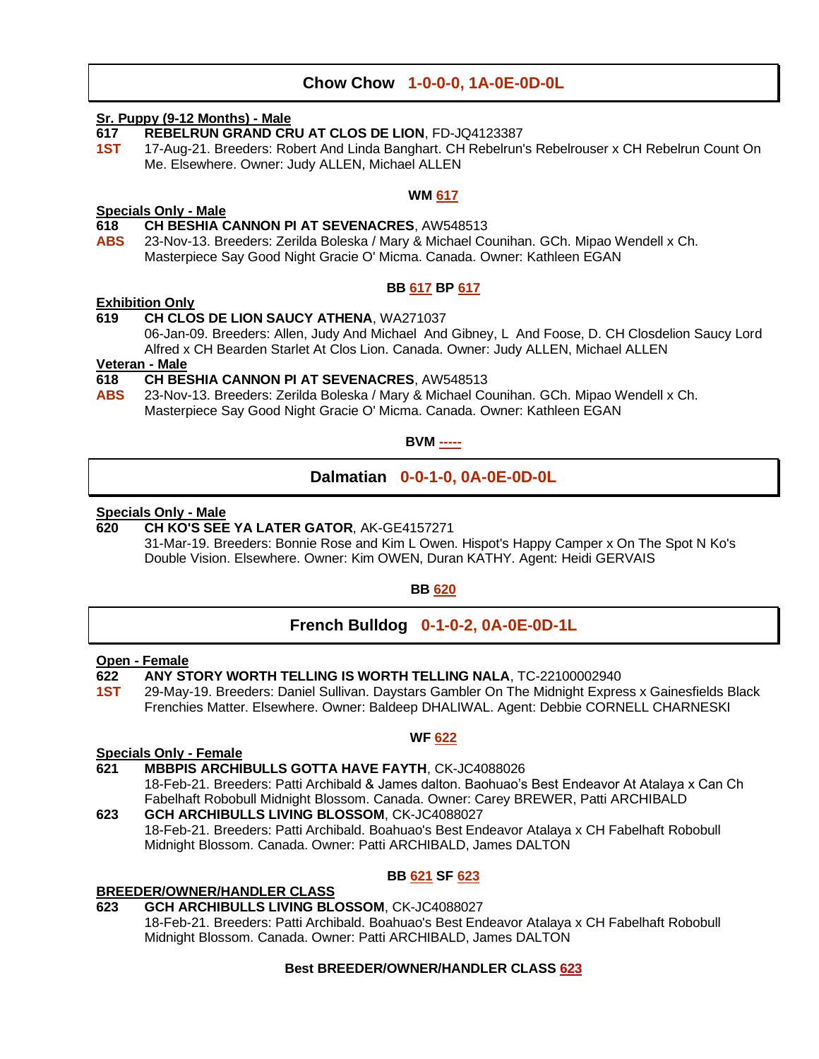## Chow Chow 1-0-0-0, 1A-0E-0D-0L

**Sr. Puppy (9-12 Months) - Male**

**617** **REBELRUN GRAND CRU AT CLOS DE LION**, FD-JQ4123387
**1ST** 17-Aug-21. Breeders: Robert And Linda Banghart. CH Rebelrun's Rebelrouser x CH Rebelrun Count On Me. Elsewhere. Owner: Judy ALLEN, Michael ALLEN

**WM 617**

**Specials Only - Male**

**618** **CH BESHIA CANNON PI AT SEVENACRES**, AW548513
**ABS** 23-Nov-13. Breeders: Zerilda Boleska / Mary & Michael Counihan. GCh. Mipao Wendell x Ch. Masterpiece Say Good Night Gracie O' Micma. Canada. Owner: Kathleen EGAN

**BB 617 BP 617**

**Exhibition Only**

**619** **CH CLOS DE LION SAUCY ATHENA**, WA271037
06-Jan-09. Breeders: Allen, Judy And Michael And Gibney, L And Foose, D. CH Closdelion Saucy Lord Alfred x CH Bearden Starlet At Clos Lion. Canada. Owner: Judy ALLEN, Michael ALLEN

**Veteran - Male**

**618** **CH BESHIA CANNON PI AT SEVENACRES**, AW548513
**ABS** 23-Nov-13. Breeders: Zerilda Boleska / Mary & Michael Counihan. GCh. Mipao Wendell x Ch. Masterpiece Say Good Night Gracie O' Micma. Canada. Owner: Kathleen EGAN

**BVM -----**

## Dalmatian 0-0-1-0, 0A-0E-0D-0L

**Specials Only - Male**

**620** **CH KO'S SEE YA LATER GATOR**, AK-GE4157271
31-Mar-19. Breeders: Bonnie Rose and Kim L Owen. Hispot's Happy Camper x On The Spot N Ko's Double Vision. Elsewhere. Owner: Kim OWEN, Duran KATHY. Agent: Heidi GERVAIS

**BB 620**

## French Bulldog 0-1-0-2, 0A-0E-0D-1L

**Open - Female**

**622** **ANY STORY WORTH TELLING IS WORTH TELLING NALA**, TC-22100002940
**1ST** 29-May-19. Breeders: Daniel Sullivan. Daystars Gambler On The Midnight Express x Gainesfields Black Frenchies Matter. Elsewhere. Owner: Baldeep DHALIWAL. Agent: Debbie CORNELL CHARNESKI

**WF 622**

**Specials Only - Female**

**621** **MBBPIS ARCHIBULLS GOTTA HAVE FAYTH**, CK-JC4088026
18-Feb-21. Breeders: Patti Archibald & James dalton. Baohuao's Best Endeavor At Atalaya x Can Ch Fabelhaft Robobull Midnight Blossom. Canada. Owner: Carey BREWER, Patti ARCHIBALD

**623** **GCH ARCHIBULLS LIVING BLOSSOM**, CK-JC4088027
18-Feb-21. Breeders: Patti Archibald. Boahuao's Best Endeavor Atalaya x CH Fabelhaft Robobull Midnight Blossom. Canada. Owner: Patti ARCHIBALD, James DALTON

**BB 621 SF 623**

**BREEDER/OWNER/HANDLER CLASS**

**623** **GCH ARCHIBULLS LIVING BLOSSOM**, CK-JC4088027
18-Feb-21. Breeders: Patti Archibald. Boahuao's Best Endeavor Atalaya x CH Fabelhaft Robobull Midnight Blossom. Canada. Owner: Patti ARCHIBALD, James DALTON

**Best BREEDER/OWNER/HANDLER CLASS 623**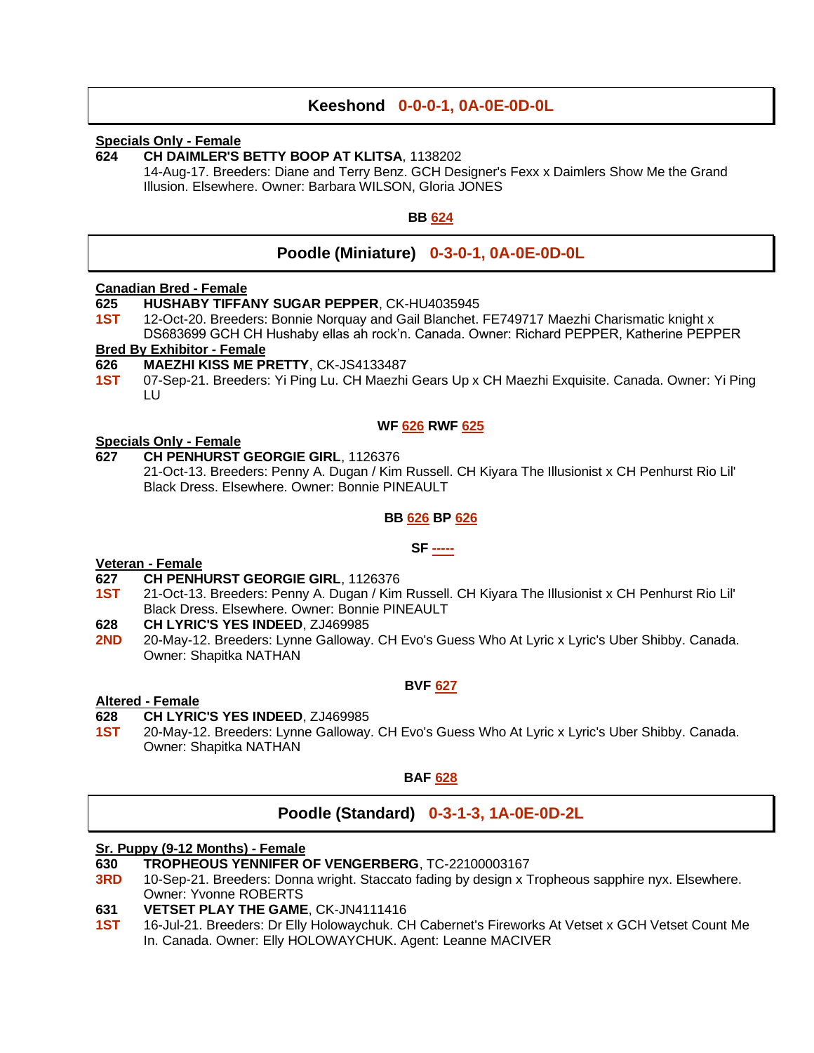## Keeshond 0-0-0-1, 0A-0E-0D-0L

**Specials Only - Female**

**624** **CH DAIMLER'S BETTY BOOP AT KLITSA**, 1138202
14-Aug-17. Breeders: Diane and Terry Benz. GCH Designer's Fexx x Daimlers Show Me the Grand Illusion. Elsewhere. Owner: Barbara WILSON, Gloria JONES

**BB 624**

## Poodle (Miniature) 0-3-0-1, 0A-0E-0D-0L

**Canadian Bred - Female**

**625** **HUSHABY TIFFANY SUGAR PEPPER**, CK-HU4035945
**1ST** 12-Oct-20. Breeders: Bonnie Norquay and Gail Blanchet. FE749717 Maezhi Charismatic knight x DS683699 GCH CH Hushaby ellas ah rock'n. Canada. Owner: Richard PEPPER, Katherine PEPPER

**Bred By Exhibitor - Female**

**626** **MAEZHI KISS ME PRETTY**, CK-JS4133487
**1ST** 07-Sep-21. Breeders: Yi Ping Lu. CH Maezhi Gears Up x CH Maezhi Exquisite. Canada. Owner: Yi Ping LU

**WF 626 RWF 625**

**Specials Only - Female**

**627** **CH PENHURST GEORGIE GIRL**, 1126376
21-Oct-13. Breeders: Penny A. Dugan / Kim Russell. CH Kiyara The Illusionist x CH Penhurst Rio Lil' Black Dress. Elsewhere. Owner: Bonnie PINEAULT

**BB 626 BP 626**

**SF -----**

**Veteran - Female**

**627** **CH PENHURST GEORGIE GIRL**, 1126376
**1ST** 21-Oct-13. Breeders: Penny A. Dugan / Kim Russell. CH Kiyara The Illusionist x CH Penhurst Rio Lil' Black Dress. Elsewhere. Owner: Bonnie PINEAULT

**628** **CH LYRIC'S YES INDEED**, ZJ469985
**2ND** 20-May-12. Breeders: Lynne Galloway. CH Evo's Guess Who At Lyric x Lyric's Uber Shibby. Canada. Owner: Shapitka NATHAN

**BVF 627**

**Altered - Female**

**628** **CH LYRIC'S YES INDEED**, ZJ469985
**1ST** 20-May-12. Breeders: Lynne Galloway. CH Evo's Guess Who At Lyric x Lyric's Uber Shibby. Canada. Owner: Shapitka NATHAN

**BAF 628**

## Poodle (Standard) 0-3-1-3, 1A-0E-0D-2L

**Sr. Puppy (9-12 Months) - Female**

**630** **TROPHEOUS YENNIFER OF VENGERBERG**, TC-22100003167
**3RD** 10-Sep-21. Breeders: Donna wright. Staccato fading by design x Tropheous sapphire nyx. Elsewhere. Owner: Yvonne ROBERTS

**631** **VETSET PLAY THE GAME**, CK-JN4111416
**1ST** 16-Jul-21. Breeders: Dr Elly Holowaychuk. CH Cabernet's Fireworks At Vetset x GCH Vetset Count Me In. Canada. Owner: Elly HOLOWAYCHUK. Agent: Leanne MACIVER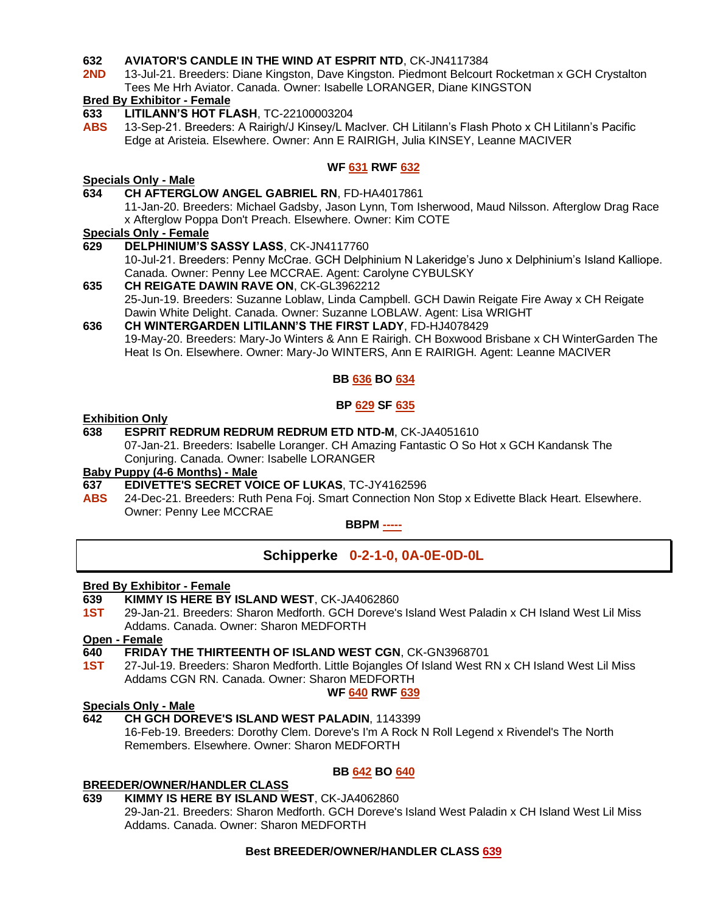**632** **AVIATOR'S CANDLE IN THE WIND AT ESPRIT NTD**, CK-JN4117384
**2ND** 13-Jul-21. Breeders: Diane Kingston, Dave Kingston. Piedmont Belcourt Rocketman x GCH Crystalton Tees Me Hrh Aviator. Canada. Owner: Isabelle LORANGER, Diane KINGSTON

**Bred By Exhibitor - Female**

**633** **LITILANN'S HOT FLASH**, TC-22100003204
**ABS** 13-Sep-21. Breeders: A Rairigh/J Kinsey/L MacIver. CH Litilann's Flash Photo x CH Litilann's Pacific Edge at Aristeia. Elsewhere. Owner: Ann E RAIRIGH, Julia KINSEY, Leanne MACIVER

**WF 631 RWF 632**

**Specials Only - Male**

**634** **CH AFTERGLOW ANGEL GABRIEL RN**, FD-HA4017861
11-Jan-20. Breeders: Michael Gadsby, Jason Lynn, Tom Isherwood, Maud Nilsson. Afterglow Drag Race x Afterglow Poppa Don't Preach. Elsewhere. Owner: Kim COTE

**Specials Only - Female**

**629** **DELPHINIUM'S SASSY LASS**, CK-JN4117760
10-Jul-21. Breeders: Penny McCrae. GCH Delphinium N Lakeridge's Juno x Delphinium's Island Kalliope. Canada. Owner: Penny Lee MCCRAE. Agent: Carolyne CYBULSKY

**635** **CH REIGATE DAWIN RAVE ON**, CK-GL3962212
25-Jun-19. Breeders: Suzanne Loblaw, Linda Campbell. GCH Dawin Reigate Fire Away x CH Reigate Dawin White Delight. Canada. Owner: Suzanne LOBLAW. Agent: Lisa WRIGHT

**636** **CH WINTERGARDEN LITILANN'S THE FIRST LADY**, FD-HJ4078429
19-May-20. Breeders: Mary-Jo Winters & Ann E Rairigh. CH Boxwood Brisbane x CH WinterGarden The Heat Is On. Elsewhere. Owner: Mary-Jo WINTERS, Ann E RAIRIGH. Agent: Leanne MACIVER

**BB 636 BO 634**

**BP 629 SF 635**

**Exhibition Only**

**638** **ESPRIT REDRUM REDRUM REDRUM ETD NTD-M**, CK-JA4051610
07-Jan-21. Breeders: Isabelle Loranger. CH Amazing Fantastic O So Hot x GCH Kandansk The Conjuring. Canada. Owner: Isabelle LORANGER

**Baby Puppy (4-6 Months) - Male**

**637** **EDIVETTE'S SECRET VOICE OF LUKAS**, TC-JY4162596
**ABS** 24-Dec-21. Breeders: Ruth Pena Foj. Smart Connection Non Stop x Edivette Black Heart. Elsewhere. Owner: Penny Lee MCCRAE

**BBPM -----**

## Schipperke 0-2-1-0, 0A-0E-0D-0L

**Bred By Exhibitor - Female**

**639** **KIMMY IS HERE BY ISLAND WEST**, CK-JA4062860
**1ST** 29-Jan-21. Breeders: Sharon Medforth. GCH Doreve's Island West Paladin x CH Island West Lil Miss Addams. Canada. Owner: Sharon MEDFORTH

**Open - Female**

**640** **FRIDAY THE THIRTEENTH OF ISLAND WEST CGN**, CK-GN3968701
**1ST** 27-Jul-19. Breeders: Sharon Medforth. Little Bojangles Of Island West RN x CH Island West Lil Miss Addams CGN RN. Canada. Owner: Sharon MEDFORTH

**WF 640 RWF 639**

**Specials Only - Male**

**642** **CH GCH DOREVE'S ISLAND WEST PALADIN**, 1143399
16-Feb-19. Breeders: Dorothy Clem. Doreve's I'm A Rock N Roll Legend x Rivendel's The North Remembers. Elsewhere. Owner: Sharon MEDFORTH

**BB 642 BO 640**

**BREEDER/OWNER/HANDLER CLASS**

**639** **KIMMY IS HERE BY ISLAND WEST**, CK-JA4062860
29-Jan-21. Breeders: Sharon Medforth. GCH Doreve's Island West Paladin x CH Island West Lil Miss Addams. Canada. Owner: Sharon MEDFORTH

**Best BREEDER/OWNER/HANDLER CLASS 639**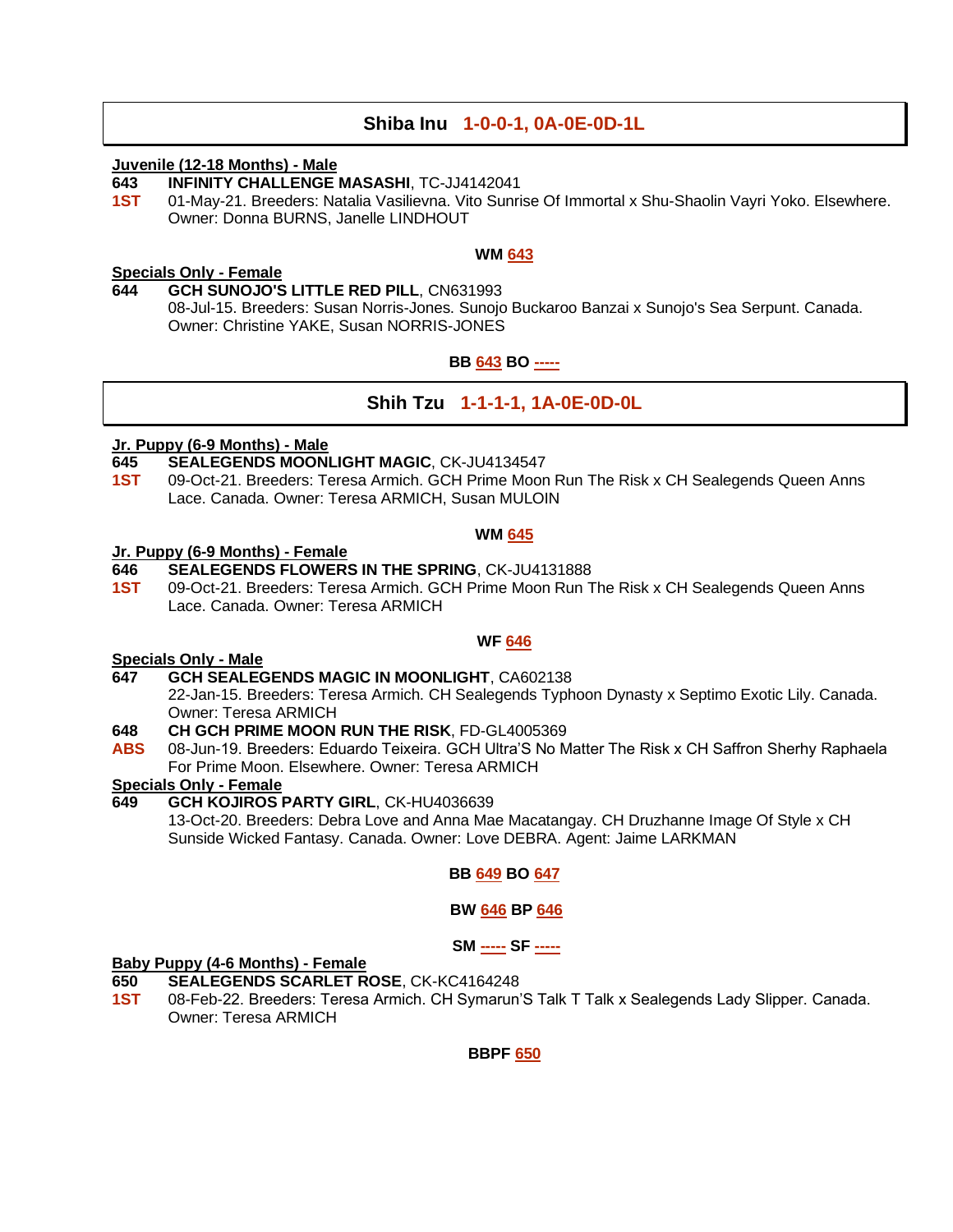## Shiba Inu 1-0-0-1, 0A-0E-0D-1L

**Juvenile (12-18 Months) - Male**

**643** **INFINITY CHALLENGE MASASHI**, TC-JJ4142041
**1ST** 01-May-21. Breeders: Natalia Vasilievna. Vito Sunrise Of Immortal x Shu-Shaolin Vayri Yoko. Elsewhere. Owner: Donna BURNS, Janelle LINDHOUT

**WM 643**

**Specials Only - Female**

**644** **GCH SUNOJO'S LITTLE RED PILL**, CN631993
08-Jul-15. Breeders: Susan Norris-Jones. Sunojo Buckaroo Banzai x Sunojo's Sea Serpunt. Canada. Owner: Christine YAKE, Susan NORRIS-JONES

**BB 643 BO -----**

## Shih Tzu 1-1-1-1, 1A-0E-0D-0L

**Jr. Puppy (6-9 Months) - Male**

**645** **SEALEGENDS MOONLIGHT MAGIC**, CK-JU4134547
**1ST** 09-Oct-21. Breeders: Teresa Armich. GCH Prime Moon Run The Risk x CH Sealegends Queen Anns Lace. Canada. Owner: Teresa ARMICH, Susan MULOIN

**WM 645**

**Jr. Puppy (6-9 Months) - Female**

**646** **SEALEGENDS FLOWERS IN THE SPRING**, CK-JU4131888
**1ST** 09-Oct-21. Breeders: Teresa Armich. GCH Prime Moon Run The Risk x CH Sealegends Queen Anns Lace. Canada. Owner: Teresa ARMICH

**WF 646**

**Specials Only - Male**

**647** **GCH SEALEGENDS MAGIC IN MOONLIGHT**, CA602138
22-Jan-15. Breeders: Teresa Armich. CH Sealegends Typhoon Dynasty x Septimo Exotic Lily. Canada. Owner: Teresa ARMICH

**648** **CH GCH PRIME MOON RUN THE RISK**, FD-GL4005369
**ABS** 08-Jun-19. Breeders: Eduardo Teixeira. GCH Ultra'S No Matter The Risk x CH Saffron Sherhy Raphaela For Prime Moon. Elsewhere. Owner: Teresa ARMICH

**Specials Only - Female**

**649** **GCH KOJIROS PARTY GIRL**, CK-HU4036639
13-Oct-20. Breeders: Debra Love and Anna Mae Macatangay. CH Druzhanne Image Of Style x CH Sunside Wicked Fantasy. Canada. Owner: Love DEBRA. Agent: Jaime LARKMAN

**BB 649 BO 647**

**BW 646 BP 646**

**SM ----- SF -----**

**Baby Puppy (4-6 Months) - Female**

**650** **SEALEGENDS SCARLET ROSE**, CK-KC4164248
**1ST** 08-Feb-22. Breeders: Teresa Armich. CH Symarun'S Talk T Talk x Sealegends Lady Slipper. Canada. Owner: Teresa ARMICH

**BBPF 650**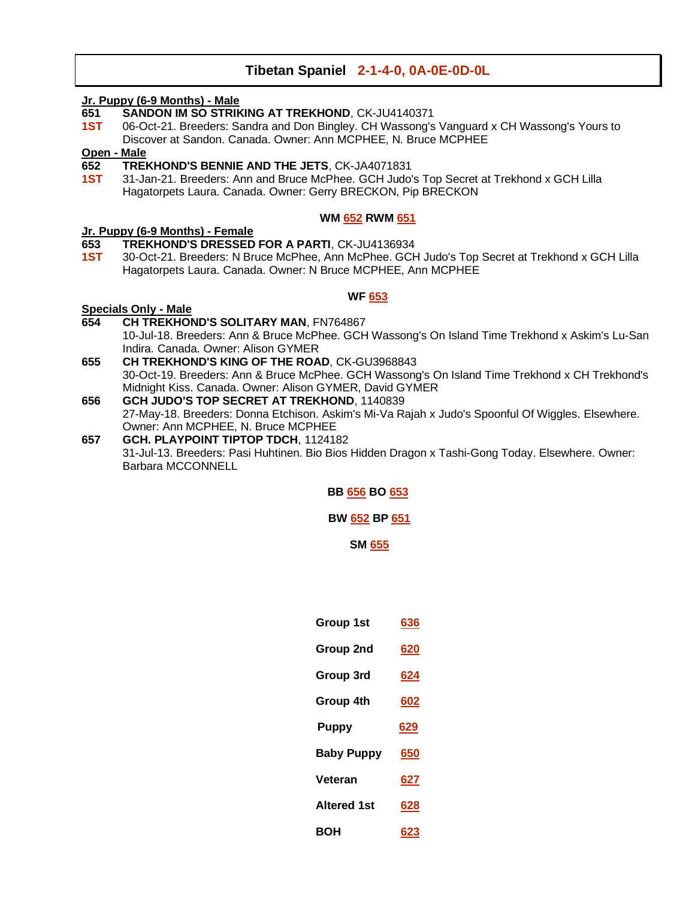## Tibetan Spaniel 2-1-4-0, 0A-0E-0D-0L

**Jr. Puppy (6-9 Months) - Male**

**651** **SANDON IM SO STRIKING AT TREKHOND**, CK-JU4140371
**1ST** 06-Oct-21. Breeders: Sandra and Don Bingley. CH Wassong's Vanguard x CH Wassong's Yours to Discover at Sandon. Canada. Owner: Ann MCPHEE, N. Bruce MCPHEE

**Open - Male**

**652** **TREKHOND'S BENNIE AND THE JETS**, CK-JA4071831
**1ST** 31-Jan-21. Breeders: Ann and Bruce McPhee. GCH Judo's Top Secret at Trekhond x GCH Lilla Hagatorpets Laura. Canada. Owner: Gerry BRECKON, Pip BRECKON

**WM 652 RWM 651**

**Jr. Puppy (6-9 Months) - Female**

**653** **TREKHOND'S DRESSED FOR A PARTI**, CK-JU4136934
**1ST** 30-Oct-21. Breeders: N Bruce McPhee, Ann McPhee. GCH Judo's Top Secret at Trekhond x GCH Lilla Hagatorpets Laura. Canada. Owner: N Bruce MCPHEE, Ann MCPHEE

**WF 653**

**Specials Only - Male**

**654** **CH TREKHOND'S SOLITARY MAN**, FN764867
10-Jul-18. Breeders: Ann & Bruce McPhee. GCH Wassong's On Island Time Trekhond x Askim's Lu-San Indira. Canada. Owner: Alison GYMER

**655** **CH TREKHOND'S KING OF THE ROAD**, CK-GU3968843
30-Oct-19. Breeders: Ann & Bruce McPhee. GCH Wassong's On Island Time Trekhond x CH Trekhond's Midnight Kiss. Canada. Owner: Alison GYMER, David GYMER

**656** **GCH JUDO'S TOP SECRET AT TREKHOND**, 1140839
27-May-18. Breeders: Donna Etchison. Askim's Mi-Va Rajah x Judo's Spoonful Of Wiggles. Elsewhere. Owner: Ann MCPHEE, N. Bruce MCPHEE

**657** **GCH. PLAYPOINT TIPTOP TDCH**, 1124182
31-Jul-13. Breeders: Pasi Huhtinen. Bio Bios Hidden Dragon x Tashi-Gong Today. Elsewhere. Owner: Barbara MCCONNELL

**BB 656 BO 653**

**BW 652 BP 651**

**SM 655**

| | |
|---|---|
| **Group 1st** | 636 |
| **Group 2nd** | 620 |
| **Group 3rd** | 624 |
| **Group 4th** | 602 |
| **Puppy** | 629 |
| **Baby Puppy** | 650 |
| **Veteran** | 627 |
| **Altered 1st** | 628 |
| **BOH** | 623 |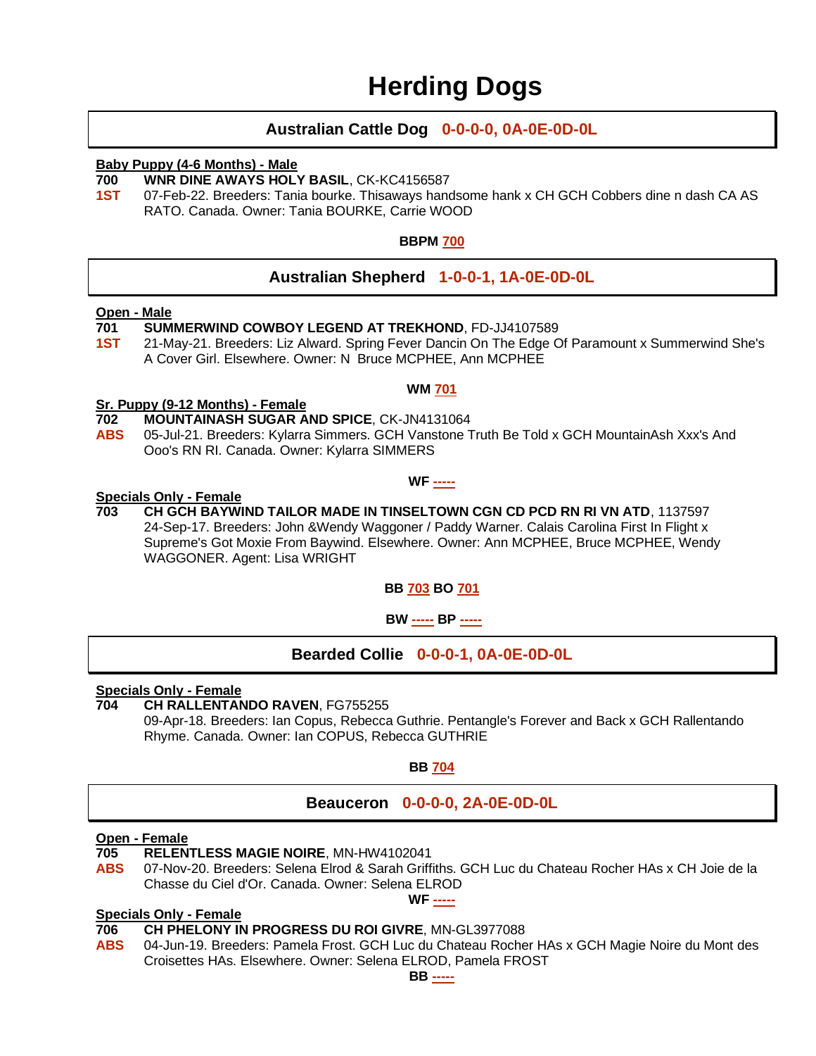# Herding Dogs

## Australian Cattle Dog 0-0-0-0, 0A-0E-0D-0L

**Baby Puppy (4-6 Months) - Male**

**700** **WNR DINE AWAYS HOLY BASIL**, CK-KC4156587
**1ST** 07-Feb-22. Breeders: Tania bourke. Thisaways handsome hank x CH GCH Cobbers dine n dash CA AS RATO. Canada. Owner: Tania BOURKE, Carrie WOOD

**BBPM 700**

## Australian Shepherd 1-0-0-1, 1A-0E-0D-0L

**Open - Male**

**701** **SUMMERWIND COWBOY LEGEND AT TREKHOND**, FD-JJ4107589
**1ST** 21-May-21. Breeders: Liz Alward. Spring Fever Dancin On The Edge Of Paramount x Summerwind She's A Cover Girl. Elsewhere. Owner: N Bruce MCPHEE, Ann MCPHEE

**WM 701**

**Sr. Puppy (9-12 Months) - Female**

**702** **MOUNTAINASH SUGAR AND SPICE**, CK-JN4131064
**ABS** 05-Jul-21. Breeders: Kylarra Simmers. GCH Vanstone Truth Be Told x GCH MountainAsh Xxx's And Ooo's RN RI. Canada. Owner: Kylarra SIMMERS

**WF -----**

**Specials Only - Female**

**703** **CH GCH BAYWIND TAILOR MADE IN TINSELTOWN CGN CD PCD RN RI VN ATD**, 1137597
24-Sep-17. Breeders: John &Wendy Waggoner / Paddy Warner. Calais Carolina First In Flight x Supreme's Got Moxie From Baywind. Elsewhere. Owner: Ann MCPHEE, Bruce MCPHEE, Wendy WAGGONER. Agent: Lisa WRIGHT

**BB 703 BO 701**

**BW ----- BP -----**

## Bearded Collie 0-0-0-1, 0A-0E-0D-0L

**Specials Only - Female**

**704** **CH RALLENTANDO RAVEN**, FG755255
09-Apr-18. Breeders: Ian Copus, Rebecca Guthrie. Pentangle's Forever and Back x GCH Rallentando Rhyme. Canada. Owner: Ian COPUS, Rebecca GUTHRIE

**BB 704**

## Beauceron 0-0-0-0, 2A-0E-0D-0L

**Open - Female**

**705** **RELENTLESS MAGIE NOIRE**, MN-HW4102041
**ABS** 07-Nov-20. Breeders: Selena Elrod & Sarah Griffiths. GCH Luc du Chateau Rocher HAs x CH Joie de la Chasse du Ciel d'Or. Canada. Owner: Selena ELROD

**WF -----**

**Specials Only - Female**

**706** **CH PHELONY IN PROGRESS DU ROI GIVRE**, MN-GL3977088
**ABS** 04-Jun-19. Breeders: Pamela Frost. GCH Luc du Chateau Rocher HAs x GCH Magie Noire du Mont des Croisettes HAs. Elsewhere. Owner: Selena ELROD, Pamela FROST

**BB -----**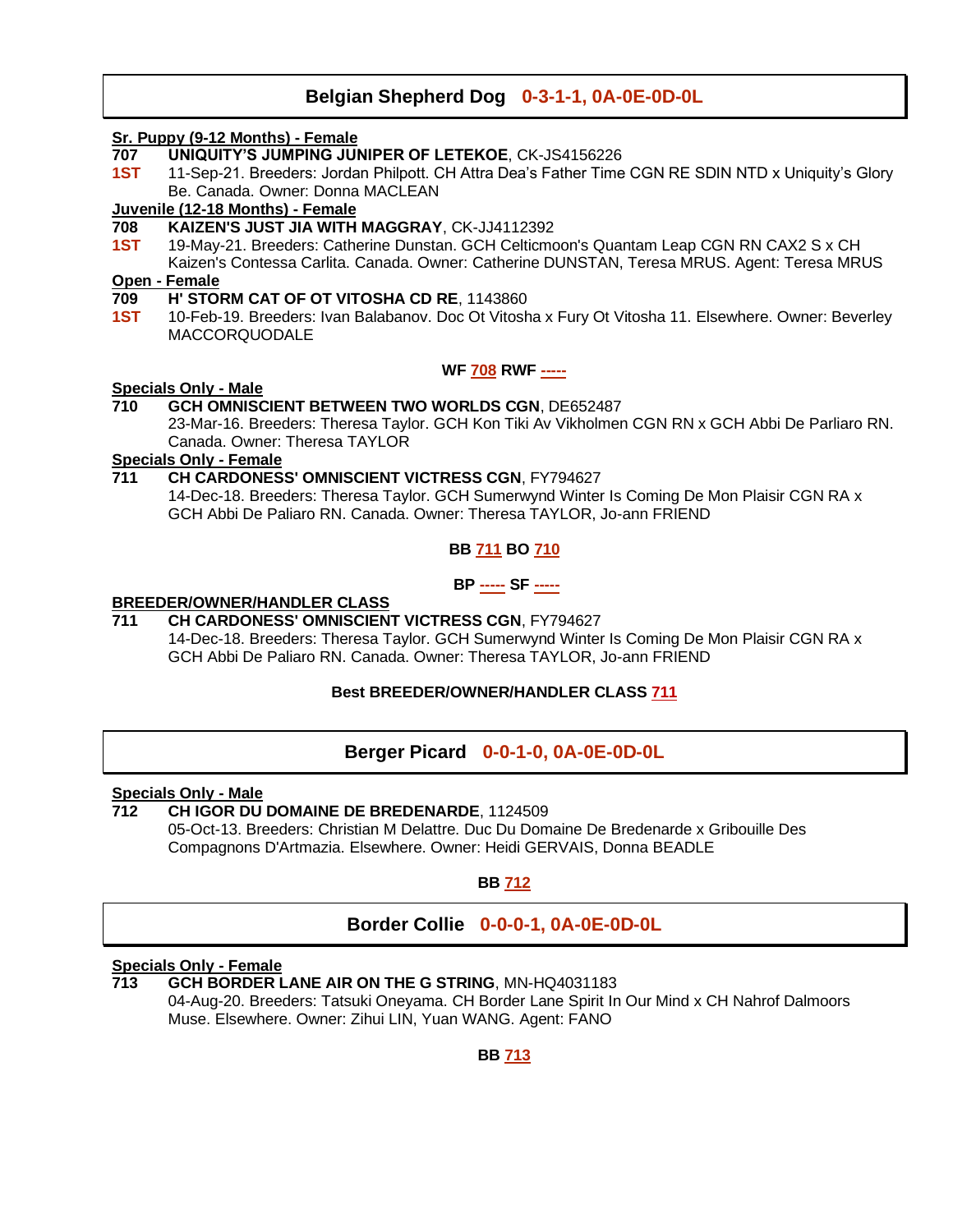## Belgian Shepherd Dog 0-3-1-1, 0A-0E-0D-0L

**Sr. Puppy (9-12 Months) - Female**

**707** **UNIQUITY'S JUMPING JUNIPER OF LETEKOE**, CK-JS4156226
**1ST** 11-Sep-21. Breeders: Jordan Philpott. CH Attra Dea's Father Time CGN RE SDIN NTD x Uniquity's Glory Be. Canada. Owner: Donna MACLEAN

**Juvenile (12-18 Months) - Female**

**708** **KAIZEN'S JUST JIA WITH MAGGRAY**, CK-JJ4112392
**1ST** 19-May-21. Breeders: Catherine Dunstan. GCH Celticmoon's Quantam Leap CGN RN CAX2 S x CH Kaizen's Contessa Carlita. Canada. Owner: Catherine DUNSTAN, Teresa MRUS. Agent: Teresa MRUS

**Open - Female**

**709** **H' STORM CAT OF OT VITOSHA CD RE**, 1143860
**1ST** 10-Feb-19. Breeders: Ivan Balabanov. Doc Ot Vitosha x Fury Ot Vitosha 11. Elsewhere. Owner: Beverley MACCORQUODALE

**WF 708 RWF -----**

**Specials Only - Male**

**710** **GCH OMNISCIENT BETWEEN TWO WORLDS CGN**, DE652487
23-Mar-16. Breeders: Theresa Taylor. GCH Kon Tiki Av Vikholmen CGN RN x GCH Abbi De Parliaro RN. Canada. Owner: Theresa TAYLOR

**Specials Only - Female**

**711** **CH CARDONESS' OMNISCIENT VICTRESS CGN**, FY794627
14-Dec-18. Breeders: Theresa Taylor. GCH Sumerwynd Winter Is Coming De Mon Plaisir CGN RA x GCH Abbi De Paliaro RN. Canada. Owner: Theresa TAYLOR, Jo-ann FRIEND

**BB 711 BO 710**

**BP ----- SF -----**

**BREEDER/OWNER/HANDLER CLASS**

**711** **CH CARDONESS' OMNISCIENT VICTRESS CGN**, FY794627
14-Dec-18. Breeders: Theresa Taylor. GCH Sumerwynd Winter Is Coming De Mon Plaisir CGN RA x GCH Abbi De Paliaro RN. Canada. Owner: Theresa TAYLOR, Jo-ann FRIEND

**Best BREEDER/OWNER/HANDLER CLASS 711**

## Berger Picard 0-0-1-0, 0A-0E-0D-0L

**Specials Only - Male**

**712** **CH IGOR DU DOMAINE DE BREDENARDE**, 1124509
05-Oct-13. Breeders: Christian M Delattre. Duc Du Domaine De Bredenarde x Gribouille Des Compagnons D'Artmazia. Elsewhere. Owner: Heidi GERVAIS, Donna BEADLE

**BB 712**

## Border Collie 0-0-0-1, 0A-0E-0D-0L

**Specials Only - Female**

**713** **GCH BORDER LANE AIR ON THE G STRING**, MN-HQ4031183
04-Aug-20. Breeders: Tatsuki Oneyama. CH Border Lane Spirit In Our Mind x CH Nahrof Dalmoors Muse. Elsewhere. Owner: Zihui LIN, Yuan WANG. Agent: FANO

**BB 713**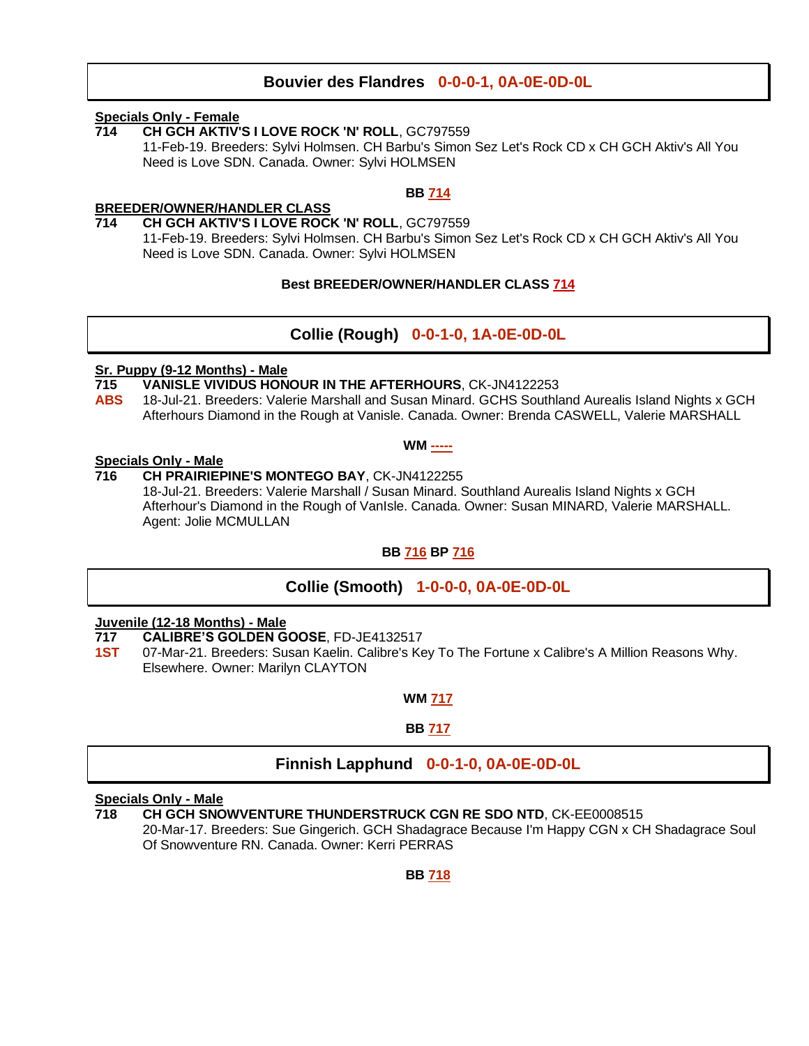## Bouvier des Flandres 0-0-0-1, 0A-0E-0D-0L

**Specials Only - Female**

**714** **CH GCH AKTIV'S I LOVE ROCK 'N' ROLL**, GC797559
11-Feb-19. Breeders: Sylvi Holmsen. CH Barbu's Simon Sez Let's Rock CD x CH GCH Aktiv's All You Need is Love SDN. Canada. Owner: Sylvi HOLMSEN

**BB 714**

**BREEDER/OWNER/HANDLER CLASS**

**714** **CH GCH AKTIV'S I LOVE ROCK 'N' ROLL**, GC797559
11-Feb-19. Breeders: Sylvi Holmsen. CH Barbu's Simon Sez Let's Rock CD x CH GCH Aktiv's All You Need is Love SDN. Canada. Owner: Sylvi HOLMSEN

**Best BREEDER/OWNER/HANDLER CLASS 714**

## Collie (Rough) 0-0-1-0, 1A-0E-0D-0L

**Sr. Puppy (9-12 Months) - Male**

**715** **VANISLE VIVIDUS HONOUR IN THE AFTERHOURS**, CK-JN4122253
**ABS** 18-Jul-21. Breeders: Valerie Marshall and Susan Minard. GCHS Southland Aurealis Island Nights x GCH Afterhours Diamond in the Rough at Vanisle. Canada. Owner: Brenda CASWELL, Valerie MARSHALL

**WM -----**

**Specials Only - Male**

**716** **CH PRAIRIEPINE'S MONTEGO BAY**, CK-JN4122255
18-Jul-21. Breeders: Valerie Marshall / Susan Minard. Southland Aurealis Island Nights x GCH Afterhour's Diamond in the Rough of VanIsle. Canada. Owner: Susan MINARD, Valerie MARSHALL. Agent: Jolie MCMULLAN

**BB 716 BP 716**

## Collie (Smooth) 1-0-0-0, 0A-0E-0D-0L

**Juvenile (12-18 Months) - Male**

**717** **CALIBRE'S GOLDEN GOOSE**, FD-JE4132517
**1ST** 07-Mar-21. Breeders: Susan Kaelin. Calibre's Key To The Fortune x Calibre's A Million Reasons Why. Elsewhere. Owner: Marilyn CLAYTON

**WM 717**

**BB 717**

## Finnish Lapphund 0-0-1-0, 0A-0E-0D-0L

**Specials Only - Male**

**718** **CH GCH SNOWVENTURE THUNDERSTRUCK CGN RE SDO NTD**, CK-EE0008515
20-Mar-17. Breeders: Sue Gingerich. GCH Shadagrace Because I'm Happy CGN x CH Shadagrace Soul Of Snowventure RN. Canada. Owner: Kerri PERRAS

**BB 718**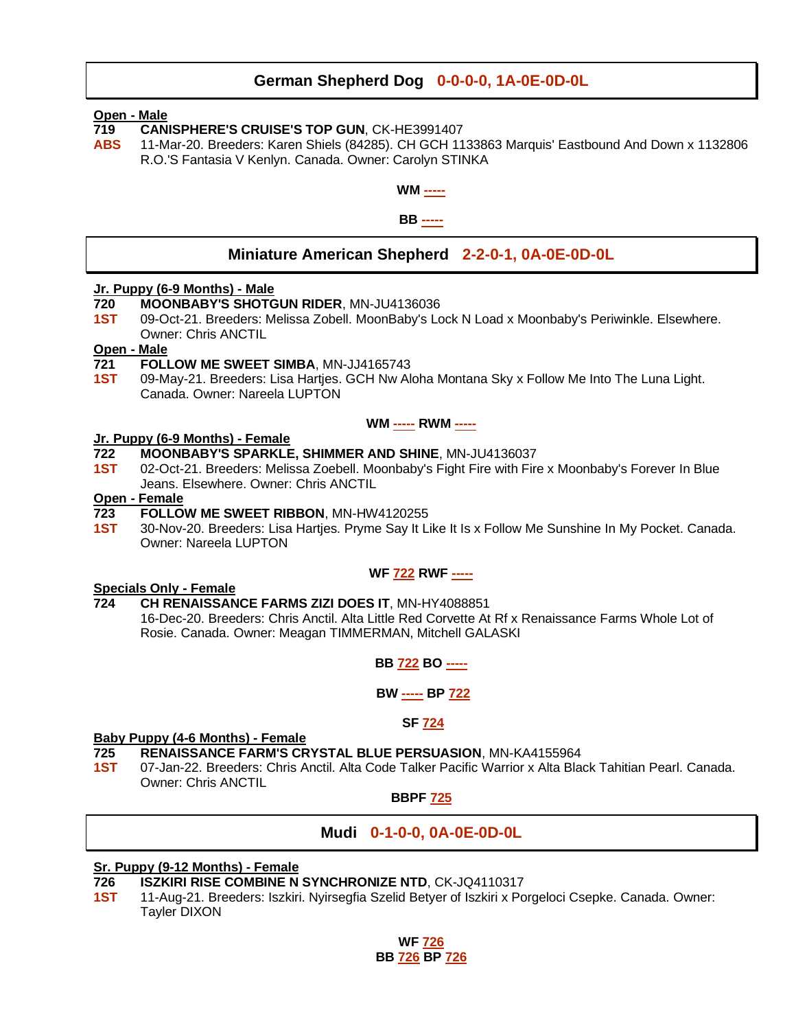## German Shepherd Dog 0-0-0-0, 1A-0E-0D-0L

**Open - Male**

**719** **CANISPHERE'S CRUISE'S TOP GUN**, CK-HE3991407
**ABS** 11-Mar-20. Breeders: Karen Shiels (84285). CH GCH 1133863 Marquis' Eastbound And Down x 1132806 R.O.'S Fantasia V Kenlyn. Canada. Owner: Carolyn STINKA

**WM -----**

**BB -----**

## Miniature American Shepherd 2-2-0-1, 0A-0E-0D-0L

**Jr. Puppy (6-9 Months) - Male**

**720** **MOONBABY'S SHOTGUN RIDER**, MN-JU4136036
**1ST** 09-Oct-21. Breeders: Melissa Zobell. MoonBaby's Lock N Load x Moonbaby's Periwinkle. Elsewhere. Owner: Chris ANCTIL

**Open - Male**

**721** **FOLLOW ME SWEET SIMBA**, MN-JJ4165743
**1ST** 09-May-21. Breeders: Lisa Hartjes. GCH Nw Aloha Montana Sky x Follow Me Into The Luna Light. Canada. Owner: Nareela LUPTON

**WM ----- RWM -----**

**Jr. Puppy (6-9 Months) - Female**

**722** **MOONBABY'S SPARKLE, SHIMMER AND SHINE**, MN-JU4136037
**1ST** 02-Oct-21. Breeders: Melissa Zoebell. Moonbaby's Fight Fire with Fire x Moonbaby's Forever In Blue Jeans. Elsewhere. Owner: Chris ANCTIL

**Open - Female**

**723** **FOLLOW ME SWEET RIBBON**, MN-HW4120255
**1ST** 30-Nov-20. Breeders: Lisa Hartjes. Pryme Say It Like It Is x Follow Me Sunshine In My Pocket. Canada. Owner: Nareela LUPTON

**WF 722 RWF -----**

**Specials Only - Female**

**724** **CH RENAISSANCE FARMS ZIZI DOES IT**, MN-HY4088851
16-Dec-20. Breeders: Chris Anctil. Alta Little Red Corvette At Rf x Renaissance Farms Whole Lot of Rosie. Canada. Owner: Meagan TIMMERMAN, Mitchell GALASKI

**BB 722 BO -----**

**BW ----- BP 722**

**SF 724**

**Baby Puppy (4-6 Months) - Female**

**725** **RENAISSANCE FARM'S CRYSTAL BLUE PERSUASION**, MN-KA4155964
**1ST** 07-Jan-22. Breeders: Chris Anctil. Alta Code Talker Pacific Warrior x Alta Black Tahitian Pearl. Canada. Owner: Chris ANCTIL

**BBPF 725**

## Mudi 0-1-0-0, 0A-0E-0D-0L

**Sr. Puppy (9-12 Months) - Female**

**726** **ISZKIRI RISE COMBINE N SYNCHRONIZE NTD**, CK-JQ4110317
**1ST** 11-Aug-21. Breeders: Iszkiri. Nyirsegfia Szelid Betyer of Iszkiri x Porgeloci Csepke. Canada. Owner: Tayler DIXON

**WF 726**
**BB 726 BP 726**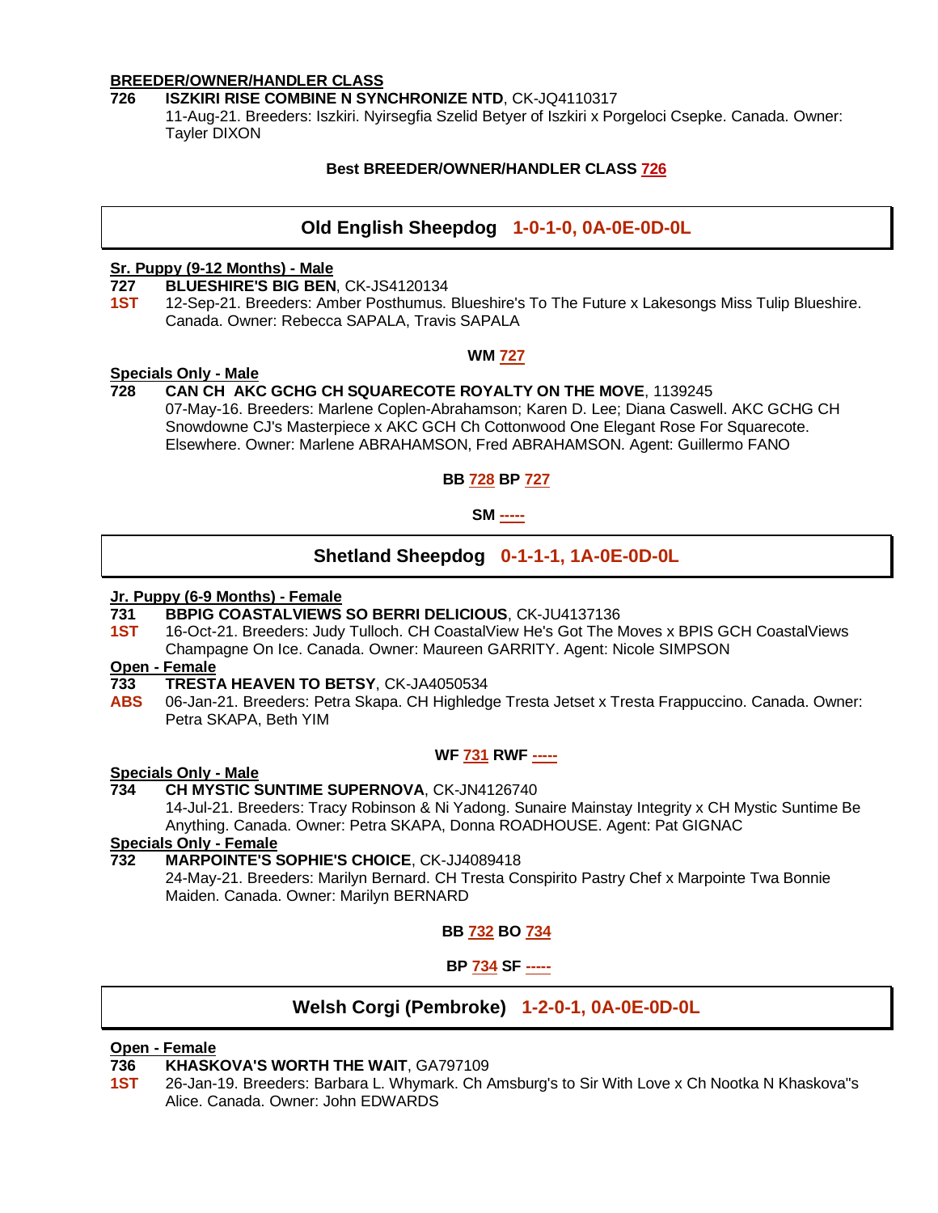**BREEDER/OWNER/HANDLER CLASS**

**726** **ISZKIRI RISE COMBINE N SYNCHRONIZE NTD**, CK-JQ4110317
11-Aug-21. Breeders: Iszkiri. Nyirsegfia Szelid Betyer of Iszkiri x Porgeloci Csepke. Canada. Owner: Tayler DIXON

**Best BREEDER/OWNER/HANDLER CLASS 726**

## Old English Sheepdog 1-0-1-0, 0A-0E-0D-0L

**Sr. Puppy (9-12 Months) - Male**

**727** **BLUESHIRE'S BIG BEN**, CK-JS4120134
**1ST** 12-Sep-21. Breeders: Amber Posthumus. Blueshire's To The Future x Lakesongs Miss Tulip Blueshire. Canada. Owner: Rebecca SAPALA, Travis SAPALA

**WM 727**

**Specials Only - Male**

**728** **CAN CH AKC GCHG CH SQUARECOTE ROYALTY ON THE MOVE**, 1139245
07-May-16. Breeders: Marlene Coplen-Abrahamson; Karen D. Lee; Diana Caswell. AKC GCHG CH Snowdowne CJ's Masterpiece x AKC GCH Ch Cottonwood One Elegant Rose For Squarecote. Elsewhere. Owner: Marlene ABRAHAMSON, Fred ABRAHAMSON. Agent: Guillermo FANO

**BB 728 BP 727**

**SM -----**

## Shetland Sheepdog 0-1-1-1, 1A-0E-0D-0L

**Jr. Puppy (6-9 Months) - Female**

**731** **BBPIG COASTALVIEWS SO BERRI DELICIOUS**, CK-JU4137136
**1ST** 16-Oct-21. Breeders: Judy Tulloch. CH CoastalView He's Got The Moves x BPIS GCH CoastalViews Champagne On Ice. Canada. Owner: Maureen GARRITY. Agent: Nicole SIMPSON

**Open - Female**

**733** **TRESTA HEAVEN TO BETSY**, CK-JA4050534
**ABS** 06-Jan-21. Breeders: Petra Skapa. CH Highledge Tresta Jetset x Tresta Frappuccino. Canada. Owner: Petra SKAPA, Beth YIM

**WF 731 RWF -----**

**Specials Only - Male**

**734** **CH MYSTIC SUNTIME SUPERNOVA**, CK-JN4126740
14-Jul-21. Breeders: Tracy Robinson & Ni Yadong. Sunaire Mainstay Integrity x CH Mystic Suntime Be Anything. Canada. Owner: Petra SKAPA, Donna ROADHOUSE. Agent: Pat GIGNAC

**Specials Only - Female**

**732** **MARPOINTE'S SOPHIE'S CHOICE**, CK-JJ4089418
24-May-21. Breeders: Marilyn Bernard. CH Tresta Conspirito Pastry Chef x Marpointe Twa Bonnie Maiden. Canada. Owner: Marilyn BERNARD

**BB 732 BO 734**

**BP 734 SF -----**

## Welsh Corgi (Pembroke) 1-2-0-1, 0A-0E-0D-0L

**Open - Female**

**736** **KHASKOVA'S WORTH THE WAIT**, GA797109
**1ST** 26-Jan-19. Breeders: Barbara L. Whymark. Ch Amsburg's to Sir With Love x Ch Nootka N Khaskova"s Alice. Canada. Owner: John EDWARDS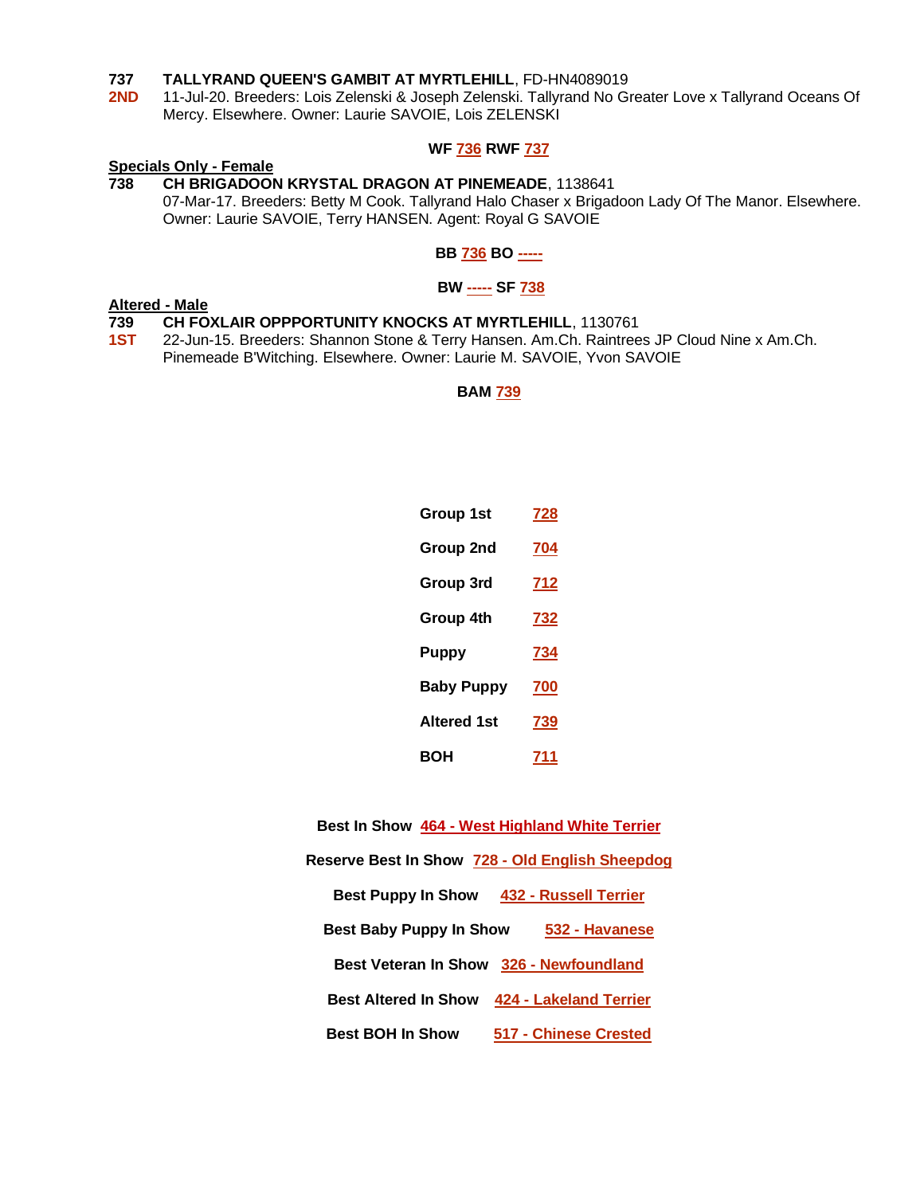**737** **TALLYRAND QUEEN'S GAMBIT AT MYRTLEHILL**, FD-HN4089019
**2ND** 11-Jul-20. Breeders: Lois Zelenski & Joseph Zelenski. Tallyrand No Greater Love x Tallyrand Oceans Of Mercy. Elsewhere. Owner: Laurie SAVOIE, Lois ZELENSKI

**WF 736 RWF 737**

**Specials Only - Female**

**738** **CH BRIGADOON KRYSTAL DRAGON AT PINEMEADE**, 1138641
07-Mar-17. Breeders: Betty M Cook. Tallyrand Halo Chaser x Brigadoon Lady Of The Manor. Elsewhere. Owner: Laurie SAVOIE, Terry HANSEN. Agent: Royal G SAVOIE

**BB 736 BO -----**

**BW ----- SF 738**

**Altered - Male**

**739** **CH FOXLAIR OPPPORTUNITY KNOCKS AT MYRTLEHILL**, 1130761
**1ST** 22-Jun-15. Breeders: Shannon Stone & Terry Hansen. Am.Ch. Raintrees JP Cloud Nine x Am.Ch. Pinemeade B'Witching. Elsewhere. Owner: Laurie M. SAVOIE, Yvon SAVOIE

**BAM 739**

| | |
|---|---|
| **Group 1st** | 728 |
| **Group 2nd** | 704 |
| **Group 3rd** | 712 |
| **Group 4th** | 732 |
| **Puppy** | 734 |
| **Baby Puppy** | 700 |
| **Altered 1st** | 739 |
| **BOH** | 711 |

**Best In Show** 464 - West Highland White Terrier

**Reserve Best In Show** 728 - Old English Sheepdog

**Best Puppy In Show** 432 - Russell Terrier

**Best Baby Puppy In Show** 532 - Havanese

**Best Veteran In Show** 326 - Newfoundland

**Best Altered In Show** 424 - Lakeland Terrier

**Best BOH In Show** 517 - Chinese Crested